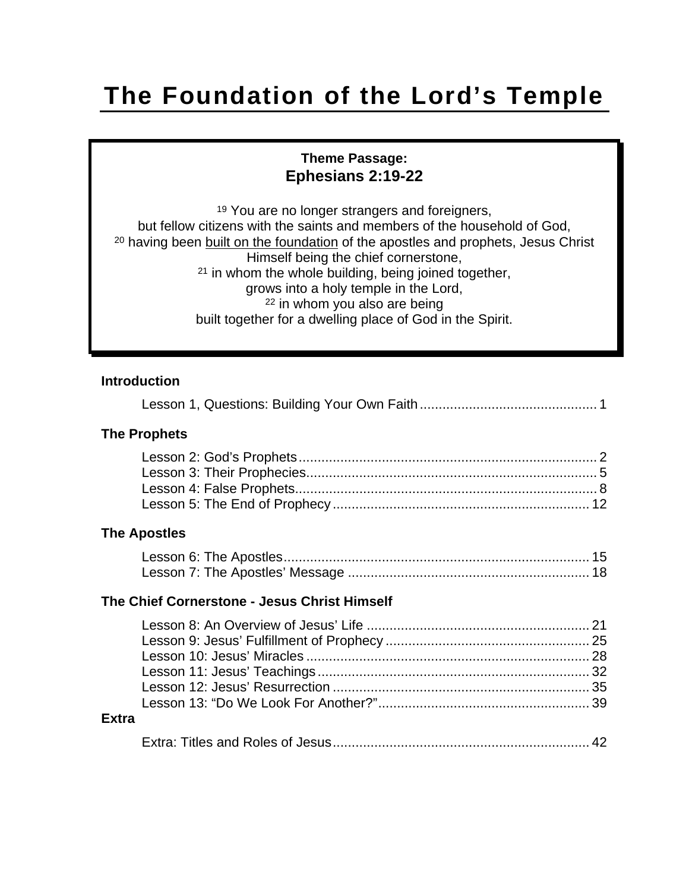# The Foundation of the Lord's Temple

**Theme Passage:**
**Ephesians 2:19-22**

[19] You are no longer strangers and foreigners,
but fellow citizens with the saints and members of the household of God,
[20] having been built on the foundation of the apostles and prophets, Jesus Christ Himself being the chief cornerstone,
[21] in whom the whole building, being joined together,
grows into a holy temple in the Lord,
[22] in whom you also are being
built together for a dwelling place of God in the Spirit.

**Introduction**

Lesson 1, Questions: Building Your Own Faith ........ 1

**The Prophets**

Lesson 2: God's Prophets ........ 2
Lesson 3: Their Prophecies ........ 5
Lesson 4: False Prophets ........ 8
Lesson 5: The End of Prophecy ........ 12

**The Apostles**

Lesson 6: The Apostles ........ 15
Lesson 7: The Apostles' Message ........ 18

**The Chief Cornerstone - Jesus Christ Himself**

Lesson 8: An Overview of Jesus' Life ........ 21
Lesson 9: Jesus' Fulfillment of Prophecy ........ 25
Lesson 10: Jesus' Miracles ........ 28
Lesson 11: Jesus' Teachings ........ 32
Lesson 12: Jesus' Resurrection ........ 35
Lesson 13: "Do We Look For Another?" ........ 39

**Extra**

Extra: Titles and Roles of Jesus ........ 42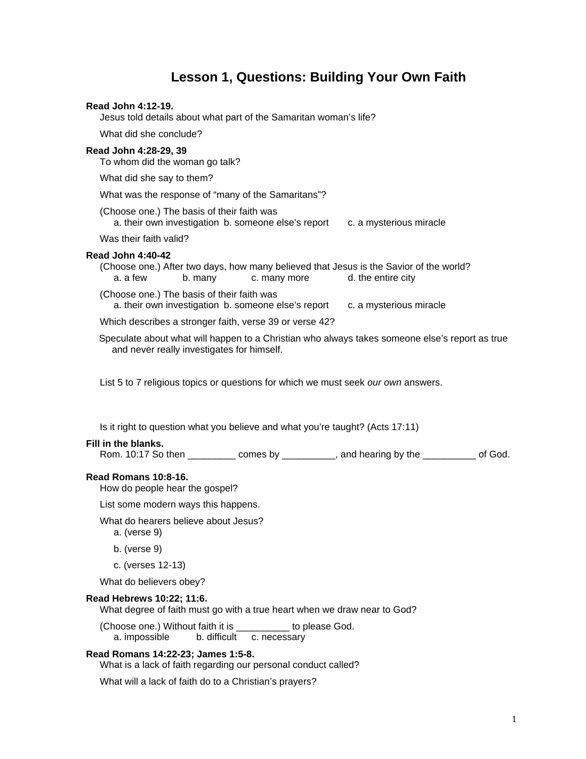# Lesson 1, Questions: Building Your Own Faith

**Read John 4:12-19.**

Jesus told details about what part of the Samaritan woman's life?

What did she conclude?

**Read John 4:28-29, 39**

To whom did the woman go talk?

What did she say to them?

What was the response of "many of the Samaritans"?

(Choose one.) The basis of their faith was
a. their own investigation b. someone else's report c. a mysterious miracle

Was their faith valid?

**Read John 4:40-42**

(Choose one.) After two days, how many believed that Jesus is the Savior of the world?
a. a few b. many c. many more d. the entire city

(Choose one.) The basis of their faith was
a. their own investigation b. someone else's report c. a mysterious miracle

Which describes a stronger faith, verse 39 or verse 42?

Speculate about what will happen to a Christian who always takes someone else's report as true and never really investigates for himself.

List 5 to 7 religious topics or questions for which we must seek *our own* answers.

Is it right to question what you believe and what you're taught? (Acts 17:11)

**Fill in the blanks.**

Rom. 10:17 So then _________ comes by __________, and hearing by the __________ of God.

**Read Romans 10:8-16.**

How do people hear the gospel?

List some modern ways this happens.

What do hearers believe about Jesus?
a. (verse 9)

b. (verse 9)

c. (verses 12-13)

What do believers obey?

**Read Hebrews 10:22; 11:6.**

What degree of faith must go with a true heart when we draw near to God?

(Choose one.) Without faith it is __________ to please God.
a. impossible b. difficult c. necessary

**Read Romans 14:22-23; James 1:5-8.**

What is a lack of faith regarding our personal conduct called?

What will a lack of faith do to a Christian's prayers?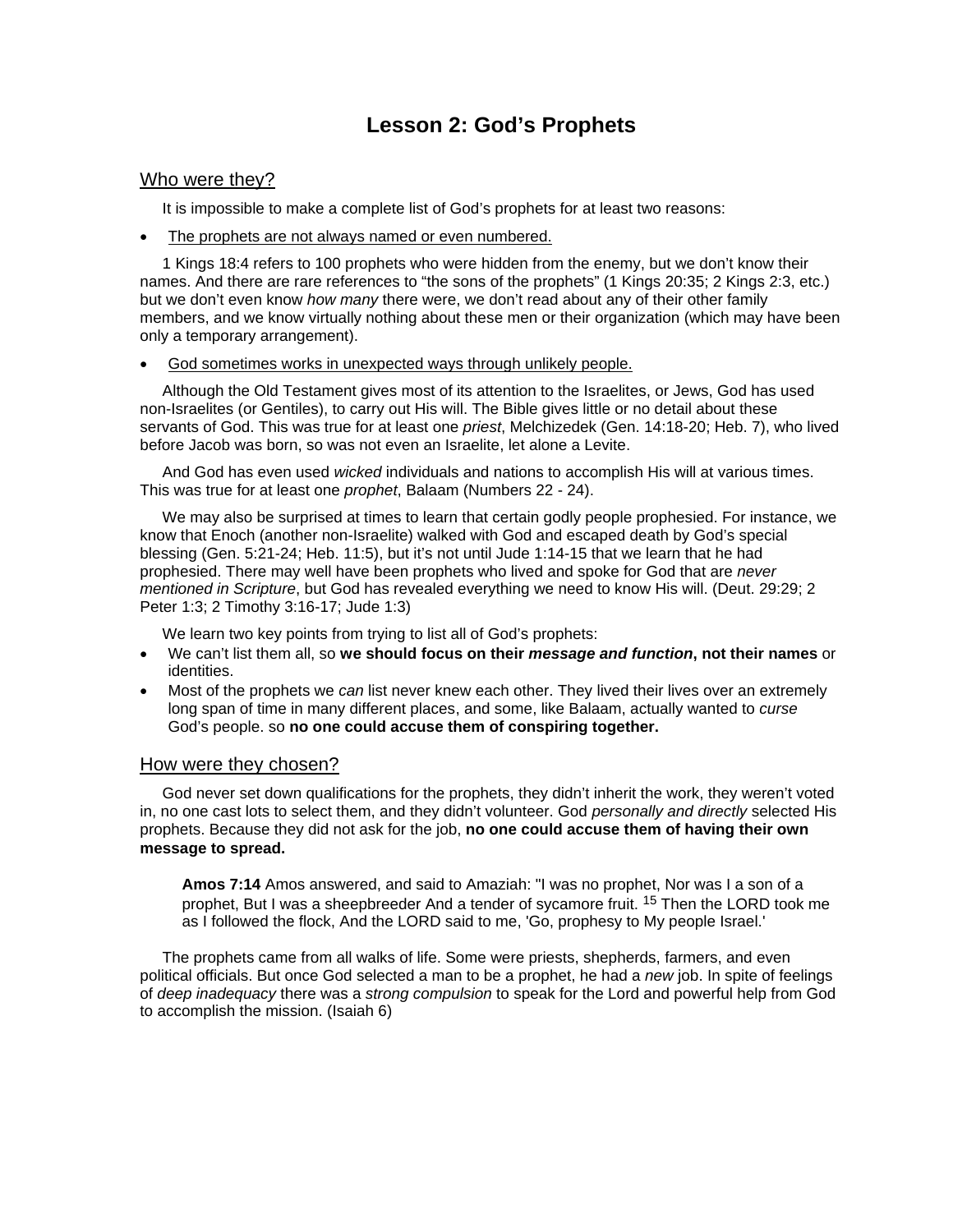# Lesson 2: God's Prophets

## Who were they?

It is impossible to make a complete list of God's prophets for at least two reasons:

- The prophets are not always named or even numbered.

1 Kings 18:4 refers to 100 prophets who were hidden from the enemy, but we don't know their names. And there are rare references to "the sons of the prophets" (1 Kings 20:35; 2 Kings 2:3, etc.) but we don't even know *how many* there were, we don't read about any of their other family members, and we know virtually nothing about these men or their organization (which may have been only a temporary arrangement).

- God sometimes works in unexpected ways through unlikely people.

Although the Old Testament gives most of its attention to the Israelites, or Jews, God has used non-Israelites (or Gentiles), to carry out His will. The Bible gives little or no detail about these servants of God. This was true for at least one *priest*, Melchizedek (Gen. 14:18-20; Heb. 7), who lived before Jacob was born, so was not even an Israelite, let alone a Levite.

And God has even used *wicked* individuals and nations to accomplish His will at various times. This was true for at least one *prophet*, Balaam (Numbers 22 - 24).

We may also be surprised at times to learn that certain godly people prophesied. For instance, we know that Enoch (another non-Israelite) walked with God and escaped death by God's special blessing (Gen. 5:21-24; Heb. 11:5), but it's not until Jude 1:14-15 that we learn that he had prophesied. There may well have been prophets who lived and spoke for God that are *never mentioned in Scripture*, but God has revealed everything we need to know His will. (Deut. 29:29; 2 Peter 1:3; 2 Timothy 3:16-17; Jude 1:3)

We learn two key points from trying to list all of God's prophets:

- We can't list them all, so **we should focus on their *message and function*, not their names** or identities.
- Most of the prophets we *can* list never knew each other. They lived their lives over an extremely long span of time in many different places, and some, like Balaam, actually wanted to *curse* God's people. so **no one could accuse them of conspiring together.**

## How were they chosen?

God never set down qualifications for the prophets, they didn't inherit the work, they weren't voted in, no one cast lots to select them, and they didn't volunteer. God *personally and directly* selected His prophets. Because they did not ask for the job, **no one could accuse them of having their own message to spread.**

> **Amos 7:14** Amos answered, and said to Amaziah: "I was no prophet, Nor was I a son of a prophet, But I was a sheepbreeder And a tender of sycamore fruit. 15 Then the LORD took me as I followed the flock, And the LORD said to me, 'Go, prophesy to My people Israel.'

The prophets came from all walks of life. Some were priests, shepherds, farmers, and even political officials. But once God selected a man to be a prophet, he had a *new* job. In spite of feelings of *deep inadequacy* there was a *strong compulsion* to speak for the Lord and powerful help from God to accomplish the mission. (Isaiah 6)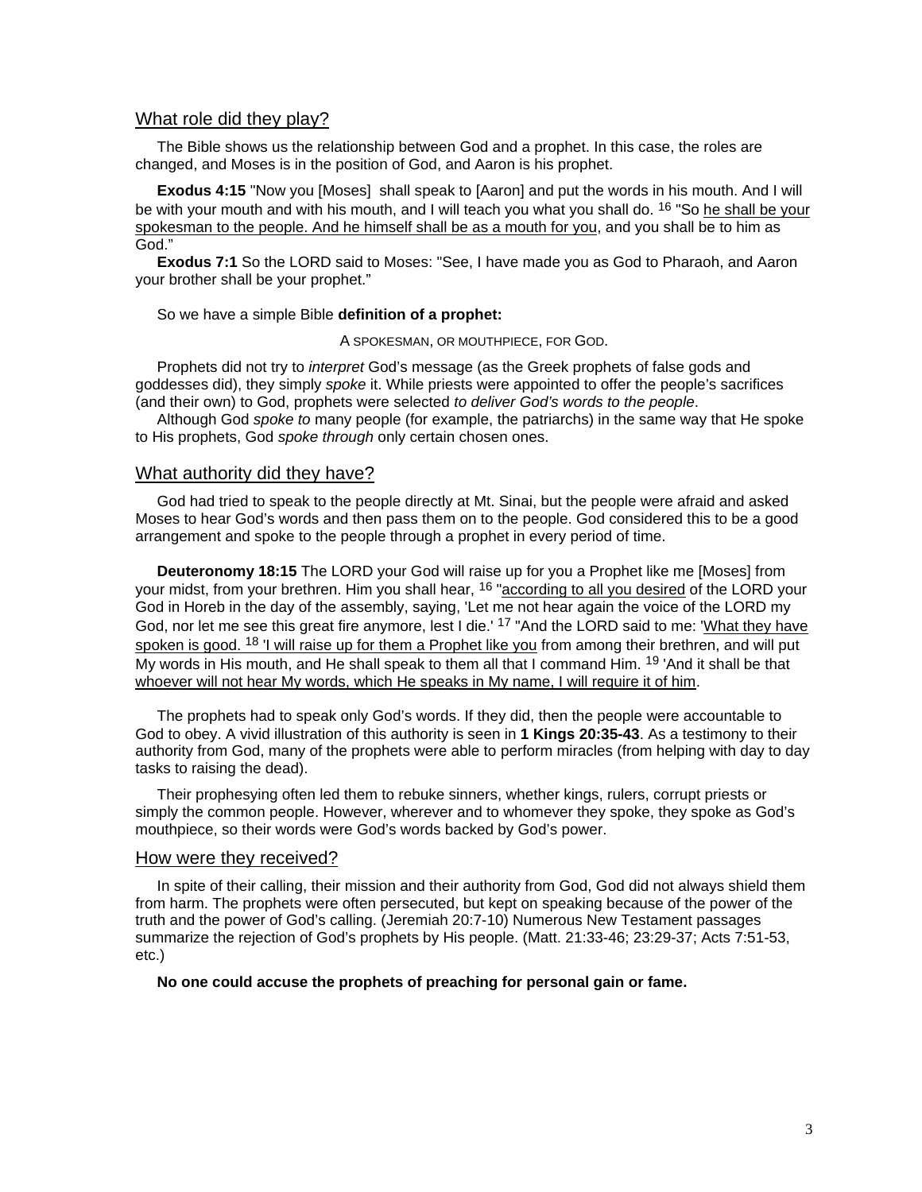## What role did they play?

The Bible shows us the relationship between God and a prophet. In this case, the roles are changed, and Moses is in the position of God, and Aaron is his prophet.

**Exodus 4:15** "Now you [Moses] shall speak to [Aaron] and put the words in his mouth. And I will be with your mouth and with his mouth, and I will teach you what you shall do. [16] "So <u>he shall be your spokesman to the people. And he himself shall be as a mouth for you</u>, and you shall be to him as God."

**Exodus 7:1** So the LORD said to Moses: "See, I have made you as God to Pharaoh, and Aaron your brother shall be your prophet."

So we have a simple Bible **definition of a prophet:**

A SPOKESMAN, OR MOUTHPIECE, FOR GOD.

Prophets did not try to *interpret* God's message (as the Greek prophets of false gods and goddesses did), they simply *spoke* it. While priests were appointed to offer the people's sacrifices (and their own) to God, prophets were selected *to deliver God's words to the people*.

Although God *spoke to* many people (for example, the patriarchs) in the same way that He spoke to His prophets, God *spoke through* only certain chosen ones.

## What authority did they have?

God had tried to speak to the people directly at Mt. Sinai, but the people were afraid and asked Moses to hear God's words and then pass them on to the people. God considered this to be a good arrangement and spoke to the people through a prophet in every period of time.

**Deuteronomy 18:15** The LORD your God will raise up for you a Prophet like me [Moses] from your midst, from your brethren. Him you shall hear, [16] "<u>according to all you desired</u> of the LORD your God in Horeb in the day of the assembly, saying, 'Let me not hear again the voice of the LORD my God, nor let me see this great fire anymore, lest I die.' [17] "And the LORD said to me: '<u>What they have spoken is good. [18] 'I will raise up for them a Prophet like you</u> from among their brethren, and will put My words in His mouth, and He shall speak to them all that I command Him. [19] 'And it shall be that <u>whoever will not hear My words, which He speaks in My name, I will require it of him</u>.

The prophets had to speak only God's words. If they did, then the people were accountable to God to obey. A vivid illustration of this authority is seen in **1 Kings 20:35-43**. As a testimony to their authority from God, many of the prophets were able to perform miracles (from helping with day to day tasks to raising the dead).

Their prophesying often led them to rebuke sinners, whether kings, rulers, corrupt priests or simply the common people. However, wherever and to whomever they spoke, they spoke as God's mouthpiece, so their words were God's words backed by God's power.

## How were they received?

In spite of their calling, their mission and their authority from God, God did not always shield them from harm. The prophets were often persecuted, but kept on speaking because of the power of the truth and the power of God's calling. (Jeremiah 20:7-10) Numerous New Testament passages summarize the rejection of God's prophets by His people. (Matt. 21:33-46; 23:29-37; Acts 7:51-53, etc.)

**No one could accuse the prophets of preaching for personal gain or fame.**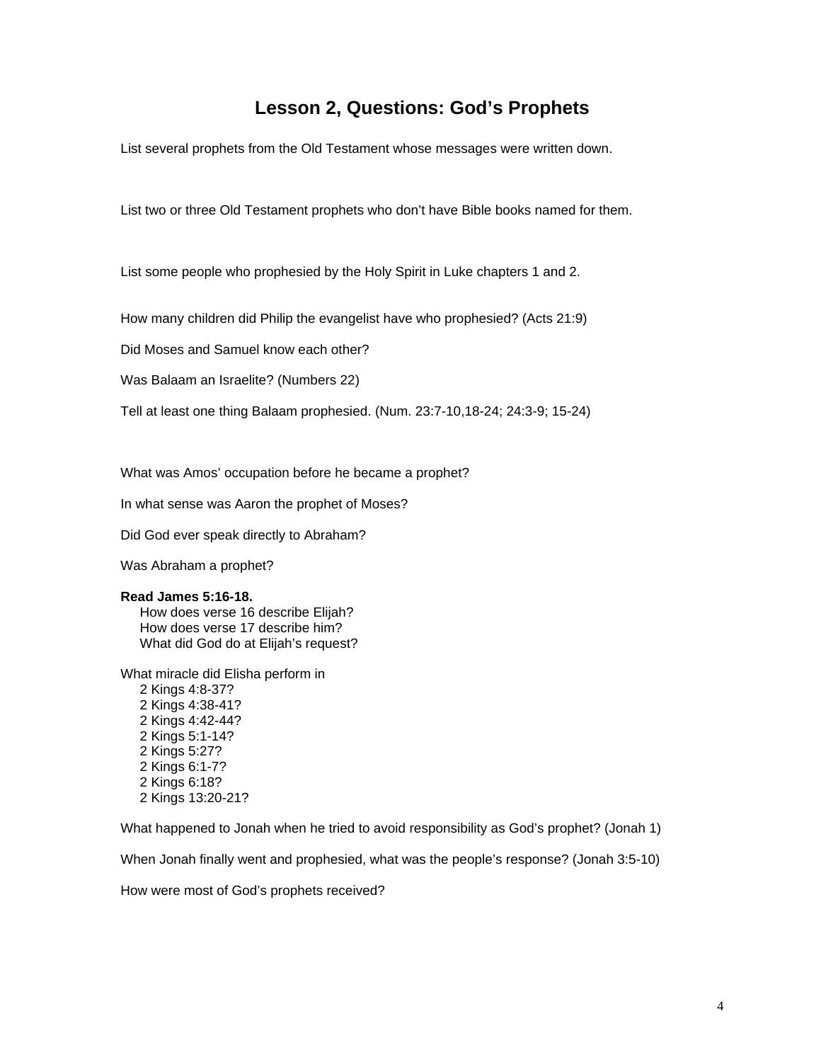# Lesson 2, Questions: God's Prophets

List several prophets from the Old Testament whose messages were written down.

List two or three Old Testament prophets who don't have Bible books named for them.

List some people who prophesied by the Holy Spirit in Luke chapters 1 and 2.

How many children did Philip the evangelist have who prophesied? (Acts 21:9)

Did Moses and Samuel know each other?

Was Balaam an Israelite? (Numbers 22)

Tell at least one thing Balaam prophesied. (Num. 23:7-10,18-24; 24:3-9; 15-24)

What was Amos' occupation before he became a prophet?

In what sense was Aaron the prophet of Moses?

Did God ever speak directly to Abraham?

Was Abraham a prophet?

**Read James 5:16-18.**

- How does verse 16 describe Elijah?
- How does verse 17 describe him?
- What did God do at Elijah's request?

What miracle did Elisha perform in

- 2 Kings 4:8-37?
- 2 Kings 4:38-41?
- 2 Kings 4:42-44?
- 2 Kings 5:1-14?
- 2 Kings 5:27?
- 2 Kings 6:1-7?
- 2 Kings 6:18?
- 2 Kings 13:20-21?

What happened to Jonah when he tried to avoid responsibility as God's prophet? (Jonah 1)

When Jonah finally went and prophesied, what was the people's response? (Jonah 3:5-10)

How were most of God's prophets received?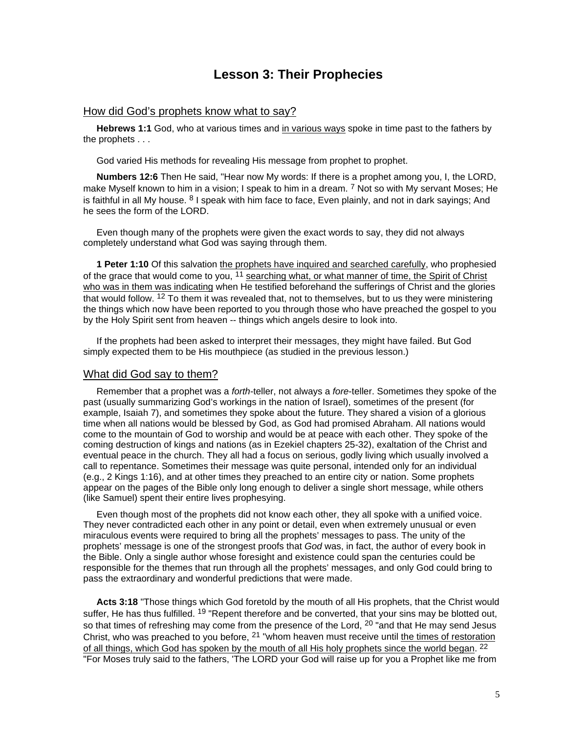# Lesson 3: Their Prophecies

## How did God's prophets know what to say?

**Hebrews 1:1** God, who at various times and <u>in various ways</u> spoke in time past to the fathers by the prophets . . .

God varied His methods for revealing His message from prophet to prophet.

**Numbers 12:6** Then He said, "Hear now My words: If there is a prophet among you, I, the LORD, make Myself known to him in a vision; I speak to him in a dream. [7] Not so with My servant Moses; He is faithful in all My house. [8] I speak with him face to face, Even plainly, and not in dark sayings; And he sees the form of the LORD.

Even though many of the prophets were given the exact words to say, they did not always completely understand what God was saying through them.

**1 Peter 1:10** Of this salvation <u>the prophets have inquired and searched carefully</u>, who prophesied of the grace that would come to you, [11] <u>searching what, or what manner of time, the Spirit of Christ who was in them was indicating</u> when He testified beforehand the sufferings of Christ and the glories that would follow. [12] To them it was revealed that, not to themselves, but to us they were ministering the things which now have been reported to you through those who have preached the gospel to you by the Holy Spirit sent from heaven -- things which angels desire to look into.

If the prophets had been asked to interpret their messages, they might have failed. But God simply expected them to be His mouthpiece (as studied in the previous lesson.)

## What did God say to them?

Remember that a prophet was a *forth*-teller, not always a *fore*-teller. Sometimes they spoke of the past (usually summarizing God's workings in the nation of Israel), sometimes of the present (for example, Isaiah 7), and sometimes they spoke about the future. They shared a vision of a glorious time when all nations would be blessed by God, as God had promised Abraham. All nations would come to the mountain of God to worship and would be at peace with each other. They spoke of the coming destruction of kings and nations (as in Ezekiel chapters 25-32), exaltation of the Christ and eventual peace in the church. They all had a focus on serious, godly living which usually involved a call to repentance. Sometimes their message was quite personal, intended only for an individual (e.g., 2 Kings 1:16), and at other times they preached to an entire city or nation. Some prophets appear on the pages of the Bible only long enough to deliver a single short message, while others (like Samuel) spent their entire lives prophesying.

Even though most of the prophets did not know each other, they all spoke with a unified voice. They never contradicted each other in any point or detail, even when extremely unusual or even miraculous events were required to bring all the prophets' messages to pass. The unity of the prophets' message is one of the strongest proofs that *God* was, in fact, the author of every book in the Bible. Only a single author whose foresight and existence could span the centuries could be responsible for the themes that run through all the prophets' messages, and only God could bring to pass the extraordinary and wonderful predictions that were made.

**Acts 3:18** "Those things which God foretold by the mouth of all His prophets, that the Christ would suffer, He has thus fulfilled. [19] "Repent therefore and be converted, that your sins may be blotted out, so that times of refreshing may come from the presence of the Lord, [20] "and that He may send Jesus Christ, who was preached to you before, [21] "whom heaven must receive until <u>the times of restoration of all things, which God has spoken by the mouth of all His holy prophets since the world began</u>. [22] "For Moses truly said to the fathers, 'The LORD your God will raise up for you a Prophet like me from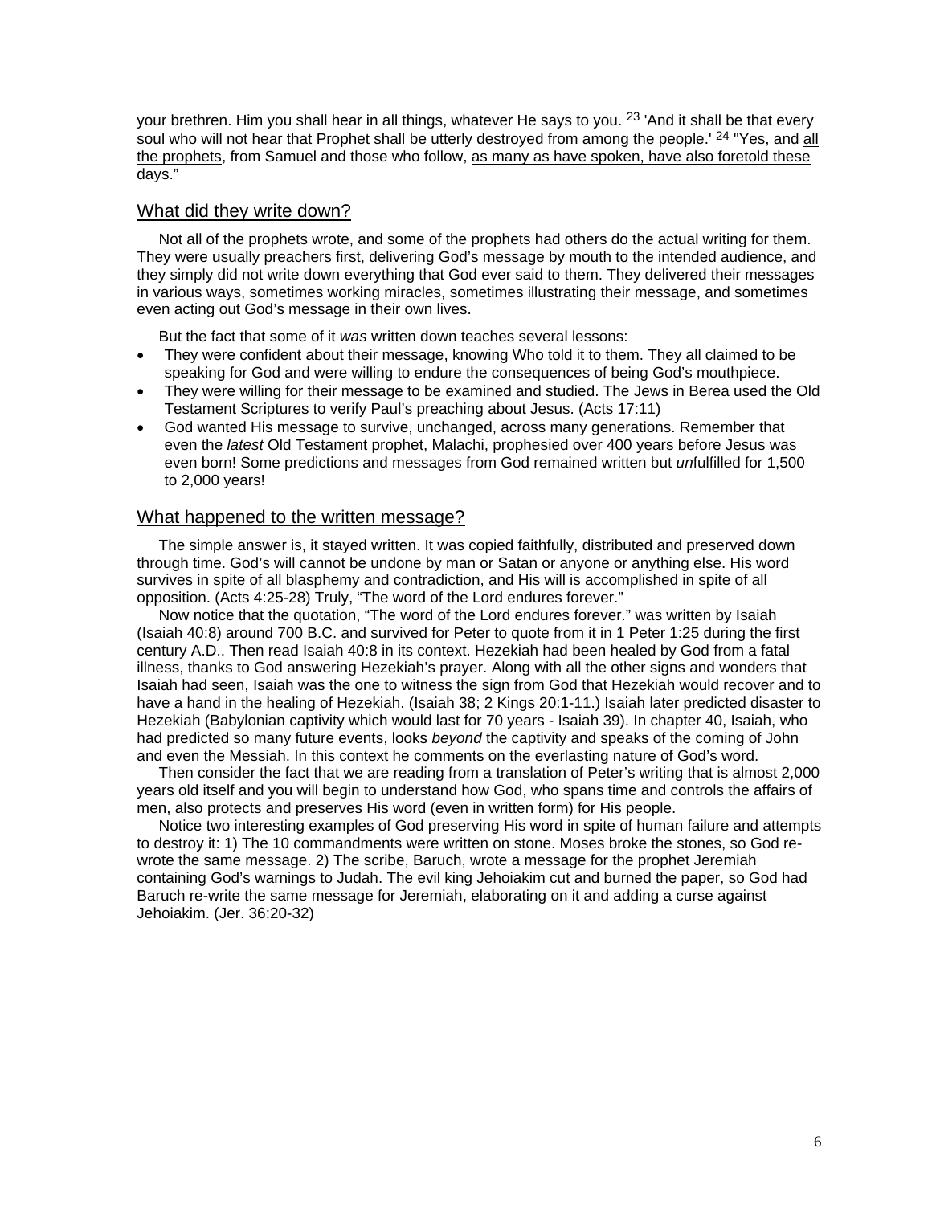your brethren. Him you shall hear in all things, whatever He says to you. [23] 'And it shall be that every soul who will not hear that Prophet shall be utterly destroyed from among the people.' [24] "Yes, and all the prophets, from Samuel and those who follow, as many as have spoken, have also foretold these days."

## What did they write down?

Not all of the prophets wrote, and some of the prophets had others do the actual writing for them. They were usually preachers first, delivering God's message by mouth to the intended audience, and they simply did not write down everything that God ever said to them. They delivered their messages in various ways, sometimes working miracles, sometimes illustrating their message, and sometimes even acting out God's message in their own lives.

But the fact that some of it *was* written down teaches several lessons:

- They were confident about their message, knowing Who told it to them. They all claimed to be speaking for God and were willing to endure the consequences of being God's mouthpiece.
- They were willing for their message to be examined and studied. The Jews in Berea used the Old Testament Scriptures to verify Paul's preaching about Jesus. (Acts 17:11)
- God wanted His message to survive, unchanged, across many generations. Remember that even the *latest* Old Testament prophet, Malachi, prophesied over 400 years before Jesus was even born! Some predictions and messages from God remained written but *un*fulfilled for 1,500 to 2,000 years!

## What happened to the written message?

The simple answer is, it stayed written. It was copied faithfully, distributed and preserved down through time. God's will cannot be undone by man or Satan or anyone or anything else. His word survives in spite of all blasphemy and contradiction, and His will is accomplished in spite of all opposition. (Acts 4:25-28) Truly, "The word of the Lord endures forever."

Now notice that the quotation, "The word of the Lord endures forever." was written by Isaiah (Isaiah 40:8) around 700 B.C. and survived for Peter to quote from it in 1 Peter 1:25 during the first century A.D.. Then read Isaiah 40:8 in its context. Hezekiah had been healed by God from a fatal illness, thanks to God answering Hezekiah's prayer. Along with all the other signs and wonders that Isaiah had seen, Isaiah was the one to witness the sign from God that Hezekiah would recover and to have a hand in the healing of Hezekiah. (Isaiah 38; 2 Kings 20:1-11.) Isaiah later predicted disaster to Hezekiah (Babylonian captivity which would last for 70 years - Isaiah 39). In chapter 40, Isaiah, who had predicted so many future events, looks *beyond* the captivity and speaks of the coming of John and even the Messiah. In this context he comments on the everlasting nature of God's word.

Then consider the fact that we are reading from a translation of Peter's writing that is almost 2,000 years old itself and you will begin to understand how God, who spans time and controls the affairs of men, also protects and preserves His word (even in written form) for His people.

Notice two interesting examples of God preserving His word in spite of human failure and attempts to destroy it: 1) The 10 commandments were written on stone. Moses broke the stones, so God re-wrote the same message. 2) The scribe, Baruch, wrote a message for the prophet Jeremiah containing God's warnings to Judah. The evil king Jehoiakim cut and burned the paper, so God had Baruch re-write the same message for Jeremiah, elaborating on it and adding a curse against Jehoiakim. (Jer. 36:20-32)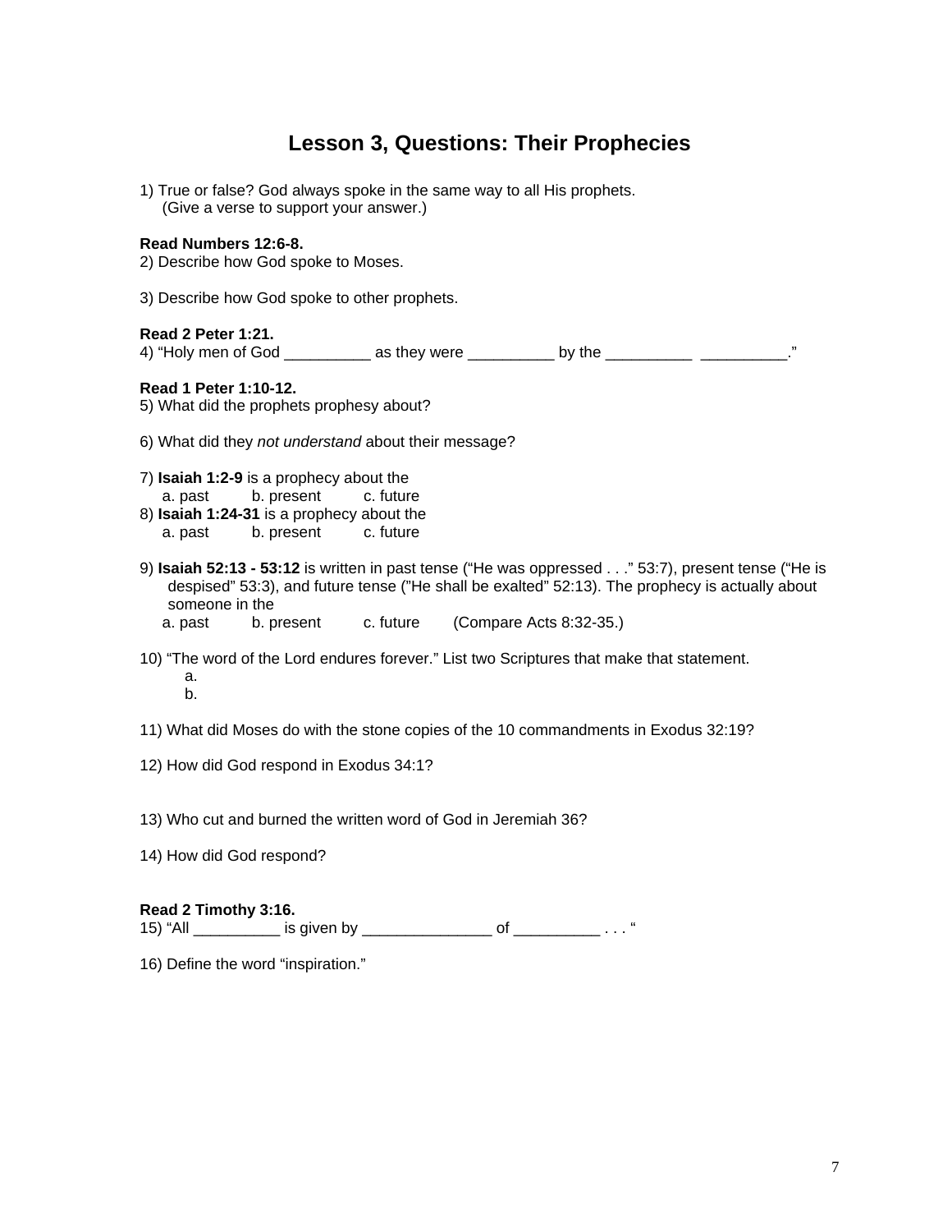# Lesson 3, Questions: Their Prophecies

1) True or false? God always spoke in the same way to all His prophets.
   (Give a verse to support your answer.)

**Read Numbers 12:6-8.**
2) Describe how God spoke to Moses.

3) Describe how God spoke to other prophets.

**Read 2 Peter 1:21.**
4) "Holy men of God __________ as they were __________ by the __________ __________."

**Read 1 Peter 1:10-12.**
5) What did the prophets prophesy about?

6) What did they *not understand* about their message?

7) **Isaiah 1:2-9** is a prophecy about the
   a. past b. present c. future

8) **Isaiah 1:24-31** is a prophecy about the
   a. past b. present c. future

9) **Isaiah 52:13 - 53:12** is written in past tense ("He was oppressed . . ." 53:7), present tense ("He is despised" 53:3), and future tense ("He shall be exalted" 52:13). The prophecy is actually about someone in the
   a. past b. present c. future (Compare Acts 8:32-35.)

10) "The word of the Lord endures forever." List two Scriptures that make that statement.
   a.
   b.

11) What did Moses do with the stone copies of the 10 commandments in Exodus 32:19?

12) How did God respond in Exodus 34:1?

13) Who cut and burned the written word of God in Jeremiah 36?

14) How did God respond?

**Read 2 Timothy 3:16.**
15) "All __________ is given by _______________ of __________ . . . "

16) Define the word "inspiration."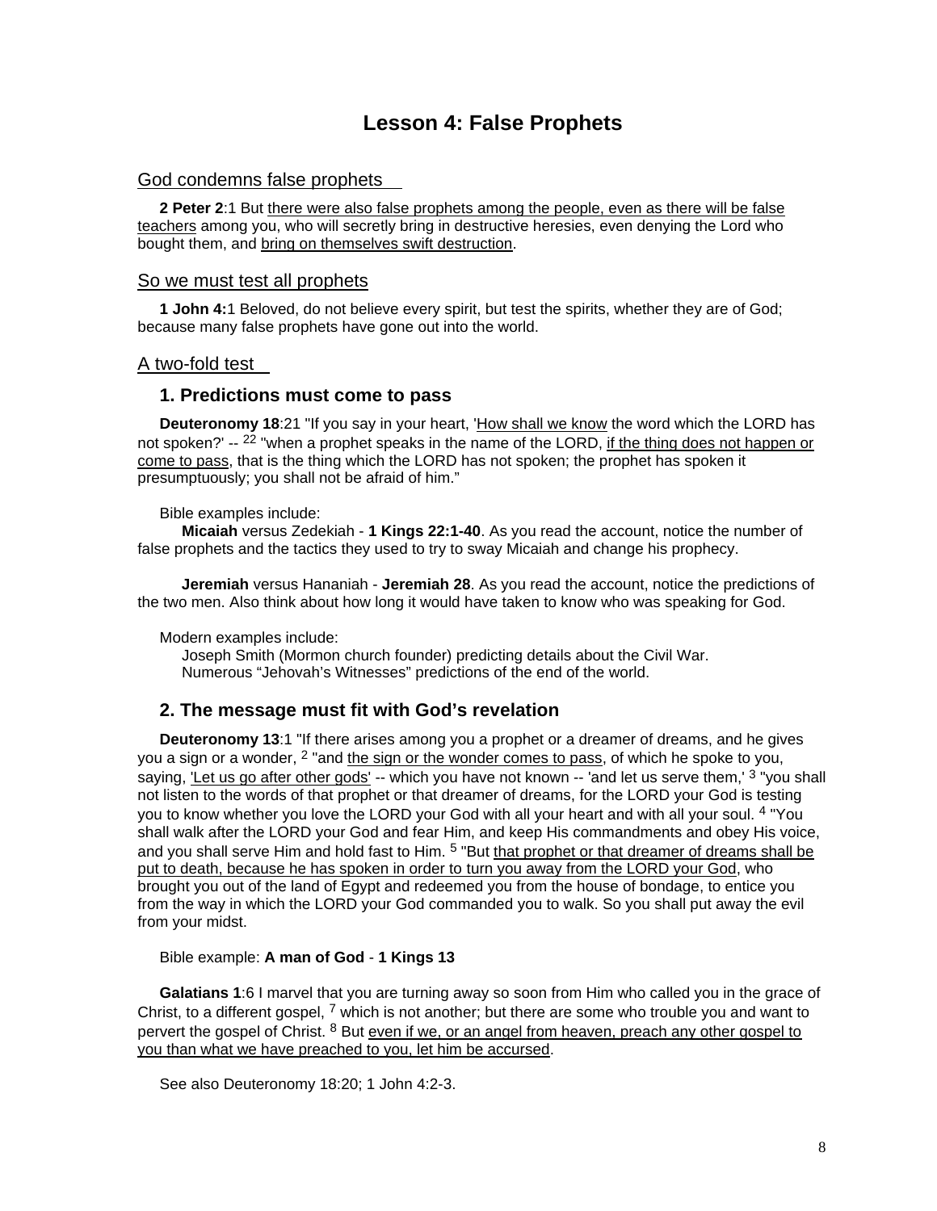# Lesson 4: False Prophets

## God condemns false prophets

**2 Peter 2**:1 But there were also false prophets among the people, even as there will be false teachers among you, who will secretly bring in destructive heresies, even denying the Lord who bought them, and bring on themselves swift destruction.

## So we must test all prophets

**1 John 4:**1 Beloved, do not believe every spirit, but test the spirits, whether they are of God; because many false prophets have gone out into the world.

## A two-fold test

### 1. Predictions must come to pass

**Deuteronomy 18**:21 "If you say in your heart, 'How shall we know the word which the LORD has not spoken?' -- [22] "when a prophet speaks in the name of the LORD, if the thing does not happen or come to pass, that is the thing which the LORD has not spoken; the prophet has spoken it presumptuously; you shall not be afraid of him."

Bible examples include:

**Micaiah** versus Zedekiah - **1 Kings 22:1-40**. As you read the account, notice the number of false prophets and the tactics they used to try to sway Micaiah and change his prophecy.

**Jeremiah** versus Hananiah - **Jeremiah 28**. As you read the account, notice the predictions of the two men. Also think about how long it would have taken to know who was speaking for God.

Modern examples include:

Joseph Smith (Mormon church founder) predicting details about the Civil War.
Numerous "Jehovah's Witnesses" predictions of the end of the world.

### 2. The message must fit with God's revelation

**Deuteronomy 13**:1 "If there arises among you a prophet or a dreamer of dreams, and he gives you a sign or a wonder, [2] "and the sign or the wonder comes to pass, of which he spoke to you, saying, 'Let us go after other gods' -- which you have not known -- 'and let us serve them,' [3] "you shall not listen to the words of that prophet or that dreamer of dreams, for the LORD your God is testing you to know whether you love the LORD your God with all your heart and with all your soul. [4] "You shall walk after the LORD your God and fear Him, and keep His commandments and obey His voice, and you shall serve Him and hold fast to Him. [5] "But that prophet or that dreamer of dreams shall be put to death, because he has spoken in order to turn you away from the LORD your God, who brought you out of the land of Egypt and redeemed you from the house of bondage, to entice you from the way in which the LORD your God commanded you to walk. So you shall put away the evil from your midst.

Bible example: **A man of God** - **1 Kings 13**

**Galatians 1**:6 I marvel that you are turning away so soon from Him who called you in the grace of Christ, to a different gospel, [7] which is not another; but there are some who trouble you and want to pervert the gospel of Christ. [8] But even if we, or an angel from heaven, preach any other gospel to you than what we have preached to you, let him be accursed.

See also Deuteronomy 18:20; 1 John 4:2-3.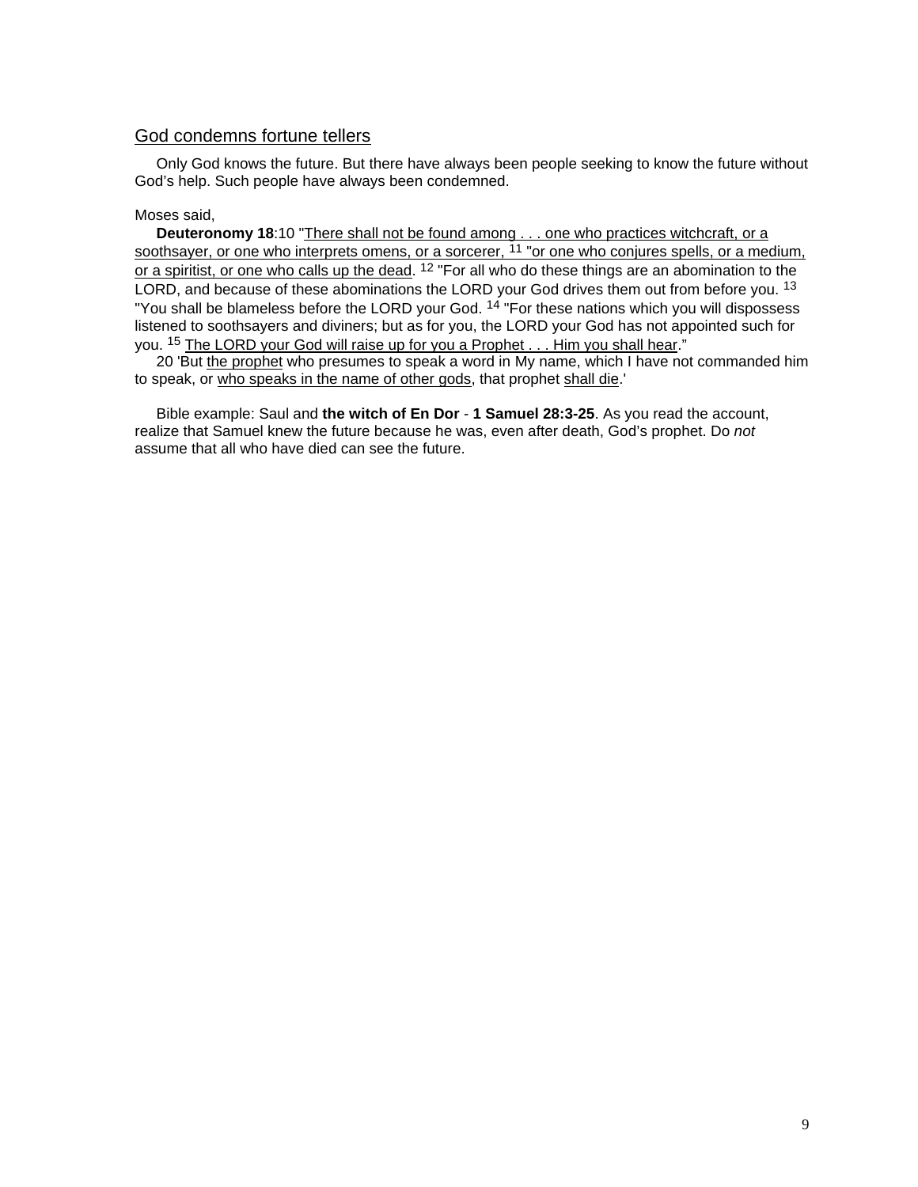## God condemns fortune tellers

Only God knows the future. But there have always been people seeking to know the future without God's help. Such people have always been condemned.

Moses said,

**Deuteronomy 18**:10 "There shall not be found among . . . one who practices witchcraft, or a soothsayer, or one who interprets omens, or a sorcerer, [11] "or one who conjures spells, or a medium, or a spiritist, or one who calls up the dead. [12] "For all who do these things are an abomination to the LORD, and because of these abominations the LORD your God drives them out from before you. [13] "You shall be blameless before the LORD your God. [14] "For these nations which you will dispossess listened to soothsayers and diviners; but as for you, the LORD your God has not appointed such for you. [15] The LORD your God will raise up for you a Prophet . . . Him you shall hear."

20 'But the prophet who presumes to speak a word in My name, which I have not commanded him to speak, or who speaks in the name of other gods, that prophet shall die.'

Bible example: Saul and **the witch of En Dor** - **1 Samuel 28:3-25**. As you read the account, realize that Samuel knew the future because he was, even after death, God's prophet. Do *not* assume that all who have died can see the future.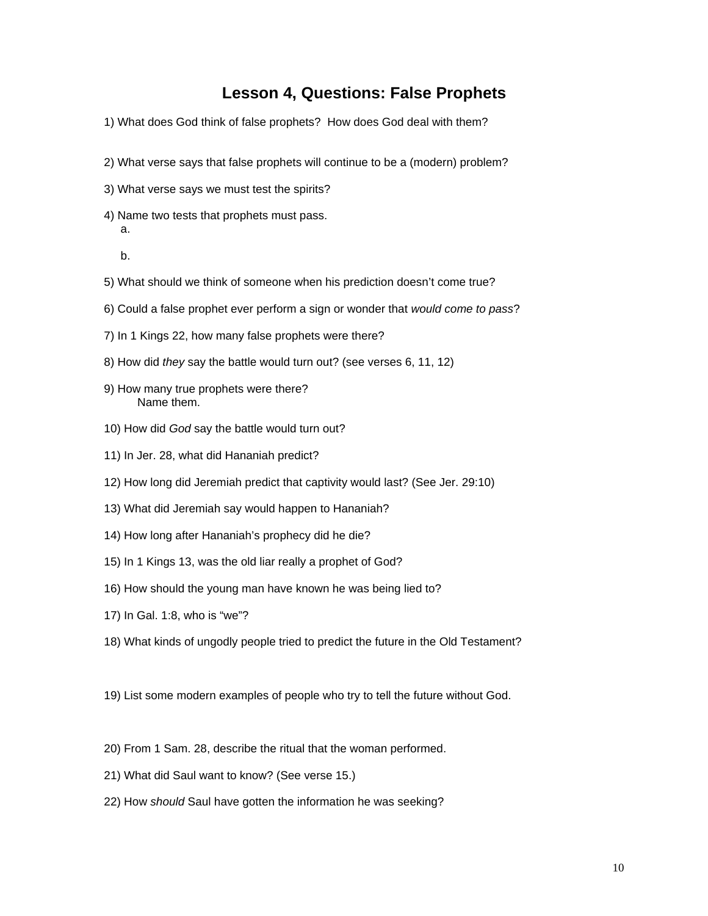# Lesson 4, Questions: False Prophets

1) What does God think of false prophets?  How does God deal with them?

2) What verse says that false prophets will continue to be a (modern) problem?

3) What verse says we must test the spirits?

4) Name two tests that prophets must pass.
   a.

   b.

5) What should we think of someone when his prediction doesn't come true?

6) Could a false prophet ever perform a sign or wonder that *would come to pass*?

7) In 1 Kings 22, how many false prophets were there?

8) How did *they* say the battle would turn out? (see verses 6, 11, 12)

9) How many true prophets were there?
   Name them.

10) How did *God* say the battle would turn out?

11) In Jer. 28, what did Hananiah predict?

12) How long did Jeremiah predict that captivity would last? (See Jer. 29:10)

13) What did Jeremiah say would happen to Hananiah?

14) How long after Hananiah's prophecy did he die?

15) In 1 Kings 13, was the old liar really a prophet of God?

16) How should the young man have known he was being lied to?

17) In Gal. 1:8, who is "we"?

18) What kinds of ungodly people tried to predict the future in the Old Testament?

19) List some modern examples of people who try to tell the future without God.

20) From 1 Sam. 28, describe the ritual that the woman performed.

21) What did Saul want to know? (See verse 15.)

22) How *should* Saul have gotten the information he was seeking?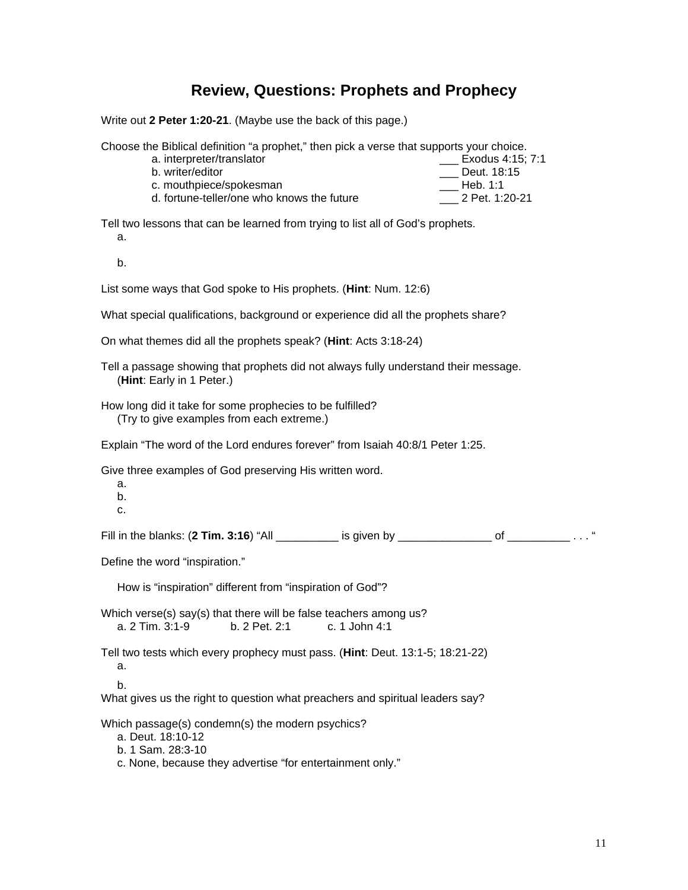# Review, Questions: Prophets and Prophecy

Write out **2 Peter 1:20-21**. (Maybe use the back of this page.)

Choose the Biblical definition "a prophet," then pick a verse that supports your choice.

| | |
|---|---|
| a. interpreter/translator | ___ Exodus 4:15; 7:1 |
| b. writer/editor | ___ Deut. 18:15 |
| c. mouthpiece/spokesman | ___ Heb. 1:1 |
| d. fortune-teller/one who knows the future | ___ 2 Pet. 1:20-21 |

Tell two lessons that can be learned from trying to list all of God's prophets.

a.

b.

List some ways that God spoke to His prophets. (**Hint**: Num. 12:6)

What special qualifications, background or experience did all the prophets share?

On what themes did all the prophets speak? (**Hint**: Acts 3:18-24)

Tell a passage showing that prophets did not always fully understand their message.
(**Hint**: Early in 1 Peter.)

How long did it take for some prophecies to be fulfilled?
(Try to give examples from each extreme.)

Explain "The word of the Lord endures forever" from Isaiah 40:8/1 Peter 1:25.

Give three examples of God preserving His written word.

a.
b.
c.

Fill in the blanks: (**2 Tim. 3:16**) "All __________ is given by _______________ of __________ . . . "

Define the word "inspiration."

How is "inspiration" different from "inspiration of God"?

Which verse(s) say(s) that there will be false teachers among us?
a. 2 Tim. 3:1-9 b. 2 Pet. 2:1 c. 1 John 4:1

Tell two tests which every prophecy must pass. (**Hint**: Deut. 13:1-5; 18:21-22)

a.

b.

What gives us the right to question what preachers and spiritual leaders say?

Which passage(s) condemn(s) the modern psychics?
a. Deut. 18:10-12
b. 1 Sam. 28:3-10
c. None, because they advertise "for entertainment only."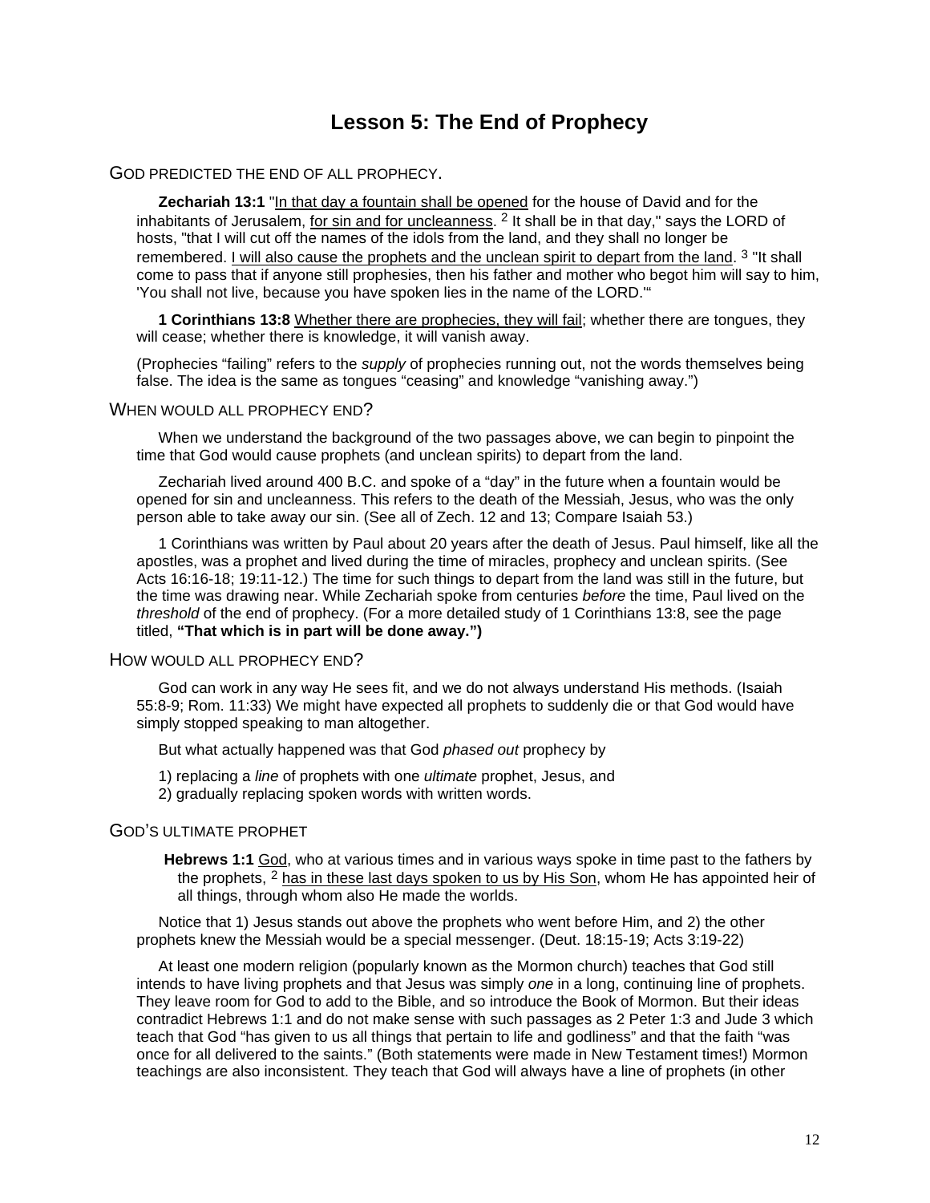# Lesson 5: The End of Prophecy

## God predicted the end of all prophecy.

**Zechariah 13:1** "<u>In that day a fountain shall be opened</u> for the house of David and for the inhabitants of Jerusalem, <u>for sin and for uncleanness</u>. 2 It shall be in that day," says the LORD of hosts, "that I will cut off the names of the idols from the land, and they shall no longer be remembered. <u>I will also cause the prophets and the unclean spirit to depart from the land</u>. 3 "It shall come to pass that if anyone still prophesies, then his father and mother who begot him will say to him, 'You shall not live, because you have spoken lies in the name of the LORD.'"

**1 Corinthians 13:8** <u>Whether there are prophecies, they will fail</u>; whether there are tongues, they will cease; whether there is knowledge, it will vanish away.

(Prophecies "failing" refers to the *supply* of prophecies running out, not the words themselves being false. The idea is the same as tongues "ceasing" and knowledge "vanishing away.")

## When would all prophecy end?

When we understand the background of the two passages above, we can begin to pinpoint the time that God would cause prophets (and unclean spirits) to depart from the land.

Zechariah lived around 400 B.C. and spoke of a "day" in the future when a fountain would be opened for sin and uncleanness. This refers to the death of the Messiah, Jesus, who was the only person able to take away our sin. (See all of Zech. 12 and 13; Compare Isaiah 53.)

1 Corinthians was written by Paul about 20 years after the death of Jesus. Paul himself, like all the apostles, was a prophet and lived during the time of miracles, prophecy and unclean spirits. (See Acts 16:16-18; 19:11-12.) The time for such things to depart from the land was still in the future, but the time was drawing near. While Zechariah spoke from centuries *before* the time, Paul lived on the *threshold* of the end of prophecy. (For a more detailed study of 1 Corinthians 13:8, see the page titled, **"That which is in part will be done away.")**

## How would all prophecy end?

God can work in any way He sees fit, and we do not always understand His methods. (Isaiah 55:8-9; Rom. 11:33) We might have expected all prophets to suddenly die or that God would have simply stopped speaking to man altogether.

But what actually happened was that God *phased out* prophecy by

1) replacing a *line* of prophets with one *ultimate* prophet, Jesus, and
2) gradually replacing spoken words with written words.

## God's ultimate prophet

**Hebrews 1:1** <u>God</u>, who at various times and in various ways spoke in time past to the fathers by the prophets, 2 <u>has in these last days spoken to us by His Son</u>, whom He has appointed heir of all things, through whom also He made the worlds.

Notice that 1) Jesus stands out above the prophets who went before Him, and 2) the other prophets knew the Messiah would be a special messenger. (Deut. 18:15-19; Acts 3:19-22)

At least one modern religion (popularly known as the Mormon church) teaches that God still intends to have living prophets and that Jesus was simply *one* in a long, continuing line of prophets. They leave room for God to add to the Bible, and so introduce the Book of Mormon. But their ideas contradict Hebrews 1:1 and do not make sense with such passages as 2 Peter 1:3 and Jude 3 which teach that God "has given to us all things that pertain to life and godliness" and that the faith "was once for all delivered to the saints." (Both statements were made in New Testament times!) Mormon teachings are also inconsistent. They teach that God will always have a line of prophets (in other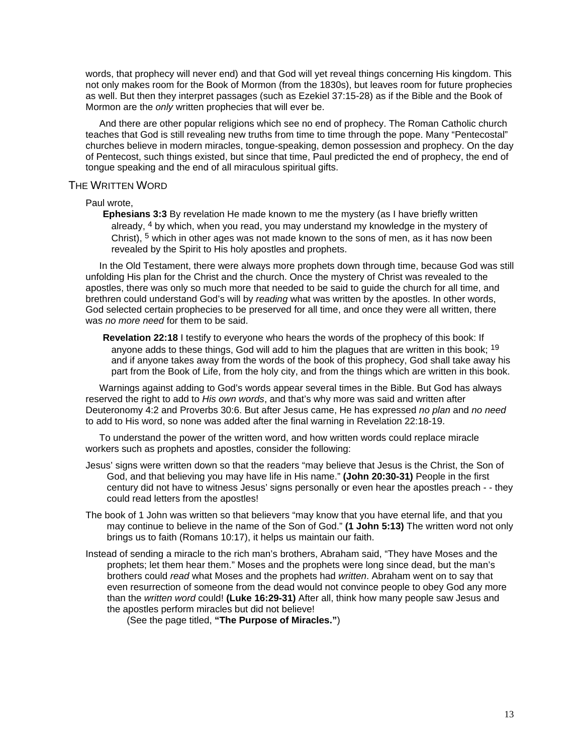words, that prophecy will never end) and that God will yet reveal things concerning His kingdom. This not only makes room for the Book of Mormon (from the 1830s), but leaves room for future prophecies as well. But then they interpret passages (such as Ezekiel 37:15-28) as if the Bible and the Book of Mormon are the *only* written prophecies that will ever be.

And there are other popular religions which see no end of prophecy. The Roman Catholic church teaches that God is still revealing new truths from time to time through the pope. Many "Pentecostal" churches believe in modern miracles, tongue-speaking, demon possession and prophecy. On the day of Pentecost, such things existed, but since that time, Paul predicted the end of prophecy, the end of tongue speaking and the end of all miraculous spiritual gifts.

## The Written Word

Paul wrote,

> **Ephesians 3:3** By revelation He made known to me the mystery (as I have briefly written already, [4] by which, when you read, you may understand my knowledge in the mystery of Christ), [5] which in other ages was not made known to the sons of men, as it has now been revealed by the Spirit to His holy apostles and prophets.

In the Old Testament, there were always more prophets down through time, because God was still unfolding His plan for the Christ and the church. Once the mystery of Christ was revealed to the apostles, there was only so much more that needed to be said to guide the church for all time, and brethren could understand God's will by *reading* what was written by the apostles. In other words, God selected certain prophecies to be preserved for all time, and once they were all written, there was *no more need* for them to be said.

> **Revelation 22:18** I testify to everyone who hears the words of the prophecy of this book: If anyone adds to these things, God will add to him the plagues that are written in this book; [19] and if anyone takes away from the words of the book of this prophecy, God shall take away his part from the Book of Life, from the holy city, and from the things which are written in this book.

Warnings against adding to God's words appear several times in the Bible. But God has always reserved the right to add to *His own words*, and that's why more was said and written after Deuteronomy 4:2 and Proverbs 30:6. But after Jesus came, He has expressed *no plan* and *no need* to add to His word, so none was added after the final warning in Revelation 22:18-19.

To understand the power of the written word, and how written words could replace miracle workers such as prophets and apostles, consider the following:

Jesus' signs were written down so that the readers "may believe that Jesus is the Christ, the Son of God, and that believing you may have life in His name." **(John 20:30-31)** People in the first century did not have to witness Jesus' signs personally or even hear the apostles preach - - they could read letters from the apostles!

The book of 1 John was written so that believers "may know that you have eternal life, and that you may continue to believe in the name of the Son of God." **(1 John 5:13)** The written word not only brings us to faith (Romans 10:17), it helps us maintain our faith.

Instead of sending a miracle to the rich man's brothers, Abraham said, "They have Moses and the prophets; let them hear them." Moses and the prophets were long since dead, but the man's brothers could *read* what Moses and the prophets had *written*. Abraham went on to say that even resurrection of someone from the dead would not convince people to obey God any more than the *written word* could! **(Luke 16:29-31)** After all, think how many people saw Jesus and the apostles perform miracles but did not believe!

(See the page titled, **"The Purpose of Miracles."**)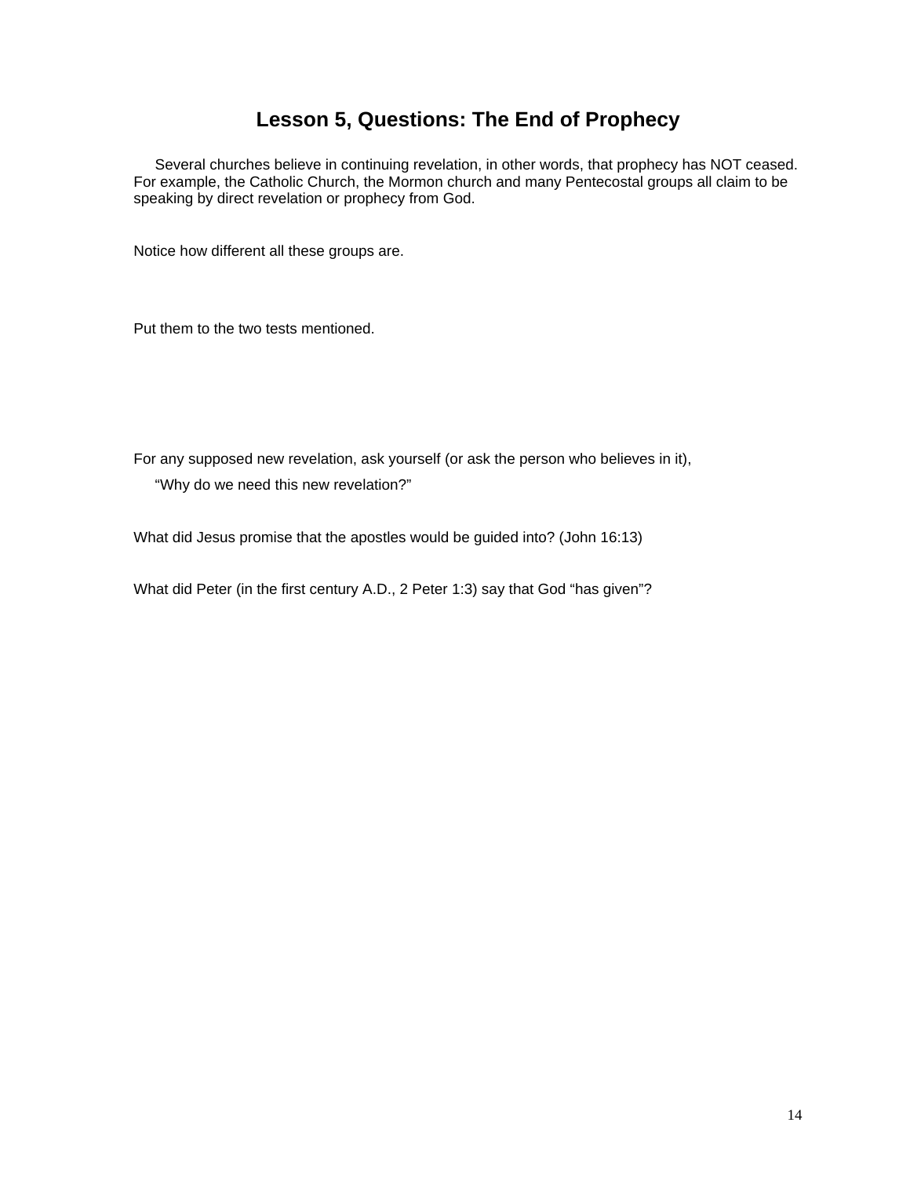# Lesson 5, Questions: The End of Prophecy

Several churches believe in continuing revelation, in other words, that prophecy has NOT ceased. For example, the Catholic Church, the Mormon church and many Pentecostal groups all claim to be speaking by direct revelation or prophecy from God.

Notice how different all these groups are.

Put them to the two tests mentioned.

For any supposed new revelation, ask yourself (or ask the person who believes in it),

"Why do we need this new revelation?"

What did Jesus promise that the apostles would be guided into? (John 16:13)

What did Peter (in the first century A.D., 2 Peter 1:3) say that God "has given"?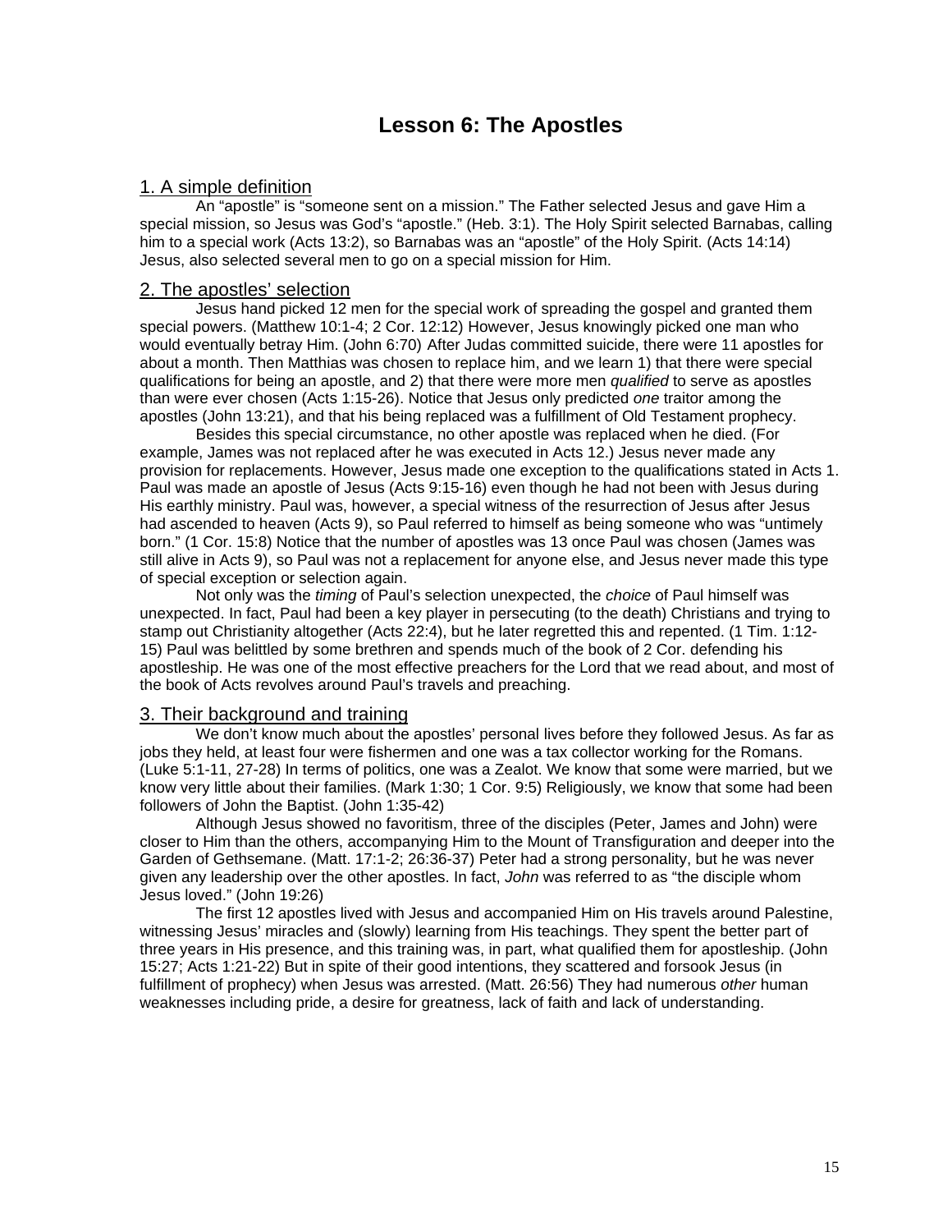# Lesson 6: The Apostles

## 1. A simple definition

An "apostle" is "someone sent on a mission." The Father selected Jesus and gave Him a special mission, so Jesus was God's "apostle." (Heb. 3:1). The Holy Spirit selected Barnabas, calling him to a special work (Acts 13:2), so Barnabas was an "apostle" of the Holy Spirit. (Acts 14:14) Jesus, also selected several men to go on a special mission for Him.

## 2. The apostles' selection

Jesus hand picked 12 men for the special work of spreading the gospel and granted them special powers. (Matthew 10:1-4; 2 Cor. 12:12) However, Jesus knowingly picked one man who would eventually betray Him. (John 6:70) After Judas committed suicide, there were 11 apostles for about a month. Then Matthias was chosen to replace him, and we learn 1) that there were special qualifications for being an apostle, and 2) that there were more men *qualified* to serve as apostles than were ever chosen (Acts 1:15-26). Notice that Jesus only predicted *one* traitor among the apostles (John 13:21), and that his being replaced was a fulfillment of Old Testament prophecy.

Besides this special circumstance, no other apostle was replaced when he died. (For example, James was not replaced after he was executed in Acts 12.) Jesus never made any provision for replacements. However, Jesus made one exception to the qualifications stated in Acts 1. Paul was made an apostle of Jesus (Acts 9:15-16) even though he had not been with Jesus during His earthly ministry. Paul was, however, a special witness of the resurrection of Jesus after Jesus had ascended to heaven (Acts 9), so Paul referred to himself as being someone who was "untimely born." (1 Cor. 15:8) Notice that the number of apostles was 13 once Paul was chosen (James was still alive in Acts 9), so Paul was not a replacement for anyone else, and Jesus never made this type of special exception or selection again.

Not only was the *timing* of Paul's selection unexpected, the *choice* of Paul himself was unexpected. In fact, Paul had been a key player in persecuting (to the death) Christians and trying to stamp out Christianity altogether (Acts 22:4), but he later regretted this and repented. (1 Tim. 1:12-15) Paul was belittled by some brethren and spends much of the book of 2 Cor. defending his apostleship. He was one of the most effective preachers for the Lord that we read about, and most of the book of Acts revolves around Paul's travels and preaching.

## 3. Their background and training

We don't know much about the apostles' personal lives before they followed Jesus. As far as jobs they held, at least four were fishermen and one was a tax collector working for the Romans. (Luke 5:1-11, 27-28) In terms of politics, one was a Zealot. We know that some were married, but we know very little about their families. (Mark 1:30; 1 Cor. 9:5) Religiously, we know that some had been followers of John the Baptist. (John 1:35-42)

Although Jesus showed no favoritism, three of the disciples (Peter, James and John) were closer to Him than the others, accompanying Him to the Mount of Transfiguration and deeper into the Garden of Gethsemane. (Matt. 17:1-2; 26:36-37) Peter had a strong personality, but he was never given any leadership over the other apostles. In fact, *John* was referred to as "the disciple whom Jesus loved." (John 19:26)

The first 12 apostles lived with Jesus and accompanied Him on His travels around Palestine, witnessing Jesus' miracles and (slowly) learning from His teachings. They spent the better part of three years in His presence, and this training was, in part, what qualified them for apostleship. (John 15:27; Acts 1:21-22) But in spite of their good intentions, they scattered and forsook Jesus (in fulfillment of prophecy) when Jesus was arrested. (Matt. 26:56) They had numerous *other* human weaknesses including pride, a desire for greatness, lack of faith and lack of understanding.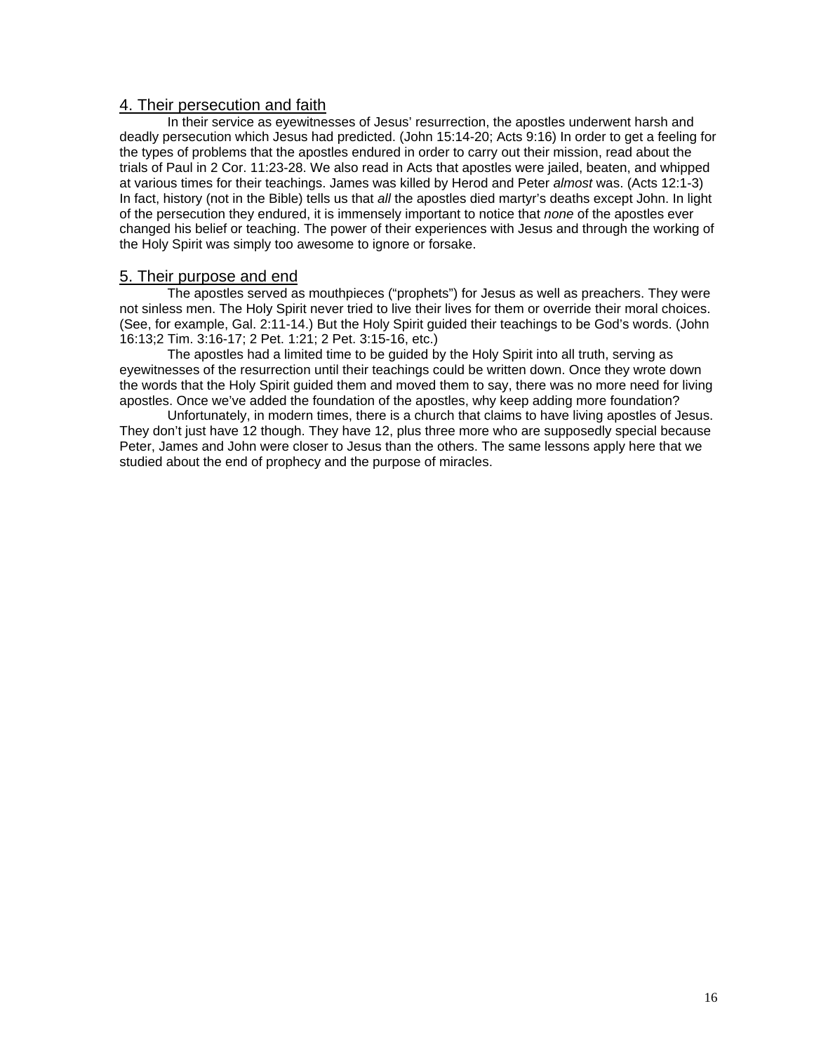## 4. Their persecution and faith

In their service as eyewitnesses of Jesus' resurrection, the apostles underwent harsh and deadly persecution which Jesus had predicted. (John 15:14-20; Acts 9:16) In order to get a feeling for the types of problems that the apostles endured in order to carry out their mission, read about the trials of Paul in 2 Cor. 11:23-28. We also read in Acts that apostles were jailed, beaten, and whipped at various times for their teachings. James was killed by Herod and Peter *almost* was. (Acts 12:1-3) In fact, history (not in the Bible) tells us that *all* the apostles died martyr's deaths except John. In light of the persecution they endured, it is immensely important to notice that *none* of the apostles ever changed his belief or teaching. The power of their experiences with Jesus and through the working of the Holy Spirit was simply too awesome to ignore or forsake.

## 5. Their purpose and end

The apostles served as mouthpieces ("prophets") for Jesus as well as preachers. They were not sinless men. The Holy Spirit never tried to live their lives for them or override their moral choices. (See, for example, Gal. 2:11-14.) But the Holy Spirit guided their teachings to be God's words. (John 16:13;2 Tim. 3:16-17; 2 Pet. 1:21; 2 Pet. 3:15-16, etc.)

The apostles had a limited time to be guided by the Holy Spirit into all truth, serving as eyewitnesses of the resurrection until their teachings could be written down. Once they wrote down the words that the Holy Spirit guided them and moved them to say, there was no more need for living apostles. Once we've added the foundation of the apostles, why keep adding more foundation?

Unfortunately, in modern times, there is a church that claims to have living apostles of Jesus. They don't just have 12 though. They have 12, plus three more who are supposedly special because Peter, James and John were closer to Jesus than the others. The same lessons apply here that we studied about the end of prophecy and the purpose of miracles.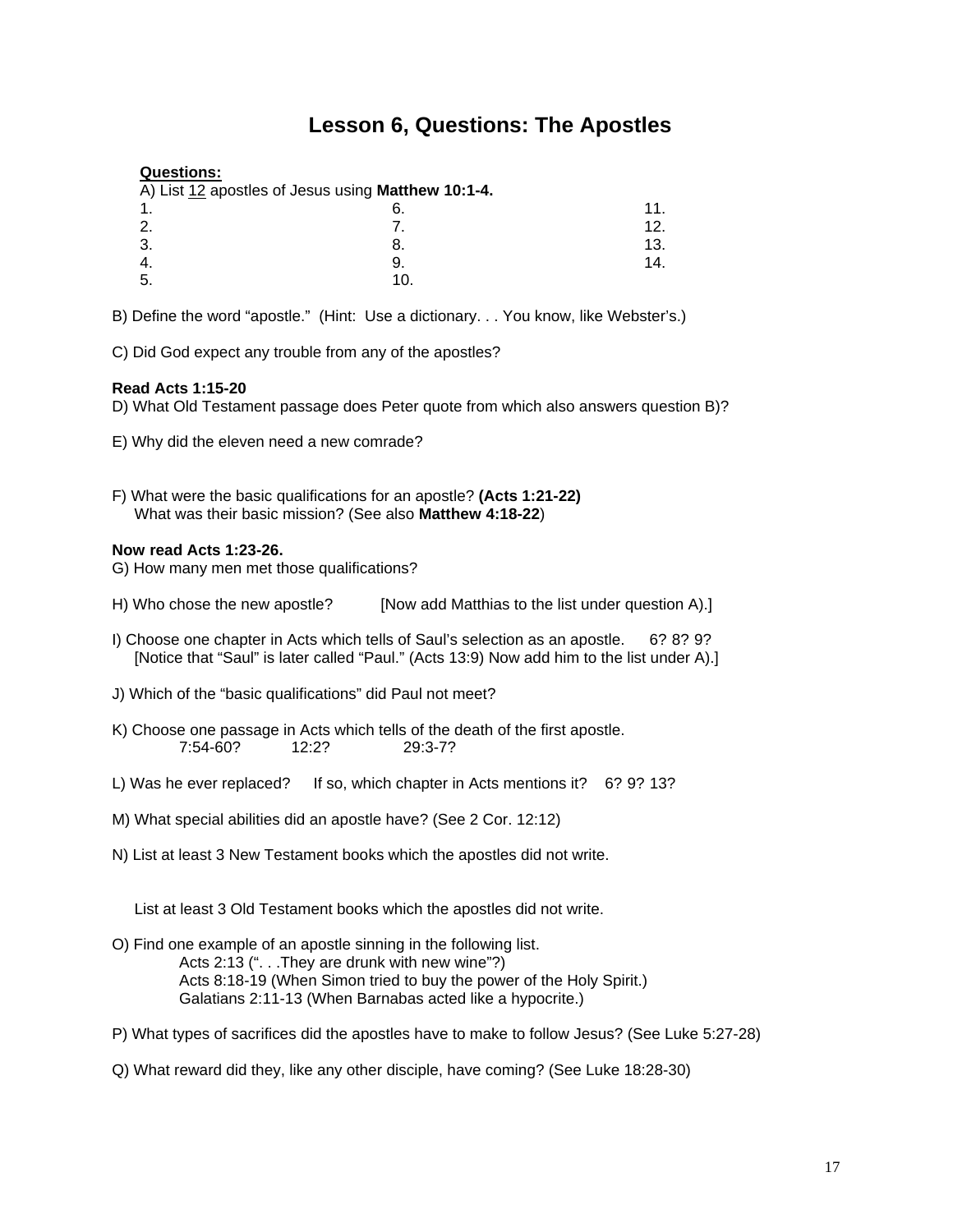# Lesson 6, Questions: The Apostles

**Questions:**

A) List 12 apostles of Jesus using **Matthew 10:1-4.**

| | | |
|---|---|---|
| 1. | 6. | 11. |
| 2. | 7. | 12. |
| 3. | 8. | 13. |
| 4. | 9. | 14. |
| 5. | 10. | |

B) Define the word "apostle." (Hint: Use a dictionary. . . You know, like Webster's.)

C) Did God expect any trouble from any of the apostles?

**Read Acts 1:15-20**

D) What Old Testament passage does Peter quote from which also answers question B)?

E) Why did the eleven need a new comrade?

F) What were the basic qualifications for an apostle? **(Acts 1:21-22)**
What was their basic mission? (See also **Matthew 4:18-22**)

**Now read Acts 1:23-26.**

G) How many men met those qualifications?

H) Who chose the new apostle? [Now add Matthias to the list under question A).]

I) Choose one chapter in Acts which tells of Saul's selection as an apostle. 6? 8? 9?
[Notice that "Saul" is later called "Paul." (Acts 13:9) Now add him to the list under A).]

J) Which of the "basic qualifications" did Paul not meet?

K) Choose one passage in Acts which tells of the death of the first apostle.
7:54-60? 12:2? 29:3-7?

L) Was he ever replaced? If so, which chapter in Acts mentions it? 6? 9? 13?

M) What special abilities did an apostle have? (See 2 Cor. 12:12)

N) List at least 3 New Testament books which the apostles did not write.

List at least 3 Old Testament books which the apostles did not write.

O) Find one example of an apostle sinning in the following list.
Acts 2:13 (". . .They are drunk with new wine"?)
Acts 8:18-19 (When Simon tried to buy the power of the Holy Spirit.)
Galatians 2:11-13 (When Barnabas acted like a hypocrite.)

P) What types of sacrifices did the apostles have to make to follow Jesus? (See Luke 5:27-28)

Q) What reward did they, like any other disciple, have coming? (See Luke 18:28-30)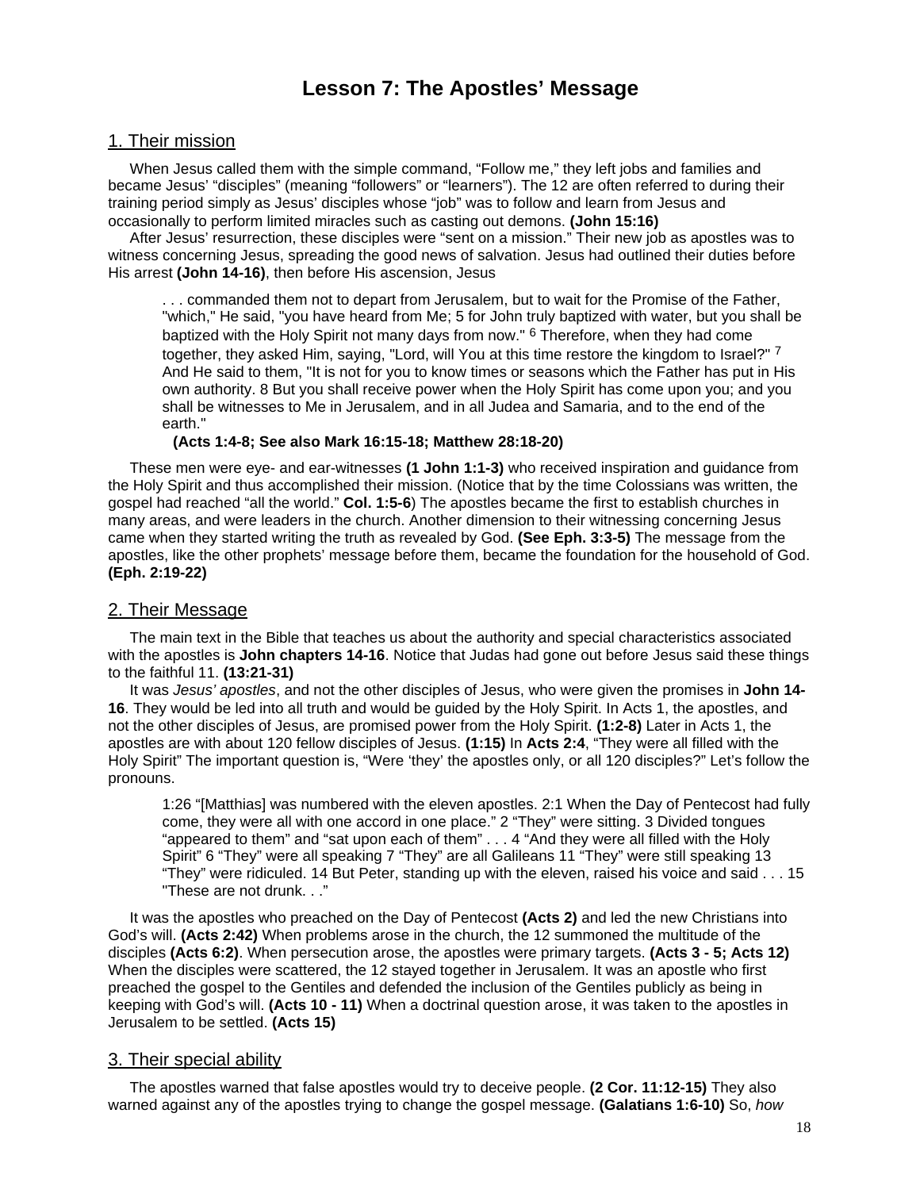# Lesson 7: The Apostles' Message

## 1. Their mission

When Jesus called them with the simple command, "Follow me," they left jobs and families and became Jesus' "disciples" (meaning "followers" or "learners"). The 12 are often referred to during their training period simply as Jesus' disciples whose "job" was to follow and learn from Jesus and occasionally to perform limited miracles such as casting out demons. **(John 15:16)**

After Jesus' resurrection, these disciples were "sent on a mission." Their new job as apostles was to witness concerning Jesus, spreading the good news of salvation. Jesus had outlined their duties before His arrest **(John 14-16)**, then before His ascension, Jesus

> . . . commanded them not to depart from Jerusalem, but to wait for the Promise of the Father, "which," He said, "you have heard from Me; 5 for John truly baptized with water, but you shall be baptized with the Holy Spirit not many days from now." 6 Therefore, when they had come together, they asked Him, saying, "Lord, will You at this time restore the kingdom to Israel?" 7 And He said to them, "It is not for you to know times or seasons which the Father has put in His own authority. 8 But you shall receive power when the Holy Spirit has come upon you; and you shall be witnesses to Me in Jerusalem, and in all Judea and Samaria, and to the end of the earth."
>
> **(Acts 1:4-8; See also Mark 16:15-18; Matthew 28:18-20)**

These men were eye- and ear-witnesses **(1 John 1:1-3)** who received inspiration and guidance from the Holy Spirit and thus accomplished their mission. (Notice that by the time Colossians was written, the gospel had reached "all the world." **Col. 1:5-6**) The apostles became the first to establish churches in many areas, and were leaders in the church. Another dimension to their witnessing concerning Jesus came when they started writing the truth as revealed by God. **(See Eph. 3:3-5)** The message from the apostles, like the other prophets' message before them, became the foundation for the household of God. **(Eph. 2:19-22)**

## 2. Their Message

The main text in the Bible that teaches us about the authority and special characteristics associated with the apostles is **John chapters 14-16**. Notice that Judas had gone out before Jesus said these things to the faithful 11. **(13:21-31)**

It was *Jesus' apostles*, and not the other disciples of Jesus, who were given the promises in **John 14-16**. They would be led into all truth and would be guided by the Holy Spirit. In Acts 1, the apostles, and not the other disciples of Jesus, are promised power from the Holy Spirit. **(1:2-8)** Later in Acts 1, the apostles are with about 120 fellow disciples of Jesus. **(1:15)** In **Acts 2:4**, "They were all filled with the Holy Spirit" The important question is, "Were 'they' the apostles only, or all 120 disciples?" Let's follow the pronouns.

> 1:26 "[Matthias] was numbered with the eleven apostles. 2:1 When the Day of Pentecost had fully come, they were all with one accord in one place." 2 "They" were sitting. 3 Divided tongues "appeared to them" and "sat upon each of them" . . . 4 "And they were all filled with the Holy Spirit" 6 "They" were all speaking 7 "They" are all Galileans 11 "They" were still speaking 13 "They" were ridiculed. 14 But Peter, standing up with the eleven, raised his voice and said . . . 15 "These are not drunk. . ."

It was the apostles who preached on the Day of Pentecost **(Acts 2)** and led the new Christians into God's will. **(Acts 2:42)** When problems arose in the church, the 12 summoned the multitude of the disciples **(Acts 6:2)**. When persecution arose, the apostles were primary targets. **(Acts 3 - 5; Acts 12)** When the disciples were scattered, the 12 stayed together in Jerusalem. It was an apostle who first preached the gospel to the Gentiles and defended the inclusion of the Gentiles publicly as being in keeping with God's will. **(Acts 10 - 11)** When a doctrinal question arose, it was taken to the apostles in Jerusalem to be settled. **(Acts 15)**

## 3. Their special ability

The apostles warned that false apostles would try to deceive people. **(2 Cor. 11:12-15)** They also warned against any of the apostles trying to change the gospel message. **(Galatians 1:6-10)** So, *how*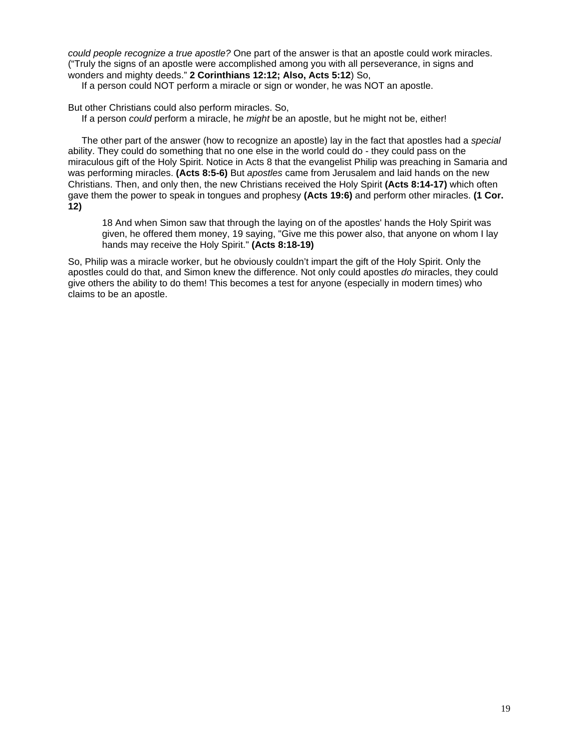*could people recognize a true apostle?* One part of the answer is that an apostle could work miracles. ("Truly the signs of an apostle were accomplished among you with all perseverance, in signs and wonders and mighty deeds." **2 Corinthians 12:12; Also, Acts 5:12**) So,

If a person could NOT perform a miracle or sign or wonder, he was NOT an apostle.

But other Christians could also perform miracles. So,

If a person *could* perform a miracle, he *might* be an apostle, but he might not be, either!

The other part of the answer (how to recognize an apostle) lay in the fact that apostles had a *special* ability. They could do something that no one else in the world could do - they could pass on the miraculous gift of the Holy Spirit. Notice in Acts 8 that the evangelist Philip was preaching in Samaria and was performing miracles. **(Acts 8:5-6)** But *apostles* came from Jerusalem and laid hands on the new Christians. Then, and only then, the new Christians received the Holy Spirit **(Acts 8:14-17)** which often gave them the power to speak in tongues and prophesy **(Acts 19:6)** and perform other miracles. **(1 Cor. 12)**

> 18 And when Simon saw that through the laying on of the apostles' hands the Holy Spirit was given, he offered them money, 19 saying, "Give me this power also, that anyone on whom I lay hands may receive the Holy Spirit." **(Acts 8:18-19)**

So, Philip was a miracle worker, but he obviously couldn't impart the gift of the Holy Spirit. Only the apostles could do that, and Simon knew the difference. Not only could apostles *do* miracles, they could give others the ability to do them! This becomes a test for anyone (especially in modern times) who claims to be an apostle.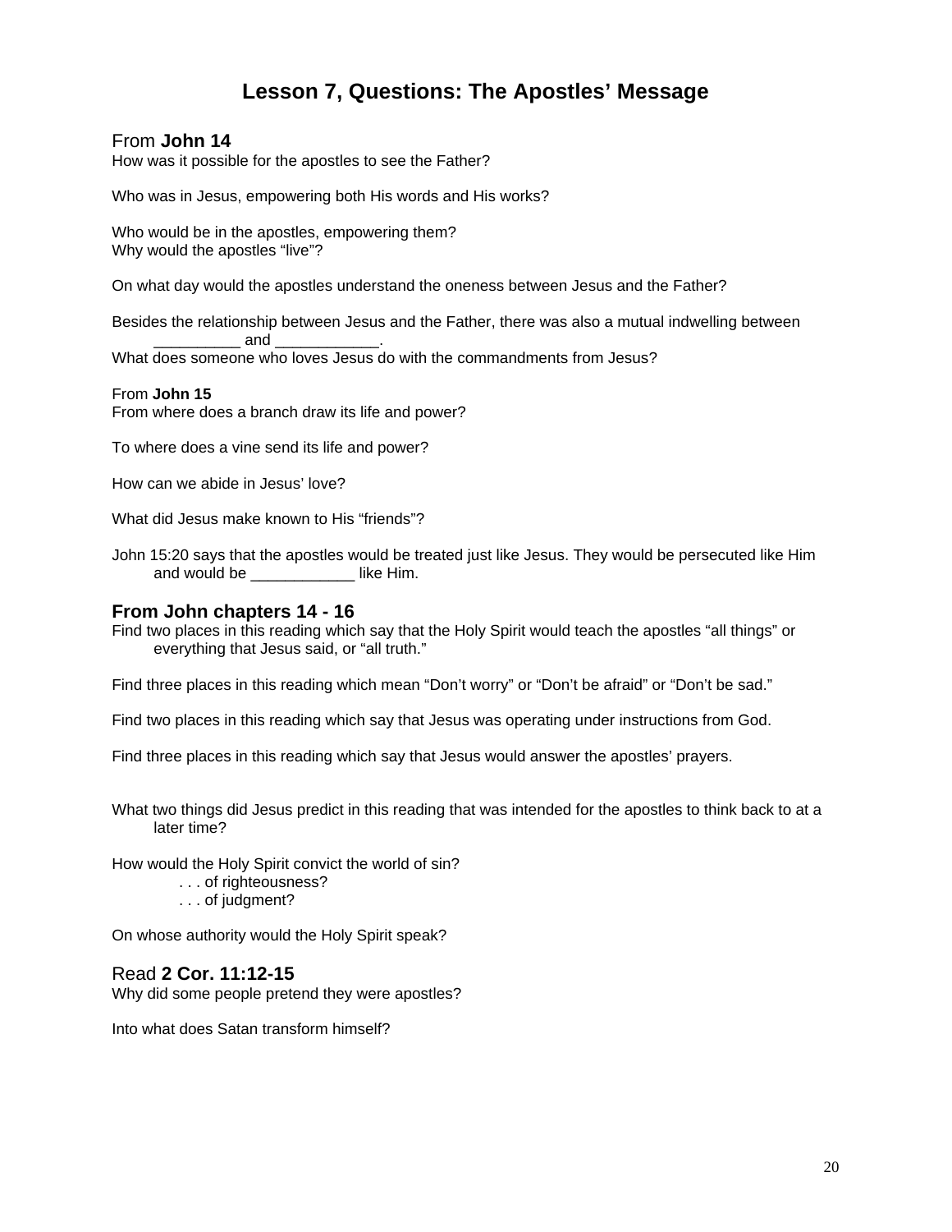# Lesson 7, Questions: The Apostles' Message

From **John 14**

How was it possible for the apostles to see the Father?

Who was in Jesus, empowering both His words and His works?

Who would be in the apostles, empowering them?
Why would the apostles "live"?

On what day would the apostles understand the oneness between Jesus and the Father?

Besides the relationship between Jesus and the Father, there was also a mutual indwelling between __________ and ____________.
What does someone who loves Jesus do with the commandments from Jesus?

From **John 15**

From where does a branch draw its life and power?

To where does a vine send its life and power?

How can we abide in Jesus' love?

What did Jesus make known to His "friends"?

John 15:20 says that the apostles would be treated just like Jesus. They would be persecuted like Him and would be ____________ like Him.

## From John chapters 14 - 16

Find two places in this reading which say that the Holy Spirit would teach the apostles "all things" or everything that Jesus said, or "all truth."

Find three places in this reading which mean "Don't worry" or "Don't be afraid" or "Don't be sad."

Find two places in this reading which say that Jesus was operating under instructions from God.

Find three places in this reading which say that Jesus would answer the apostles' prayers.

What two things did Jesus predict in this reading that was intended for the apostles to think back to at a later time?

How would the Holy Spirit convict the world of sin?
. . . of righteousness?
. . . of judgment?

On whose authority would the Holy Spirit speak?

## Read **2 Cor. 11:12-15**

Why did some people pretend they were apostles?

Into what does Satan transform himself?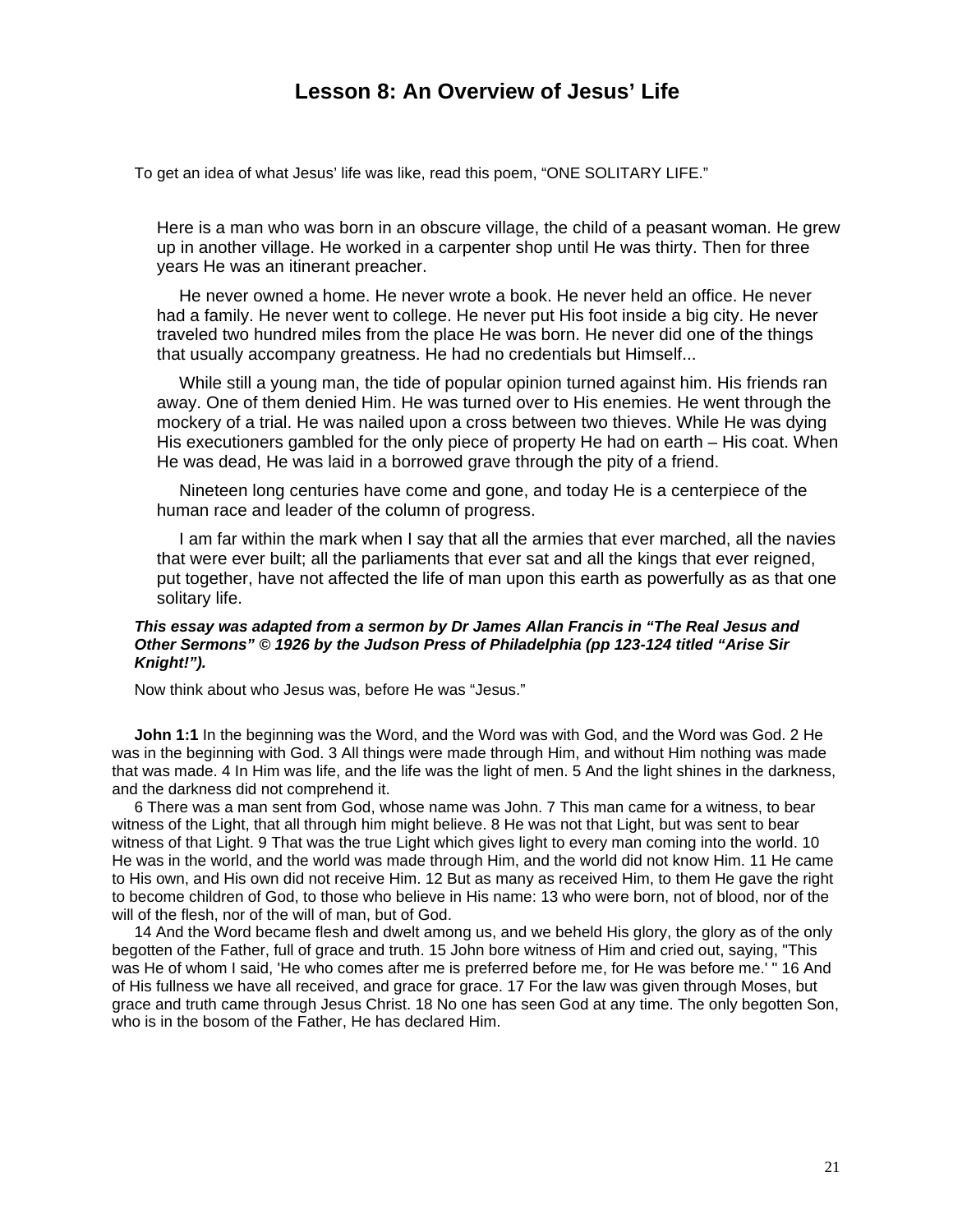# Lesson 8: An Overview of Jesus' Life

To get an idea of what Jesus' life was like, read this poem, "ONE SOLITARY LIFE."

> Here is a man who was born in an obscure village, the child of a peasant woman. He grew up in another village. He worked in a carpenter shop until He was thirty. Then for three years He was an itinerant preacher.
>
> He never owned a home. He never wrote a book. He never held an office. He never had a family. He never went to college. He never put His foot inside a big city. He never traveled two hundred miles from the place He was born. He never did one of the things that usually accompany greatness. He had no credentials but Himself...
>
> While still a young man, the tide of popular opinion turned against him. His friends ran away. One of them denied Him. He was turned over to His enemies. He went through the mockery of a trial. He was nailed upon a cross between two thieves. While He was dying His executioners gambled for the only piece of property He had on earth – His coat. When He was dead, He was laid in a borrowed grave through the pity of a friend.
>
> Nineteen long centuries have come and gone, and today He is a centerpiece of the human race and leader of the column of progress.
>
> I am far within the mark when I say that all the armies that ever marched, all the navies that were ever built; all the parliaments that ever sat and all the kings that ever reigned, put together, have not affected the life of man upon this earth as powerfully as as that one solitary life.

***This essay was adapted from a sermon by Dr James Allan Francis in "The Real Jesus and Other Sermons" © 1926 by the Judson Press of Philadelphia (pp 123-124 titled "Arise Sir Knight!").***

Now think about who Jesus was, before He was "Jesus."

**John 1:1** In the beginning was the Word, and the Word was with God, and the Word was God. 2 He was in the beginning with God. 3 All things were made through Him, and without Him nothing was made that was made. 4 In Him was life, and the life was the light of men. 5 And the light shines in the darkness, and the darkness did not comprehend it.

6 There was a man sent from God, whose name was John. 7 This man came for a witness, to bear witness of the Light, that all through him might believe. 8 He was not that Light, but was sent to bear witness of that Light. 9 That was the true Light which gives light to every man coming into the world. 10 He was in the world, and the world was made through Him, and the world did not know Him. 11 He came to His own, and His own did not receive Him. 12 But as many as received Him, to them He gave the right to become children of God, to those who believe in His name: 13 who were born, not of blood, nor of the will of the flesh, nor of the will of man, but of God.

14 And the Word became flesh and dwelt among us, and we beheld His glory, the glory as of the only begotten of the Father, full of grace and truth. 15 John bore witness of Him and cried out, saying, "This was He of whom I said, 'He who comes after me is preferred before me, for He was before me.' " 16 And of His fullness we have all received, and grace for grace. 17 For the law was given through Moses, but grace and truth came through Jesus Christ. 18 No one has seen God at any time. The only begotten Son, who is in the bosom of the Father, He has declared Him.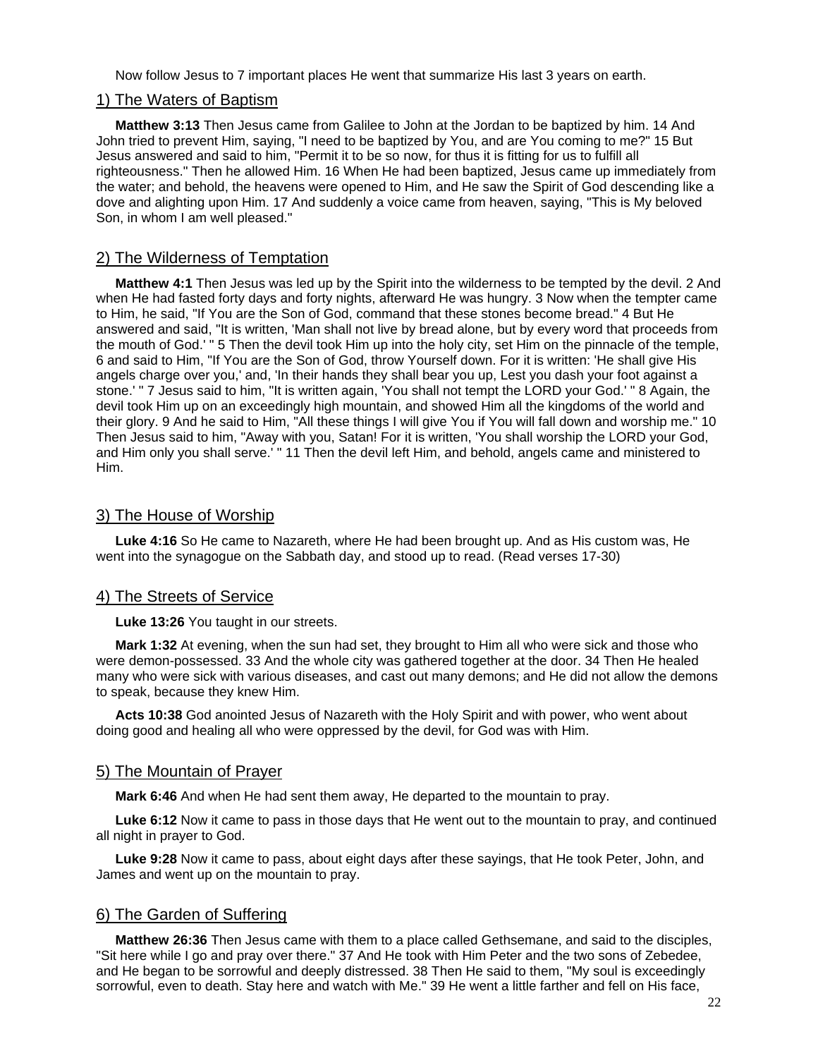Now follow Jesus to 7 important places He went that summarize His last 3 years on earth.

## 1) The Waters of Baptism

**Matthew 3:13** Then Jesus came from Galilee to John at the Jordan to be baptized by him. 14 And John tried to prevent Him, saying, "I need to be baptized by You, and are You coming to me?" 15 But Jesus answered and said to him, "Permit it to be so now, for thus it is fitting for us to fulfill all righteousness." Then he allowed Him. 16 When He had been baptized, Jesus came up immediately from the water; and behold, the heavens were opened to Him, and He saw the Spirit of God descending like a dove and alighting upon Him. 17 And suddenly a voice came from heaven, saying, "This is My beloved Son, in whom I am well pleased."

## 2) The Wilderness of Temptation

**Matthew 4:1** Then Jesus was led up by the Spirit into the wilderness to be tempted by the devil. 2 And when He had fasted forty days and forty nights, afterward He was hungry. 3 Now when the tempter came to Him, he said, "If You are the Son of God, command that these stones become bread." 4 But He answered and said, "It is written, 'Man shall not live by bread alone, but by every word that proceeds from the mouth of God.' " 5 Then the devil took Him up into the holy city, set Him on the pinnacle of the temple, 6 and said to Him, "If You are the Son of God, throw Yourself down. For it is written: 'He shall give His angels charge over you,' and, 'In their hands they shall bear you up, Lest you dash your foot against a stone.' " 7 Jesus said to him, "It is written again, 'You shall not tempt the LORD your God.' " 8 Again, the devil took Him up on an exceedingly high mountain, and showed Him all the kingdoms of the world and their glory. 9 And he said to Him, "All these things I will give You if You will fall down and worship me." 10 Then Jesus said to him, "Away with you, Satan! For it is written, 'You shall worship the LORD your God, and Him only you shall serve.' " 11 Then the devil left Him, and behold, angels came and ministered to Him.

## 3) The House of Worship

**Luke 4:16** So He came to Nazareth, where He had been brought up. And as His custom was, He went into the synagogue on the Sabbath day, and stood up to read. (Read verses 17-30)

## 4) The Streets of Service

**Luke 13:26** You taught in our streets.

**Mark 1:32** At evening, when the sun had set, they brought to Him all who were sick and those who were demon-possessed. 33 And the whole city was gathered together at the door. 34 Then He healed many who were sick with various diseases, and cast out many demons; and He did not allow the demons to speak, because they knew Him.

**Acts 10:38** God anointed Jesus of Nazareth with the Holy Spirit and with power, who went about doing good and healing all who were oppressed by the devil, for God was with Him.

## 5) The Mountain of Prayer

**Mark 6:46** And when He had sent them away, He departed to the mountain to pray.

**Luke 6:12** Now it came to pass in those days that He went out to the mountain to pray, and continued all night in prayer to God.

**Luke 9:28** Now it came to pass, about eight days after these sayings, that He took Peter, John, and James and went up on the mountain to pray.

## 6) The Garden of Suffering

**Matthew 26:36** Then Jesus came with them to a place called Gethsemane, and said to the disciples, "Sit here while I go and pray over there." 37 And He took with Him Peter and the two sons of Zebedee, and He began to be sorrowful and deeply distressed. 38 Then He said to them, "My soul is exceedingly sorrowful, even to death. Stay here and watch with Me." 39 He went a little farther and fell on His face,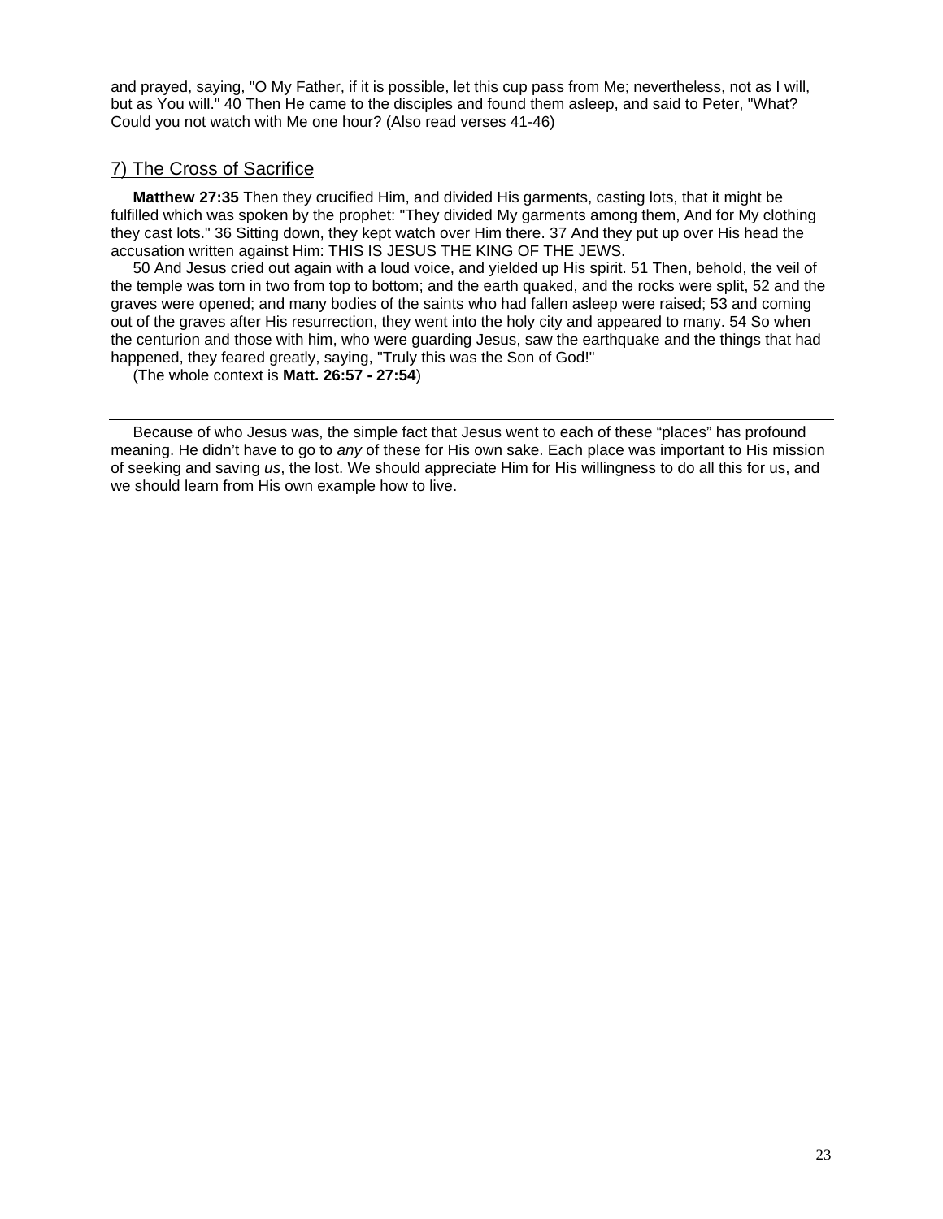and prayed, saying, "O My Father, if it is possible, let this cup pass from Me; nevertheless, not as I will, but as You will." 40 Then He came to the disciples and found them asleep, and said to Peter, "What? Could you not watch with Me one hour? (Also read verses 41-46)

## 7) The Cross of Sacrifice

**Matthew 27:35** Then they crucified Him, and divided His garments, casting lots, that it might be fulfilled which was spoken by the prophet: "They divided My garments among them, And for My clothing they cast lots." 36 Sitting down, they kept watch over Him there. 37 And they put up over His head the accusation written against Him: THIS IS JESUS THE KING OF THE JEWS.

50 And Jesus cried out again with a loud voice, and yielded up His spirit. 51 Then, behold, the veil of the temple was torn in two from top to bottom; and the earth quaked, and the rocks were split, 52 and the graves were opened; and many bodies of the saints who had fallen asleep were raised; 53 and coming out of the graves after His resurrection, they went into the holy city and appeared to many. 54 So when the centurion and those with him, who were guarding Jesus, saw the earthquake and the things that had happened, they feared greatly, saying, "Truly this was the Son of God!"

(The whole context is **Matt. 26:57 - 27:54**)

---

Because of who Jesus was, the simple fact that Jesus went to each of these "places" has profound meaning. He didn't have to go to *any* of these for His own sake. Each place was important to His mission of seeking and saving *us*, the lost. We should appreciate Him for His willingness to do all this for us, and we should learn from His own example how to live.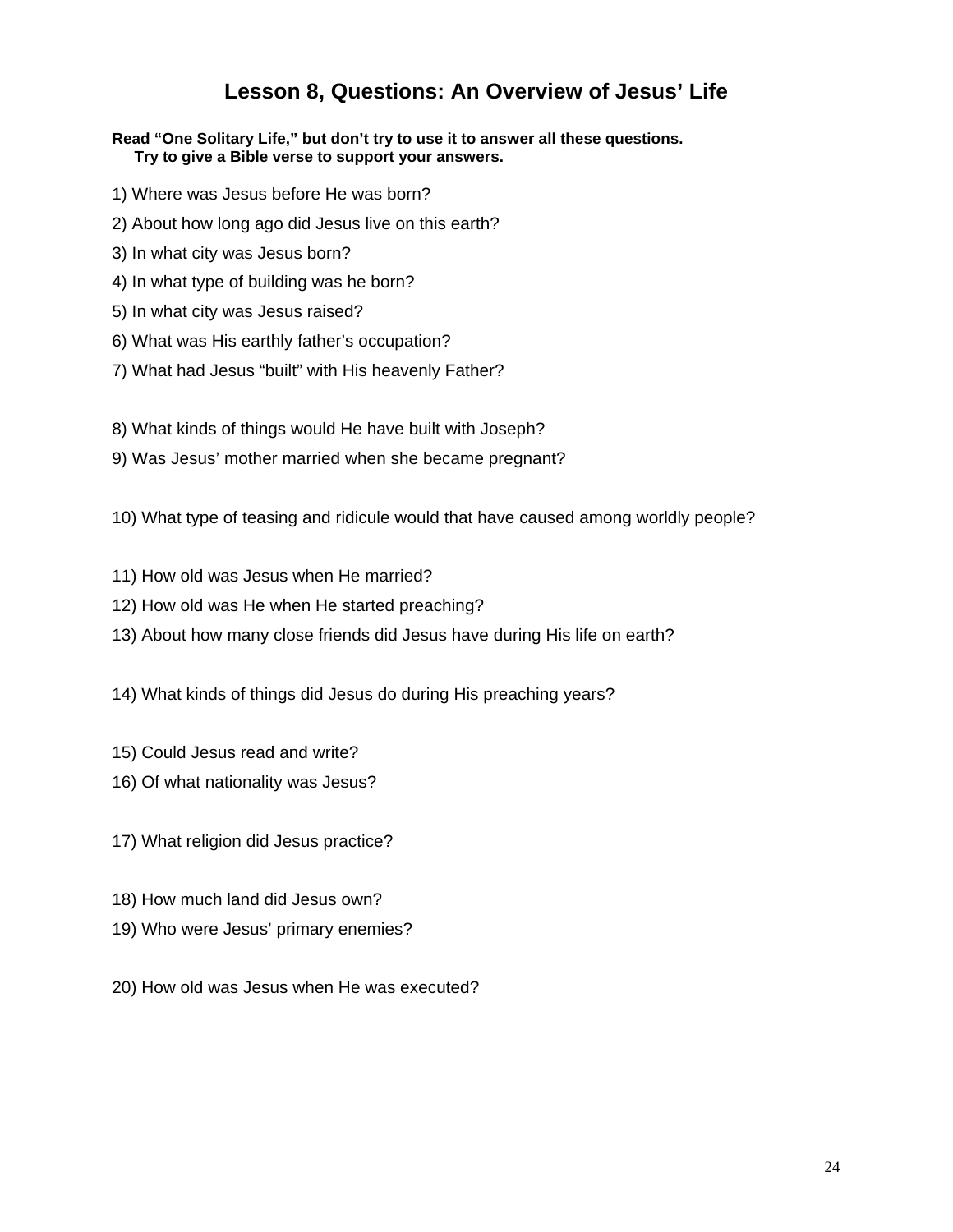# Lesson 8, Questions: An Overview of Jesus' Life

**Read "One Solitary Life," but don't try to use it to answer all these questions.
Try to give a Bible verse to support your answers.**

1) Where was Jesus before He was born?

2) About how long ago did Jesus live on this earth?

3) In what city was Jesus born?

4) In what type of building was he born?

5) In what city was Jesus raised?

6) What was His earthly father's occupation?

7) What had Jesus "built" with His heavenly Father?

8) What kinds of things would He have built with Joseph?

9) Was Jesus' mother married when she became pregnant?

10) What type of teasing and ridicule would that have caused among worldly people?

11) How old was Jesus when He married?

12) How old was He when He started preaching?

13) About how many close friends did Jesus have during His life on earth?

14) What kinds of things did Jesus do during His preaching years?

15) Could Jesus read and write?

16) Of what nationality was Jesus?

17) What religion did Jesus practice?

18) How much land did Jesus own?

19) Who were Jesus' primary enemies?

20) How old was Jesus when He was executed?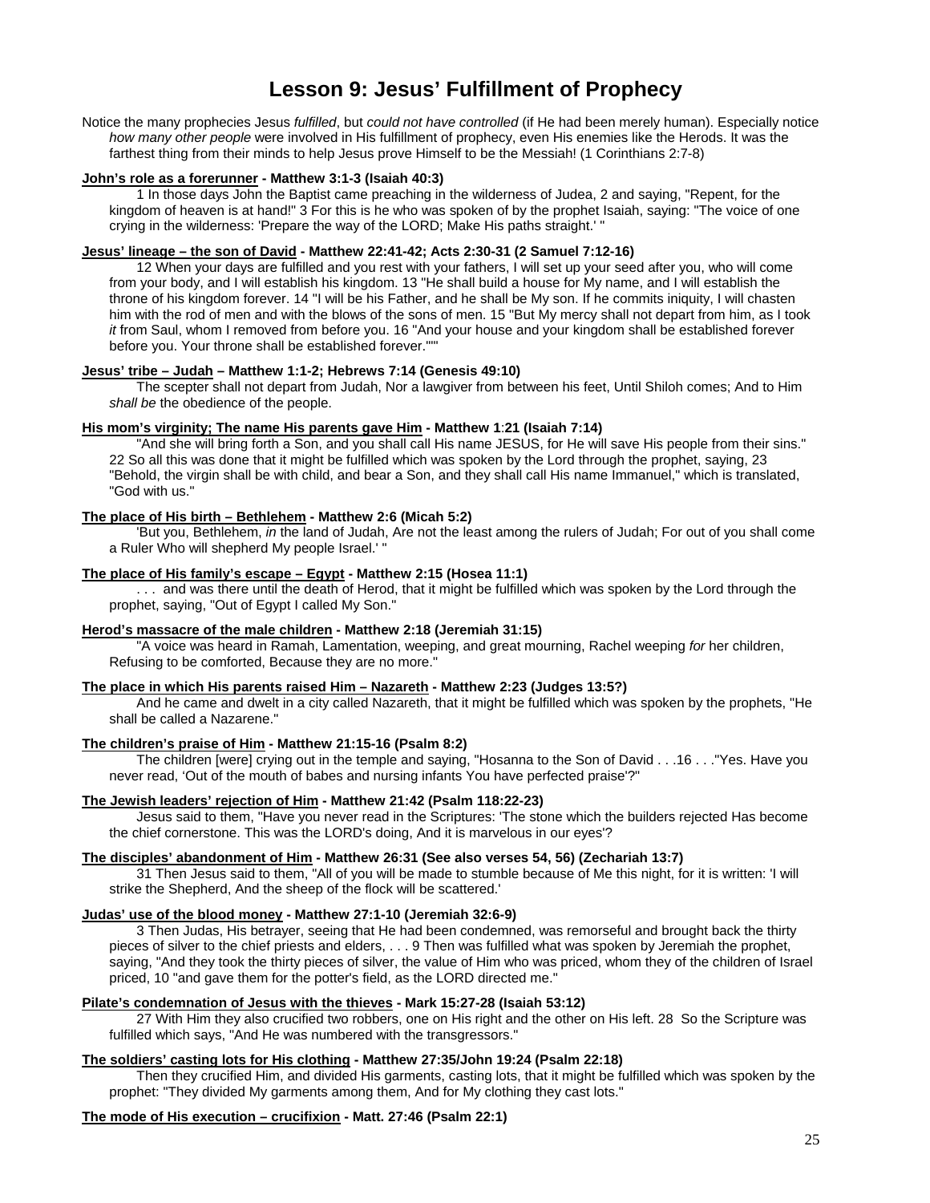# Lesson 9: Jesus' Fulfillment of Prophecy

Notice the many prophecies Jesus *fulfilled*, but *could not have controlled* (if He had been merely human). Especially notice *how many other people* were involved in His fulfillment of prophecy, even His enemies like the Herods. It was the farthest thing from their minds to help Jesus prove Himself to be the Messiah! (1 Corinthians 2:7-8)

**John's role as a forerunner - Matthew 3:1-3 (Isaiah 40:3)**

1 In those days John the Baptist came preaching in the wilderness of Judea, 2 and saying, "Repent, for the kingdom of heaven is at hand!" 3 For this is he who was spoken of by the prophet Isaiah, saying: "The voice of one crying in the wilderness: 'Prepare the way of the LORD; Make His paths straight.' "

**Jesus' lineage – the son of David - Matthew 22:41-42; Acts 2:30-31 (2 Samuel 7:12-16)**

12 When your days are fulfilled and you rest with your fathers, I will set up your seed after you, who will come from your body, and I will establish his kingdom. 13 "He shall build a house for My name, and I will establish the throne of his kingdom forever. 14 "I will be his Father, and he shall be My son. If he commits iniquity, I will chasten him with the rod of men and with the blows of the sons of men. 15 "But My mercy shall not depart from him, as I took *it* from Saul, whom I removed from before you. 16 "And your house and your kingdom shall be established forever before you. Your throne shall be established forever.""

**Jesus' tribe – Judah – Matthew 1:1-2; Hebrews 7:14 (Genesis 49:10)**

The scepter shall not depart from Judah, Nor a lawgiver from between his feet, Until Shiloh comes; And to Him *shall be* the obedience of the people.

**His mom's virginity; The name His parents gave Him - Matthew 1:21 (Isaiah 7:14)**

"And she will bring forth a Son, and you shall call His name JESUS, for He will save His people from their sins." 22 So all this was done that it might be fulfilled which was spoken by the Lord through the prophet, saying, 23 "Behold, the virgin shall be with child, and bear a Son, and they shall call His name Immanuel," which is translated, "God with us."

**The place of His birth – Bethlehem - Matthew 2:6 (Micah 5:2)**

'But you, Bethlehem, *in* the land of Judah, Are not the least among the rulers of Judah; For out of you shall come a Ruler Who will shepherd My people Israel.' "

**The place of His family's escape – Egypt - Matthew 2:15 (Hosea 11:1)**

. . . and was there until the death of Herod, that it might be fulfilled which was spoken by the Lord through the prophet, saying, "Out of Egypt I called My Son."

**Herod's massacre of the male children - Matthew 2:18 (Jeremiah 31:15)**

"A voice was heard in Ramah, Lamentation, weeping, and great mourning, Rachel weeping *for* her children, Refusing to be comforted, Because they are no more."

**The place in which His parents raised Him – Nazareth - Matthew 2:23 (Judges 13:5?)**

And he came and dwelt in a city called Nazareth, that it might be fulfilled which was spoken by the prophets, "He shall be called a Nazarene."

**The children's praise of Him - Matthew 21:15-16 (Psalm 8:2)**

The children [were] crying out in the temple and saying, "Hosanna to the Son of David . . .16 . . ."Yes. Have you never read, 'Out of the mouth of babes and nursing infants You have perfected praise'?"

**The Jewish leaders' rejection of Him - Matthew 21:42 (Psalm 118:22-23)**

Jesus said to them, "Have you never read in the Scriptures: 'The stone which the builders rejected Has become the chief cornerstone. This was the LORD's doing, And it is marvelous in our eyes'?

**The disciples' abandonment of Him - Matthew 26:31 (See also verses 54, 56) (Zechariah 13:7)**

31 Then Jesus said to them, "All of you will be made to stumble because of Me this night, for it is written: 'I will strike the Shepherd, And the sheep of the flock will be scattered.'

**Judas' use of the blood money - Matthew 27:1-10 (Jeremiah 32:6-9)**

3 Then Judas, His betrayer, seeing that He had been condemned, was remorseful and brought back the thirty pieces of silver to the chief priests and elders, . . . 9 Then was fulfilled what was spoken by Jeremiah the prophet, saying, "And they took the thirty pieces of silver, the value of Him who was priced, whom they of the children of Israel priced, 10 "and gave them for the potter's field, as the LORD directed me."

**Pilate's condemnation of Jesus with the thieves - Mark 15:27-28 (Isaiah 53:12)**

27 With Him they also crucified two robbers, one on His right and the other on His left. 28 So the Scripture was fulfilled which says, "And He was numbered with the transgressors."

**The soldiers' casting lots for His clothing - Matthew 27:35/John 19:24 (Psalm 22:18)**

Then they crucified Him, and divided His garments, casting lots, that it might be fulfilled which was spoken by the prophet: "They divided My garments among them, And for My clothing they cast lots."

**The mode of His execution – crucifixion - Matt. 27:46 (Psalm 22:1)**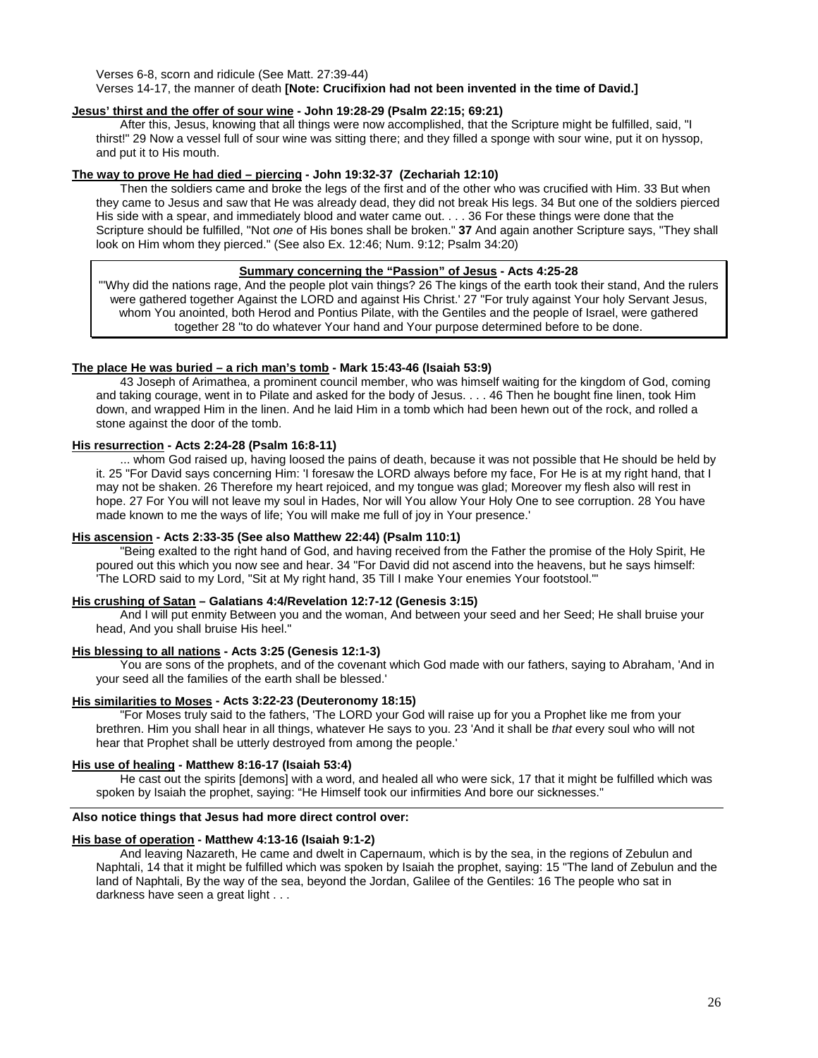Verses 6-8, scorn and ridicule (See Matt. 27:39-44)
Verses 14-17, the manner of death **[Note: Crucifixion had not been invented in the time of David.]**

**Jesus' thirst and the offer of sour wine - John 19:28-29 (Psalm 22:15; 69:21)**

After this, Jesus, knowing that all things were now accomplished, that the Scripture might be fulfilled, said, "I thirst!" 29 Now a vessel full of sour wine was sitting there; and they filled a sponge with sour wine, put it on hyssop, and put it to His mouth.

**The way to prove He had died – piercing - John 19:32-37 (Zechariah 12:10)**

Then the soldiers came and broke the legs of the first and of the other who was crucified with Him. 33 But when they came to Jesus and saw that He was already dead, they did not break His legs. 34 But one of the soldiers pierced His side with a spear, and immediately blood and water came out. . . . 36 For these things were done that the Scripture should be fulfilled, "Not *one* of His bones shall be broken." **37** And again another Scripture says, "They shall look on Him whom they pierced." (See also Ex. 12:46; Num. 9:12; Psalm 34:20)

**Summary concerning the "Passion" of Jesus - Acts 4:25-28**

"'Why did the nations rage, And the people plot vain things? 26 The kings of the earth took their stand, And the rulers were gathered together Against the LORD and against His Christ.' 27 "For truly against Your holy Servant Jesus, whom You anointed, both Herod and Pontius Pilate, with the Gentiles and the people of Israel, were gathered together 28 "to do whatever Your hand and Your purpose determined before to be done.

**The place He was buried – a rich man's tomb - Mark 15:43-46 (Isaiah 53:9)**

43 Joseph of Arimathea, a prominent council member, who was himself waiting for the kingdom of God, coming and taking courage, went in to Pilate and asked for the body of Jesus. . . . 46 Then he bought fine linen, took Him down, and wrapped Him in the linen. And he laid Him in a tomb which had been hewn out of the rock, and rolled a stone against the door of the tomb.

**His resurrection - Acts 2:24-28 (Psalm 16:8-11)**

... whom God raised up, having loosed the pains of death, because it was not possible that He should be held by it. 25 "For David says concerning Him: 'I foresaw the LORD always before my face, For He is at my right hand, that I may not be shaken. 26 Therefore my heart rejoiced, and my tongue was glad; Moreover my flesh also will rest in hope. 27 For You will not leave my soul in Hades, Nor will You allow Your Holy One to see corruption. 28 You have made known to me the ways of life; You will make me full of joy in Your presence.'

**His ascension - Acts 2:33-35 (See also Matthew 22:44) (Psalm 110:1)**

"Being exalted to the right hand of God, and having received from the Father the promise of the Holy Spirit, He poured out this which you now see and hear. 34 "For David did not ascend into the heavens, but he says himself: 'The LORD said to my Lord, "Sit at My right hand, 35 Till I make Your enemies Your footstool."'

**His crushing of Satan – Galatians 4:4/Revelation 12:7-12 (Genesis 3:15)**

And I will put enmity Between you and the woman, And between your seed and her Seed; He shall bruise your head, And you shall bruise His heel."

**His blessing to all nations - Acts 3:25 (Genesis 12:1-3)**

You are sons of the prophets, and of the covenant which God made with our fathers, saying to Abraham, 'And in your seed all the families of the earth shall be blessed.'

**His similarities to Moses - Acts 3:22-23 (Deuteronomy 18:15)**

"For Moses truly said to the fathers, 'The LORD your God will raise up for you a Prophet like me from your brethren. Him you shall hear in all things, whatever He says to you. 23 'And it shall be *that* every soul who will not hear that Prophet shall be utterly destroyed from among the people.'

**His use of healing - Matthew 8:16-17 (Isaiah 53:4)**

He cast out the spirits [demons] with a word, and healed all who were sick, 17 that it might be fulfilled which was spoken by Isaiah the prophet, saying: "He Himself took our infirmities And bore our sicknesses."

---

**Also notice things that Jesus had more direct control over:**

**His base of operation - Matthew 4:13-16 (Isaiah 9:1-2)**

And leaving Nazareth, He came and dwelt in Capernaum, which is by the sea, in the regions of Zebulun and Naphtali, 14 that it might be fulfilled which was spoken by Isaiah the prophet, saying: 15 "The land of Zebulun and the land of Naphtali, By the way of the sea, beyond the Jordan, Galilee of the Gentiles: 16 The people who sat in darkness have seen a great light . . .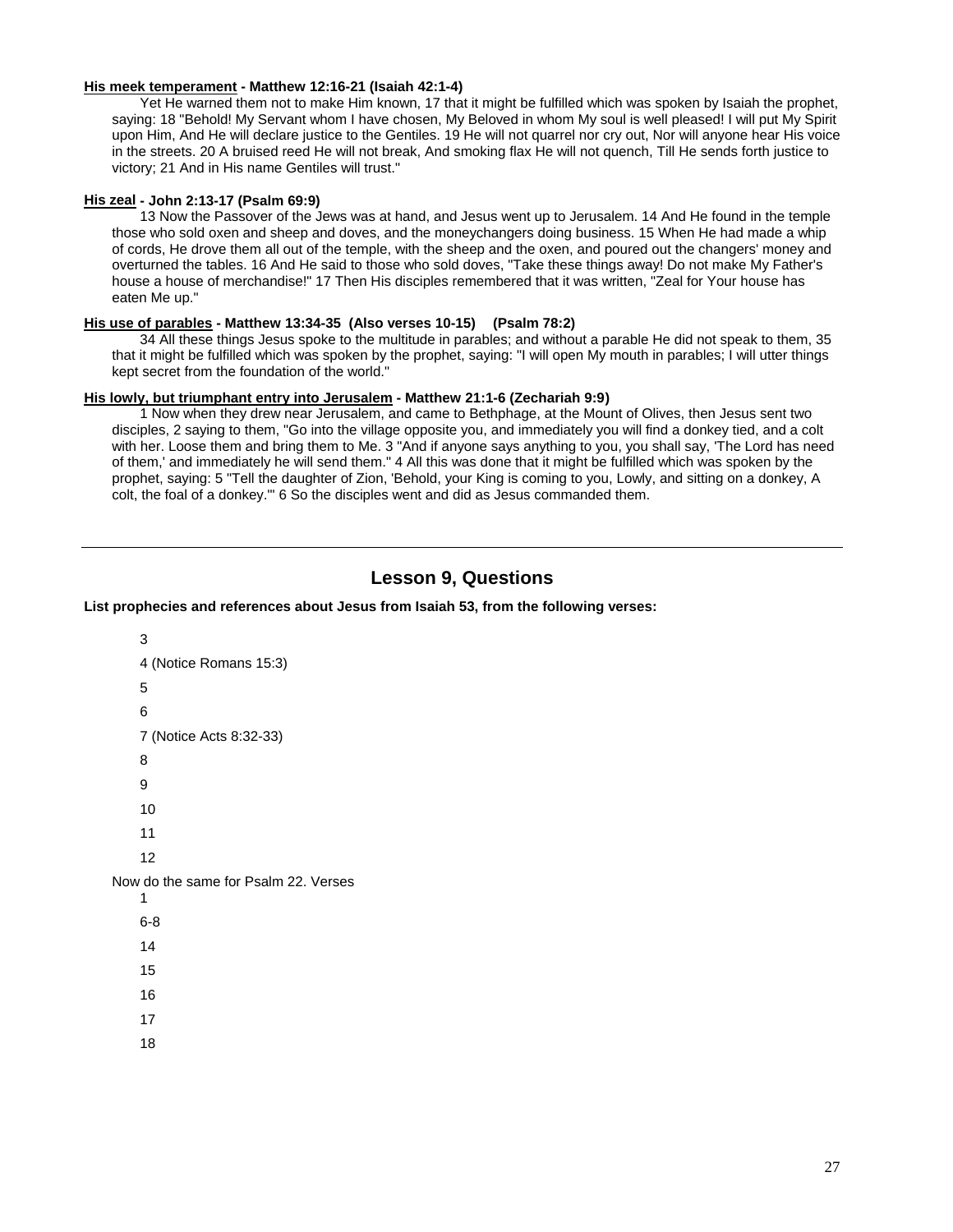**<u>His meek temperament</u> - Matthew 12:16-21 (Isaiah 42:1-4)**

Yet He warned them not to make Him known, 17 that it might be fulfilled which was spoken by Isaiah the prophet, saying: 18 "Behold! My Servant whom I have chosen, My Beloved in whom My soul is well pleased! I will put My Spirit upon Him, And He will declare justice to the Gentiles. 19 He will not quarrel nor cry out, Nor will anyone hear His voice in the streets. 20 A bruised reed He will not break, And smoking flax He will not quench, Till He sends forth justice to victory; 21 And in His name Gentiles will trust."

**<u>His zeal</u> - John 2:13-17 (Psalm 69:9)**

13 Now the Passover of the Jews was at hand, and Jesus went up to Jerusalem. 14 And He found in the temple those who sold oxen and sheep and doves, and the moneychangers doing business. 15 When He had made a whip of cords, He drove them all out of the temple, with the sheep and the oxen, and poured out the changers' money and overturned the tables. 16 And He said to those who sold doves, "Take these things away! Do not make My Father's house a house of merchandise!" 17 Then His disciples remembered that it was written, "Zeal for Your house has eaten Me up."

**<u>His use of parables</u> - Matthew 13:34-35 (Also verses 10-15) (Psalm 78:2)**

34 All these things Jesus spoke to the multitude in parables; and without a parable He did not speak to them, 35 that it might be fulfilled which was spoken by the prophet, saying: "I will open My mouth in parables; I will utter things kept secret from the foundation of the world."

**<u>His lowly, but triumphant entry into Jerusalem</u> - Matthew 21:1-6 (Zechariah 9:9)**

1 Now when they drew near Jerusalem, and came to Bethphage, at the Mount of Olives, then Jesus sent two disciples, 2 saying to them, "Go into the village opposite you, and immediately you will find a donkey tied, and a colt with her. Loose them and bring them to Me. 3 "And if anyone says anything to you, you shall say, 'The Lord has need of them,' and immediately he will send them." 4 All this was done that it might be fulfilled which was spoken by the prophet, saying: 5 "Tell the daughter of Zion, 'Behold, your King is coming to you, Lowly, and sitting on a donkey, A colt, the foal of a donkey.'" 6 So the disciples went and did as Jesus commanded them.

---

## Lesson 9, Questions

**List prophecies and references about Jesus from Isaiah 53, from the following verses:**

3

4 (Notice Romans 15:3)

5

6

7 (Notice Acts 8:32-33)

8

9

10

11

12

Now do the same for Psalm 22. Verses

1

6-8

14

15

16

17

18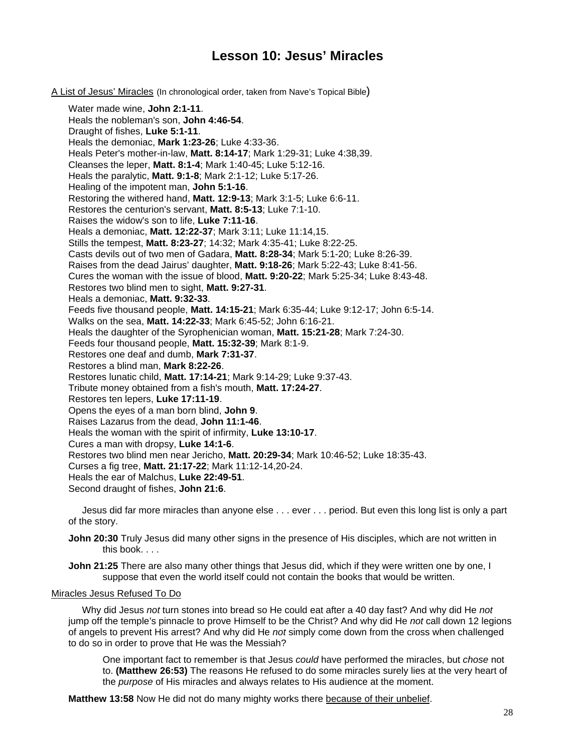# Lesson 10: Jesus' Miracles

A List of Jesus' Miracles (In chronological order, taken from Nave's Topical Bible)

Water made wine, **John 2:1-11**.
Heals the nobleman's son, **John 4:46-54**.
Draught of fishes, **Luke 5:1-11**.
Heals the demoniac, **Mark 1:23-26**; Luke 4:33-36.
Heals Peter's mother-in-law, **Matt. 8:14-17**; Mark 1:29-31; Luke 4:38,39.
Cleanses the leper, **Matt. 8:1-4**; Mark 1:40-45; Luke 5:12-16.
Heals the paralytic, **Matt. 9:1-8**; Mark 2:1-12; Luke 5:17-26.
Healing of the impotent man, **John 5:1-16**.
Restoring the withered hand, **Matt. 12:9-13**; Mark 3:1-5; Luke 6:6-11.
Restores the centurion's servant, **Matt. 8:5-13**; Luke 7:1-10.
Raises the widow's son to life, **Luke 7:11-16**.
Heals a demoniac, **Matt. 12:22-37**; Mark 3:11; Luke 11:14,15.
Stills the tempest, **Matt. 8:23-27**; 14:32; Mark 4:35-41; Luke 8:22-25.
Casts devils out of two men of Gadara, **Matt. 8:28-34**; Mark 5:1-20; Luke 8:26-39.
Raises from the dead Jairus' daughter, **Matt. 9:18-26**; Mark 5:22-43; Luke 8:41-56.
Cures the woman with the issue of blood, **Matt. 9:20-22**; Mark 5:25-34; Luke 8:43-48.
Restores two blind men to sight, **Matt. 9:27-31**.
Heals a demoniac, **Matt. 9:32-33**.
Feeds five thousand people, **Matt. 14:15-21**; Mark 6:35-44; Luke 9:12-17; John 6:5-14.
Walks on the sea, **Matt. 14:22-33**; Mark 6:45-52; John 6:16-21.
Heals the daughter of the Syrophenician woman, **Matt. 15:21-28**; Mark 7:24-30.
Feeds four thousand people, **Matt. 15:32-39**; Mark 8:1-9.
Restores one deaf and dumb, **Mark 7:31-37**.
Restores a blind man, **Mark 8:22-26**.
Restores lunatic child, **Matt. 17:14-21**; Mark 9:14-29; Luke 9:37-43.
Tribute money obtained from a fish's mouth, **Matt. 17:24-27**.
Restores ten lepers, **Luke 17:11-19**.
Opens the eyes of a man born blind, **John 9**.
Raises Lazarus from the dead, **John 11:1-46**.
Heals the woman with the spirit of infirmity, **Luke 13:10-17**.
Cures a man with dropsy, **Luke 14:1-6**.
Restores two blind men near Jericho, **Matt. 20:29-34**; Mark 10:46-52; Luke 18:35-43.
Curses a fig tree, **Matt. 21:17-22**; Mark 11:12-14,20-24.
Heals the ear of Malchus, **Luke 22:49-51**.
Second draught of fishes, **John 21:6**.

Jesus did far more miracles than anyone else . . . ever . . . period. But even this long list is only a part of the story.

**John 20:30** Truly Jesus did many other signs in the presence of His disciples, which are not written in this book. . . .

**John 21:25** There are also many other things that Jesus did, which if they were written one by one, I suppose that even the world itself could not contain the books that would be written.

Miracles Jesus Refused To Do

Why did Jesus *not* turn stones into bread so He could eat after a 40 day fast? And why did He *not* jump off the temple's pinnacle to prove Himself to be the Christ? And why did He *not* call down 12 legions of angels to prevent His arrest? And why did He *not* simply come down from the cross when challenged to do so in order to prove that He was the Messiah?

> One important fact to remember is that Jesus *could* have performed the miracles, but *chose* not to. **(Matthew 26:53)** The reasons He refused to do some miracles surely lies at the very heart of the *purpose* of His miracles and always relates to His audience at the moment.

**Matthew 13:58** Now He did not do many mighty works there because of their unbelief.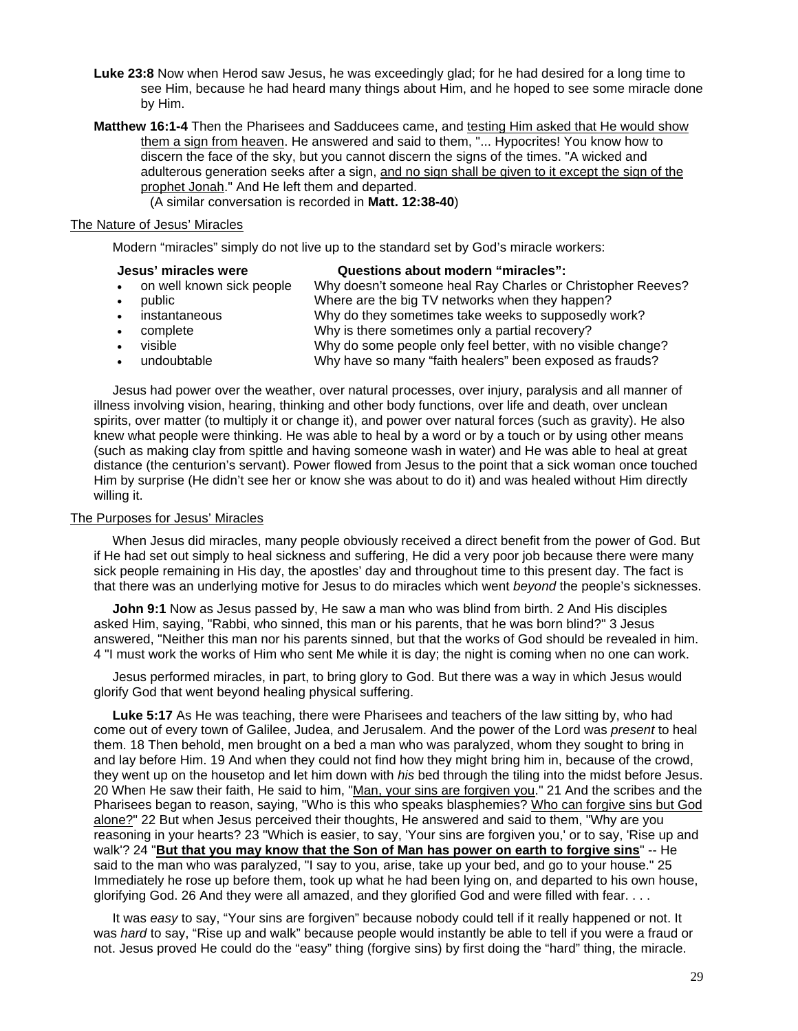**Luke 23:8** Now when Herod saw Jesus, he was exceedingly glad; for he had desired for a long time to see Him, because he had heard many things about Him, and he hoped to see some miracle done by Him.

**Matthew 16:1-4** Then the Pharisees and Sadducees came, and <u>testing Him asked that He would show them a sign from heaven</u>. He answered and said to them, "... Hypocrites! You know how to discern the face of the sky, but you cannot discern the signs of the times. "A wicked and adulterous generation seeks after a sign, <u>and no sign shall be given to it except the sign of the prophet Jonah</u>." And He left them and departed.
(A similar conversation is recorded in **Matt. 12:38-40**)

<u>The Nature of Jesus' Miracles</u>

Modern "miracles" simply do not live up to the standard set by God's miracle workers:

| **Jesus' miracles were** | **Questions about modern "miracles":** |
|---|---|
| • on well known sick people | Why doesn't someone heal Ray Charles or Christopher Reeves? |
| • public | Where are the big TV networks when they happen? |
| • instantaneous | Why do they sometimes take weeks to supposedly work? |
| • complete | Why is there sometimes only a partial recovery? |
| • visible | Why do some people only feel better, with no visible change? |
| • undoubtable | Why have so many "faith healers" been exposed as frauds? |

Jesus had power over the weather, over natural processes, over injury, paralysis and all manner of illness involving vision, hearing, thinking and other body functions, over life and death, over unclean spirits, over matter (to multiply it or change it), and power over natural forces (such as gravity). He also knew what people were thinking. He was able to heal by a word or by a touch or by using other means (such as making clay from spittle and having someone wash in water) and He was able to heal at great distance (the centurion's servant). Power flowed from Jesus to the point that a sick woman once touched Him by surprise (He didn't see her or know she was about to do it) and was healed without Him directly willing it.

<u>The Purposes for Jesus' Miracles</u>

When Jesus did miracles, many people obviously received a direct benefit from the power of God. But if He had set out simply to heal sickness and suffering, He did a very poor job because there were many sick people remaining in His day, the apostles' day and throughout time to this present day. The fact is that there was an underlying motive for Jesus to do miracles which went *beyond* the people's sicknesses.

**John 9:1** Now as Jesus passed by, He saw a man who was blind from birth. 2 And His disciples asked Him, saying, "Rabbi, who sinned, this man or his parents, that he was born blind?" 3 Jesus answered, "Neither this man nor his parents sinned, but that the works of God should be revealed in him. 4 "I must work the works of Him who sent Me while it is day; the night is coming when no one can work.

Jesus performed miracles, in part, to bring glory to God. But there was a way in which Jesus would glorify God that went beyond healing physical suffering.

**Luke 5:17** As He was teaching, there were Pharisees and teachers of the law sitting by, who had come out of every town of Galilee, Judea, and Jerusalem. And the power of the Lord was *present* to heal them. 18 Then behold, men brought on a bed a man who was paralyzed, whom they sought to bring in and lay before Him. 19 And when they could not find how they might bring him in, because of the crowd, they went up on the housetop and let him down with *his* bed through the tiling into the midst before Jesus. 20 When He saw their faith, He said to him, "<u>Man, your sins are forgiven you</u>." 21 And the scribes and the Pharisees began to reason, saying, "Who is this who speaks blasphemies? <u>Who can forgive sins but God alone?</u>" 22 But when Jesus perceived their thoughts, He answered and said to them, "Why are you reasoning in your hearts? 23 "Which is easier, to say, 'Your sins are forgiven you,' or to say, 'Rise up and walk'? 24 "**<u>But that you may know that the Son of Man has power on earth to forgive sins</u>**" -- He said to the man who was paralyzed, "I say to you, arise, take up your bed, and go to your house." 25 Immediately he rose up before them, took up what he had been lying on, and departed to his own house, glorifying God. 26 And they were all amazed, and they glorified God and were filled with fear. . . .

It was *easy* to say, "Your sins are forgiven" because nobody could tell if it really happened or not. It was *hard* to say, "Rise up and walk" because people would instantly be able to tell if you were a fraud or not. Jesus proved He could do the "easy" thing (forgive sins) by first doing the "hard" thing, the miracle.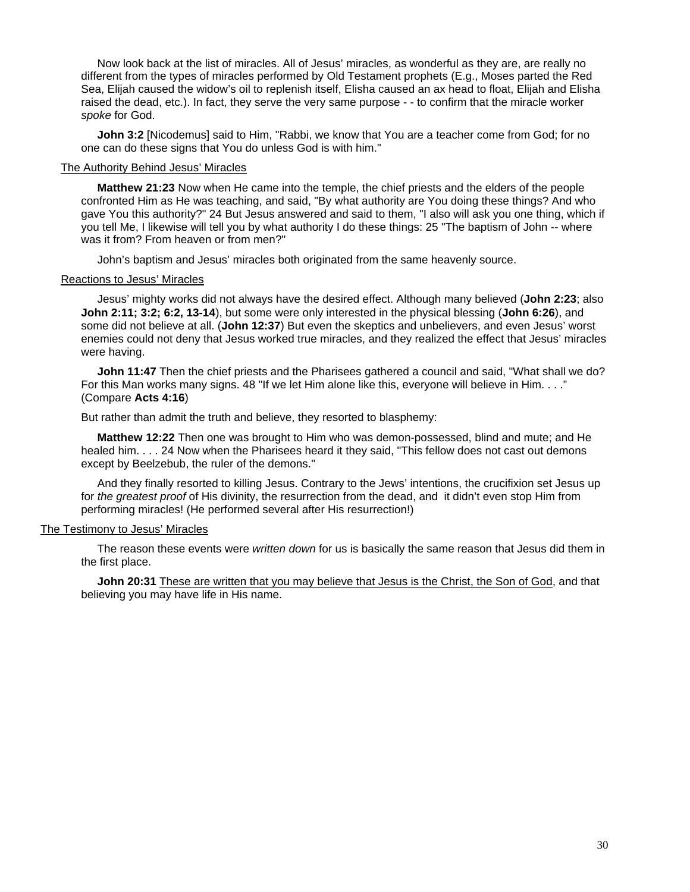Now look back at the list of miracles. All of Jesus' miracles, as wonderful as they are, are really no different from the types of miracles performed by Old Testament prophets (E.g., Moses parted the Red Sea, Elijah caused the widow's oil to replenish itself, Elisha caused an ax head to float, Elijah and Elisha raised the dead, etc.). In fact, they serve the very same purpose - - to confirm that the miracle worker *spoke* for God.

**John 3:2** [Nicodemus] said to Him, "Rabbi, we know that You are a teacher come from God; for no one can do these signs that You do unless God is with him."

### The Authority Behind Jesus' Miracles

**Matthew 21:23** Now when He came into the temple, the chief priests and the elders of the people confronted Him as He was teaching, and said, "By what authority are You doing these things? And who gave You this authority?" 24 But Jesus answered and said to them, "I also will ask you one thing, which if you tell Me, I likewise will tell you by what authority I do these things: 25 "The baptism of John -- where was it from? From heaven or from men?"

John's baptism and Jesus' miracles both originated from the same heavenly source.

### Reactions to Jesus' Miracles

Jesus' mighty works did not always have the desired effect. Although many believed (**John 2:23**; also **John 2:11; 3:2; 6:2, 13-14**), but some were only interested in the physical blessing (**John 6:26**), and some did not believe at all. (**John 12:37**) But even the skeptics and unbelievers, and even Jesus' worst enemies could not deny that Jesus worked true miracles, and they realized the effect that Jesus' miracles were having.

**John 11:47** Then the chief priests and the Pharisees gathered a council and said, "What shall we do? For this Man works many signs. 48 "If we let Him alone like this, everyone will believe in Him. . . ." (Compare **Acts 4:16**)

But rather than admit the truth and believe, they resorted to blasphemy:

**Matthew 12:22** Then one was brought to Him who was demon-possessed, blind and mute; and He healed him. . . . 24 Now when the Pharisees heard it they said, "This fellow does not cast out demons except by Beelzebub, the ruler of the demons."

And they finally resorted to killing Jesus. Contrary to the Jews' intentions, the crucifixion set Jesus up for *the greatest proof* of His divinity, the resurrection from the dead, and it didn't even stop Him from performing miracles! (He performed several after His resurrection!)

## The Testimony to Jesus' Miracles

The reason these events were *written down* for us is basically the same reason that Jesus did them in the first place.

**John 20:31** These are written that you may believe that Jesus is the Christ, the Son of God, and that believing you may have life in His name.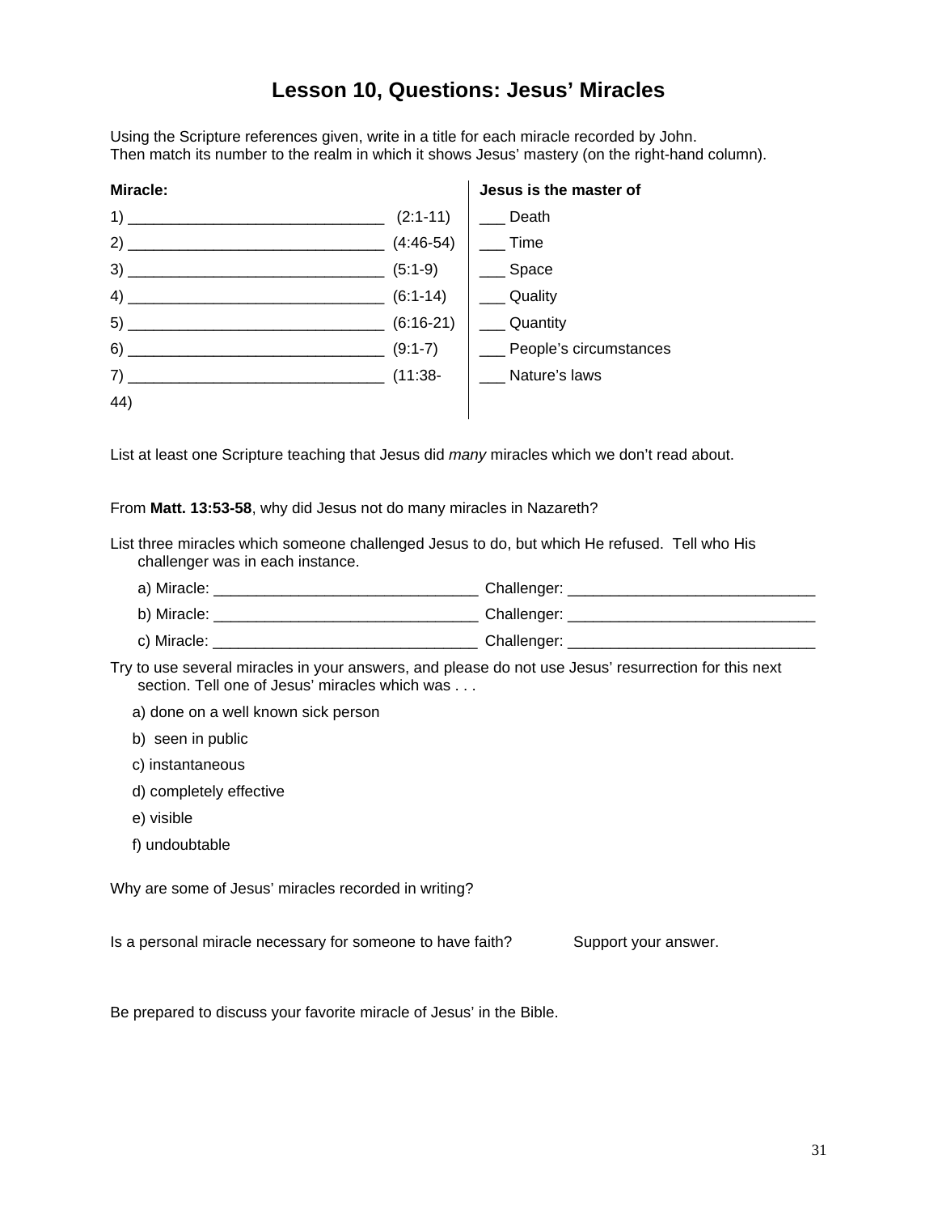# Lesson 10, Questions: Jesus' Miracles

Using the Scripture references given, write in a title for each miracle recorded by John.
Then match its number to the realm in which it shows Jesus' mastery (on the right-hand column).

| Miracle: | | Jesus is the master of |
|---|---|---|
| 1) ______________________________ | (2:1-11) | ___ Death |
| 2) ______________________________ | (4:46-54) | ___ Time |
| 3) ______________________________ | (5:1-9) | ___ Space |
| 4) ______________________________ | (6:1-14) | ___ Quality |
| 5) ______________________________ | (6:16-21) | ___ Quantity |
| 6) ______________________________ | (9:1-7) | ___ People's circumstances |
| 7) ______________________________ | (11:38-44) | ___ Nature's laws |

List at least one Scripture teaching that Jesus did *many* miracles which we don't read about.

From **Matt. 13:53-58**, why did Jesus not do many miracles in Nazareth?

List three miracles which someone challenged Jesus to do, but which He refused. Tell who His challenger was in each instance.

a) Miracle: _______________________________ Challenger: _____________________________

b) Miracle: _______________________________ Challenger: _____________________________

c) Miracle: _______________________________ Challenger: _____________________________

Try to use several miracles in your answers, and please do not use Jesus' resurrection for this next section. Tell one of Jesus' miracles which was . . .

a) done on a well known sick person

b) seen in public

c) instantaneous

d) completely effective

e) visible

f) undoubtable

Why are some of Jesus' miracles recorded in writing?

Is a personal miracle necessary for someone to have faith? Support your answer.

Be prepared to discuss your favorite miracle of Jesus' in the Bible.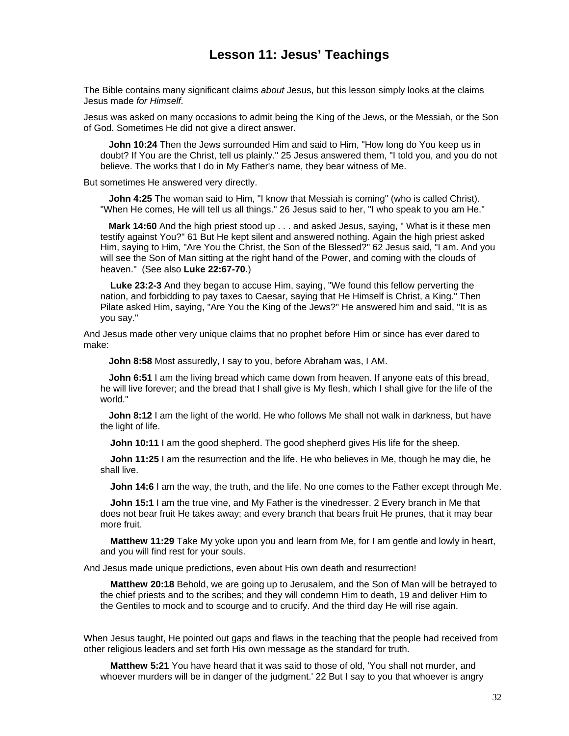# Lesson 11: Jesus' Teachings

The Bible contains many significant claims *about* Jesus, but this lesson simply looks at the claims Jesus made *for Himself*.

Jesus was asked on many occasions to admit being the King of the Jews, or the Messiah, or the Son of God. Sometimes He did not give a direct answer.

> **John 10:24** Then the Jews surrounded Him and said to Him, "How long do You keep us in doubt? If You are the Christ, tell us plainly." 25 Jesus answered them, "I told you, and you do not believe. The works that I do in My Father's name, they bear witness of Me.

But sometimes He answered very directly.

> **John 4:25** The woman said to Him, "I know that Messiah is coming" (who is called Christ). "When He comes, He will tell us all things." 26 Jesus said to her, "I who speak to you am He."

> **Mark 14:60** And the high priest stood up . . . and asked Jesus, saying, " What is it these men testify against You?" 61 But He kept silent and answered nothing. Again the high priest asked Him, saying to Him, "Are You the Christ, the Son of the Blessed?" 62 Jesus said, "I am. And you will see the Son of Man sitting at the right hand of the Power, and coming with the clouds of heaven." (See also **Luke 22:67-70**.)

> **Luke 23:2-3** And they began to accuse Him, saying, "We found this fellow perverting the nation, and forbidding to pay taxes to Caesar, saying that He Himself is Christ, a King." Then Pilate asked Him, saying, "Are You the King of the Jews?" He answered him and said, "It is as you say."

And Jesus made other very unique claims that no prophet before Him or since has ever dared to make:

> **John 8:58** Most assuredly, I say to you, before Abraham was, I AM.

> **John 6:51** I am the living bread which came down from heaven. If anyone eats of this bread, he will live forever; and the bread that I shall give is My flesh, which I shall give for the life of the world."

> **John 8:12** I am the light of the world. He who follows Me shall not walk in darkness, but have the light of life.

> **John 10:11** I am the good shepherd. The good shepherd gives His life for the sheep.

> **John 11:25** I am the resurrection and the life. He who believes in Me, though he may die, he shall live.

> **John 14:6** I am the way, the truth, and the life. No one comes to the Father except through Me.

> **John 15:1** I am the true vine, and My Father is the vinedresser. 2 Every branch in Me that does not bear fruit He takes away; and every branch that bears fruit He prunes, that it may bear more fruit.

> **Matthew 11:29** Take My yoke upon you and learn from Me, for I am gentle and lowly in heart, and you will find rest for your souls.

And Jesus made unique predictions, even about His own death and resurrection!

> **Matthew 20:18** Behold, we are going up to Jerusalem, and the Son of Man will be betrayed to the chief priests and to the scribes; and they will condemn Him to death, 19 and deliver Him to the Gentiles to mock and to scourge and to crucify. And the third day He will rise again.

When Jesus taught, He pointed out gaps and flaws in the teaching that the people had received from other religious leaders and set forth His own message as the standard for truth.

> **Matthew 5:21** You have heard that it was said to those of old, 'You shall not murder, and whoever murders will be in danger of the judgment.' 22 But I say to you that whoever is angry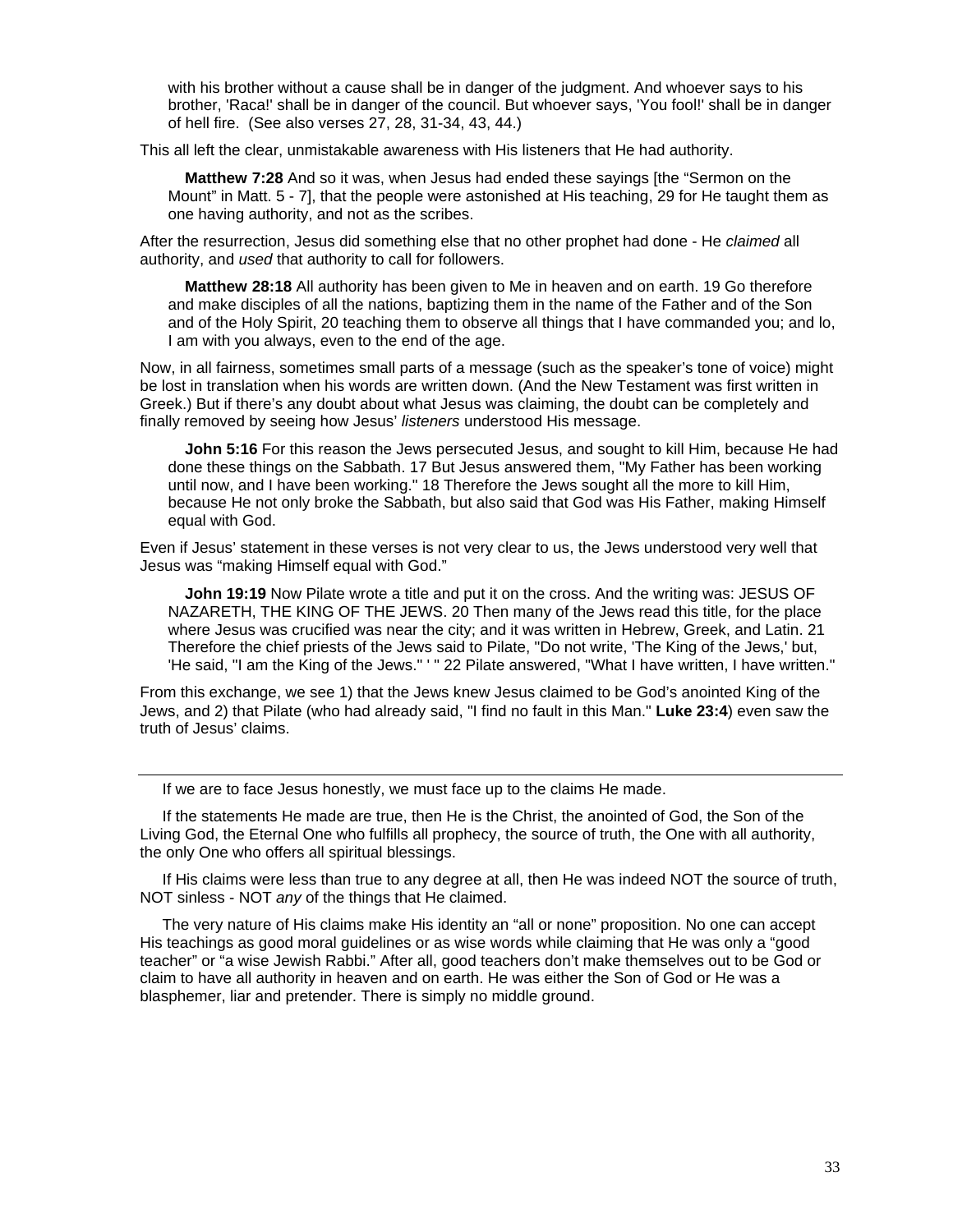with his brother without a cause shall be in danger of the judgment. And whoever says to his brother, 'Raca!' shall be in danger of the council. But whoever says, 'You fool!' shall be in danger of hell fire. (See also verses 27, 28, 31-34, 43, 44.)

This all left the clear, unmistakable awareness with His listeners that He had authority.

> **Matthew 7:28** And so it was, when Jesus had ended these sayings [the "Sermon on the Mount" in Matt. 5 - 7], that the people were astonished at His teaching, 29 for He taught them as one having authority, and not as the scribes.

After the resurrection, Jesus did something else that no other prophet had done - He *claimed* all authority, and *used* that authority to call for followers.

> **Matthew 28:18** All authority has been given to Me in heaven and on earth. 19 Go therefore and make disciples of all the nations, baptizing them in the name of the Father and of the Son and of the Holy Spirit, 20 teaching them to observe all things that I have commanded you; and lo, I am with you always, even to the end of the age.

Now, in all fairness, sometimes small parts of a message (such as the speaker's tone of voice) might be lost in translation when his words are written down. (And the New Testament was first written in Greek.) But if there's any doubt about what Jesus was claiming, the doubt can be completely and finally removed by seeing how Jesus' *listeners* understood His message.

> **John 5:16** For this reason the Jews persecuted Jesus, and sought to kill Him, because He had done these things on the Sabbath. 17 But Jesus answered them, "My Father has been working until now, and I have been working." 18 Therefore the Jews sought all the more to kill Him, because He not only broke the Sabbath, but also said that God was His Father, making Himself equal with God.

Even if Jesus' statement in these verses is not very clear to us, the Jews understood very well that Jesus was "making Himself equal with God."

> **John 19:19** Now Pilate wrote a title and put it on the cross. And the writing was: JESUS OF NAZARETH, THE KING OF THE JEWS. 20 Then many of the Jews read this title, for the place where Jesus was crucified was near the city; and it was written in Hebrew, Greek, and Latin. 21 Therefore the chief priests of the Jews said to Pilate, "Do not write, 'The King of the Jews,' but, 'He said, "I am the King of the Jews." ' " 22 Pilate answered, "What I have written, I have written."

From this exchange, we see 1) that the Jews knew Jesus claimed to be God's anointed King of the Jews, and 2) that Pilate (who had already said, "I find no fault in this Man." **Luke 23:4**) even saw the truth of Jesus' claims.

---

If we are to face Jesus honestly, we must face up to the claims He made.

If the statements He made are true, then He is the Christ, the anointed of God, the Son of the Living God, the Eternal One who fulfills all prophecy, the source of truth, the One with all authority, the only One who offers all spiritual blessings.

If His claims were less than true to any degree at all, then He was indeed NOT the source of truth, NOT sinless - NOT *any* of the things that He claimed.

The very nature of His claims make His identity an "all or none" proposition. No one can accept His teachings as good moral guidelines or as wise words while claiming that He was only a "good teacher" or "a wise Jewish Rabbi." After all, good teachers don't make themselves out to be God or claim to have all authority in heaven and on earth. He was either the Son of God or He was a blasphemer, liar and pretender. There is simply no middle ground.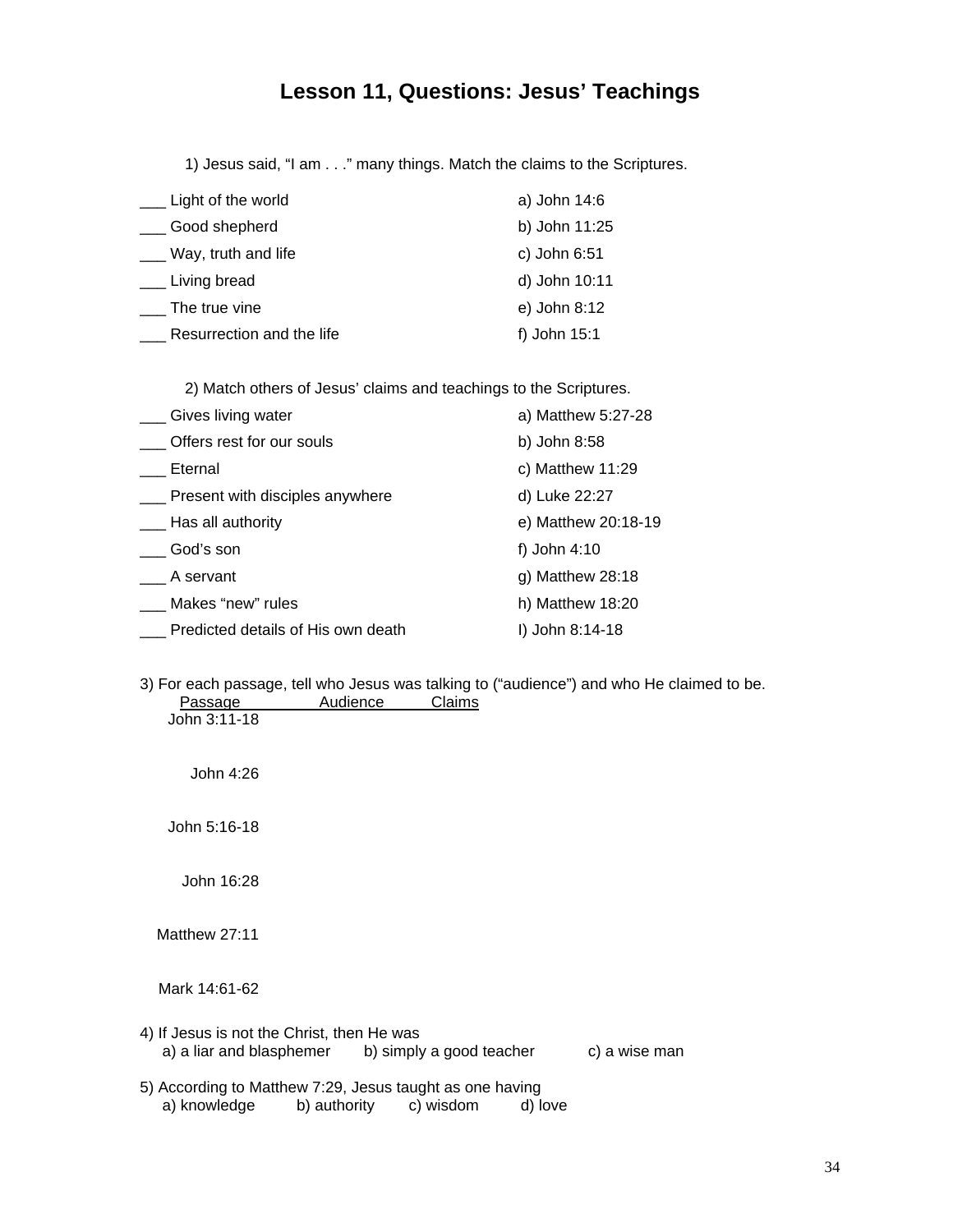# Lesson 11, Questions: Jesus' Teachings

1) Jesus said, "I am . . ." many things. Match the claims to the Scriptures.

| | |
|---|---|
| ___ Light of the world | a) John 14:6 |
| ___ Good shepherd | b) John 11:25 |
| ___ Way, truth and life | c) John 6:51 |
| ___ Living bread | d) John 10:11 |
| ___ The true vine | e) John 8:12 |
| ___ Resurrection and the life | f) John 15:1 |

2) Match others of Jesus' claims and teachings to the Scriptures.

| | |
|---|---|
| ___ Gives living water | a) Matthew 5:27-28 |
| ___ Offers rest for our souls | b) John 8:58 |
| ___ Eternal | c) Matthew 11:29 |
| ___ Present with disciples anywhere | d) Luke 22:27 |
| ___ Has all authority | e) Matthew 20:18-19 |
| ___ God's son | f) John 4:10 |
| ___ A servant | g) Matthew 28:18 |
| ___ Makes "new" rules | h) Matthew 18:20 |
| ___ Predicted details of His own death | I) John 8:14-18 |

3) For each passage, tell who Jesus was talking to ("audience") and who He claimed to be.

| Passage | Audience | Claims |
|---|---|---|
| John 3:11-18 | | |
| John 4:26 | | |
| John 5:16-18 | | |
| John 16:28 | | |
| Matthew 27:11 | | |
| Mark 14:61-62 | | |

4) If Jesus is not the Christ, then He was
a) a liar and blasphemer b) simply a good teacher c) a wise man

5) According to Matthew 7:29, Jesus taught as one having
a) knowledge b) authority c) wisdom d) love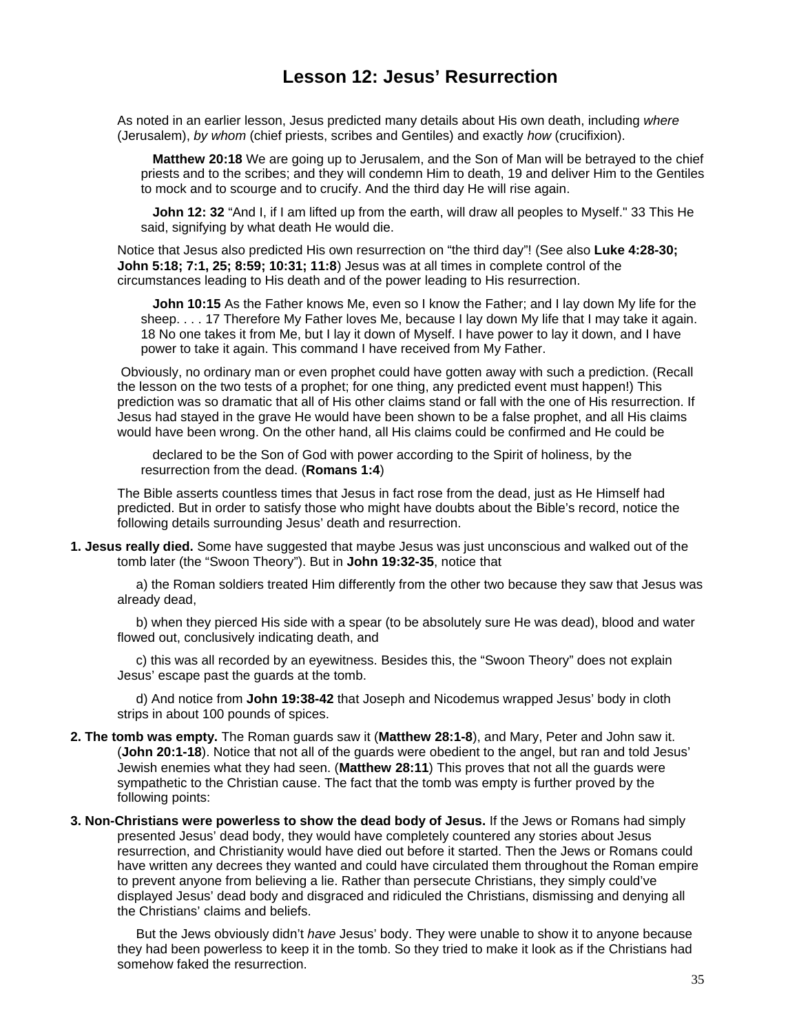# Lesson 12: Jesus' Resurrection

As noted in an earlier lesson, Jesus predicted many details about His own death, including *where* (Jerusalem), *by whom* (chief priests, scribes and Gentiles) and exactly *how* (crucifixion).

> **Matthew 20:18** We are going up to Jerusalem, and the Son of Man will be betrayed to the chief priests and to the scribes; and they will condemn Him to death, 19 and deliver Him to the Gentiles to mock and to scourge and to crucify. And the third day He will rise again.

> **John 12: 32** "And I, if I am lifted up from the earth, will draw all peoples to Myself." 33 This He said, signifying by what death He would die.

Notice that Jesus also predicted His own resurrection on "the third day"! (See also **Luke 4:28-30; John 5:18; 7:1, 25; 8:59; 10:31; 11:8**) Jesus was at all times in complete control of the circumstances leading to His death and of the power leading to His resurrection.

> **John 10:15** As the Father knows Me, even so I know the Father; and I lay down My life for the sheep. . . . 17 Therefore My Father loves Me, because I lay down My life that I may take it again. 18 No one takes it from Me, but I lay it down of Myself. I have power to lay it down, and I have power to take it again. This command I have received from My Father.

Obviously, no ordinary man or even prophet could have gotten away with such a prediction. (Recall the lesson on the two tests of a prophet; for one thing, any predicted event must happen!) This prediction was so dramatic that all of His other claims stand or fall with the one of His resurrection. If Jesus had stayed in the grave He would have been shown to be a false prophet, and all His claims would have been wrong. On the other hand, all His claims could be confirmed and He could be

> declared to be the Son of God with power according to the Spirit of holiness, by the resurrection from the dead. (**Romans 1:4**)

The Bible asserts countless times that Jesus in fact rose from the dead, just as He Himself had predicted. But in order to satisfy those who might have doubts about the Bible's record, notice the following details surrounding Jesus' death and resurrection.

**1. Jesus really died.** Some have suggested that maybe Jesus was just unconscious and walked out of the tomb later (the "Swoon Theory"). But in **John 19:32-35**, notice that

a) the Roman soldiers treated Him differently from the other two because they saw that Jesus was already dead,

b) when they pierced His side with a spear (to be absolutely sure He was dead), blood and water flowed out, conclusively indicating death, and

c) this was all recorded by an eyewitness. Besides this, the "Swoon Theory" does not explain Jesus' escape past the guards at the tomb.

d) And notice from **John 19:38-42** that Joseph and Nicodemus wrapped Jesus' body in cloth strips in about 100 pounds of spices.

**2. The tomb was empty.** The Roman guards saw it (**Matthew 28:1-8**), and Mary, Peter and John saw it. (**John 20:1-18**). Notice that not all of the guards were obedient to the angel, but ran and told Jesus' Jewish enemies what they had seen. (**Matthew 28:11**) This proves that not all the guards were sympathetic to the Christian cause. The fact that the tomb was empty is further proved by the following points:

**3. Non-Christians were powerless to show the dead body of Jesus.** If the Jews or Romans had simply presented Jesus' dead body, they would have completely countered any stories about Jesus resurrection, and Christianity would have died out before it started. Then the Jews or Romans could have written any decrees they wanted and could have circulated them throughout the Roman empire to prevent anyone from believing a lie. Rather than persecute Christians, they simply could've displayed Jesus' dead body and disgraced and ridiculed the Christians, dismissing and denying all the Christians' claims and beliefs.

But the Jews obviously didn't *have* Jesus' body. They were unable to show it to anyone because they had been powerless to keep it in the tomb. So they tried to make it look as if the Christians had somehow faked the resurrection.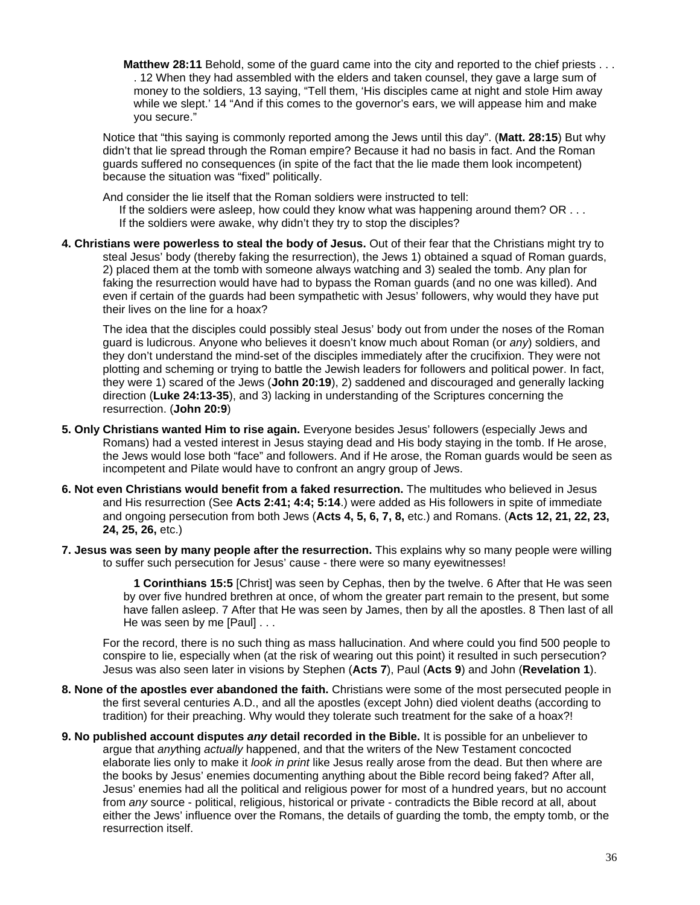> **Matthew 28:11** Behold, some of the guard came into the city and reported to the chief priests . . . . 12 When they had assembled with the elders and taken counsel, they gave a large sum of money to the soldiers, 13 saying, "Tell them, 'His disciples came at night and stole Him away while we slept.' 14 "And if this comes to the governor's ears, we will appease him and make you secure."

Notice that "this saying is commonly reported among the Jews until this day". (**Matt. 28:15**) But why didn't that lie spread through the Roman empire? Because it had no basis in fact. And the Roman guards suffered no consequences (in spite of the fact that the lie made them look incompetent) because the situation was "fixed" politically.

And consider the lie itself that the Roman soldiers were instructed to tell:
If the soldiers were asleep, how could they know what was happening around them? OR . . .
If the soldiers were awake, why didn't they try to stop the disciples?

**4. Christians were powerless to steal the body of Jesus.** Out of their fear that the Christians might try to steal Jesus' body (thereby faking the resurrection), the Jews 1) obtained a squad of Roman guards, 2) placed them at the tomb with someone always watching and 3) sealed the tomb. Any plan for faking the resurrection would have had to bypass the Roman guards (and no one was killed). And even if certain of the guards had been sympathetic with Jesus' followers, why would they have put their lives on the line for a hoax?

The idea that the disciples could possibly steal Jesus' body out from under the noses of the Roman guard is ludicrous. Anyone who believes it doesn't know much about Roman (or *any*) soldiers, and they don't understand the mind-set of the disciples immediately after the crucifixion. They were not plotting and scheming or trying to battle the Jewish leaders for followers and political power. In fact, they were 1) scared of the Jews (**John 20:19**), 2) saddened and discouraged and generally lacking direction (**Luke 24:13-35**), and 3) lacking in understanding of the Scriptures concerning the resurrection. (**John 20:9**)

**5. Only Christians wanted Him to rise again.** Everyone besides Jesus' followers (especially Jews and Romans) had a vested interest in Jesus staying dead and His body staying in the tomb. If He arose, the Jews would lose both "face" and followers. And if He arose, the Roman guards would be seen as incompetent and Pilate would have to confront an angry group of Jews.

**6. Not even Christians would benefit from a faked resurrection.** The multitudes who believed in Jesus and His resurrection (See **Acts 2:41; 4:4; 5:14**.) were added as His followers in spite of immediate and ongoing persecution from both Jews (**Acts 4, 5, 6, 7, 8,** etc.) and Romans. (**Acts 12, 21, 22, 23, 24, 25, 26,** etc.)

**7. Jesus was seen by many people after the resurrection.** This explains why so many people were willing to suffer such persecution for Jesus' cause - there were so many eyewitnesses!

> **1 Corinthians 15:5** [Christ] was seen by Cephas, then by the twelve. 6 After that He was seen by over five hundred brethren at once, of whom the greater part remain to the present, but some have fallen asleep. 7 After that He was seen by James, then by all the apostles. 8 Then last of all He was seen by me [Paul] . . .

For the record, there is no such thing as mass hallucination. And where could you find 500 people to conspire to lie, especially when (at the risk of wearing out this point) it resulted in such persecution? Jesus was also seen later in visions by Stephen (**Acts 7**), Paul (**Acts 9**) and John (**Revelation 1**).

**8. None of the apostles ever abandoned the faith.** Christians were some of the most persecuted people in the first several centuries A.D., and all the apostles (except John) died violent deaths (according to tradition) for their preaching. Why would they tolerate such treatment for the sake of a hoax?!

**9. No published account disputes *any* detail recorded in the Bible.** It is possible for an unbeliever to argue that *any*thing *actually* happened, and that the writers of the New Testament concocted elaborate lies only to make it *look in print* like Jesus really arose from the dead. But then where are the books by Jesus' enemies documenting anything about the Bible record being faked? After all, Jesus' enemies had all the political and religious power for most of a hundred years, but no account from *any* source - political, religious, historical or private - contradicts the Bible record at all, about either the Jews' influence over the Romans, the details of guarding the tomb, the empty tomb, or the resurrection itself.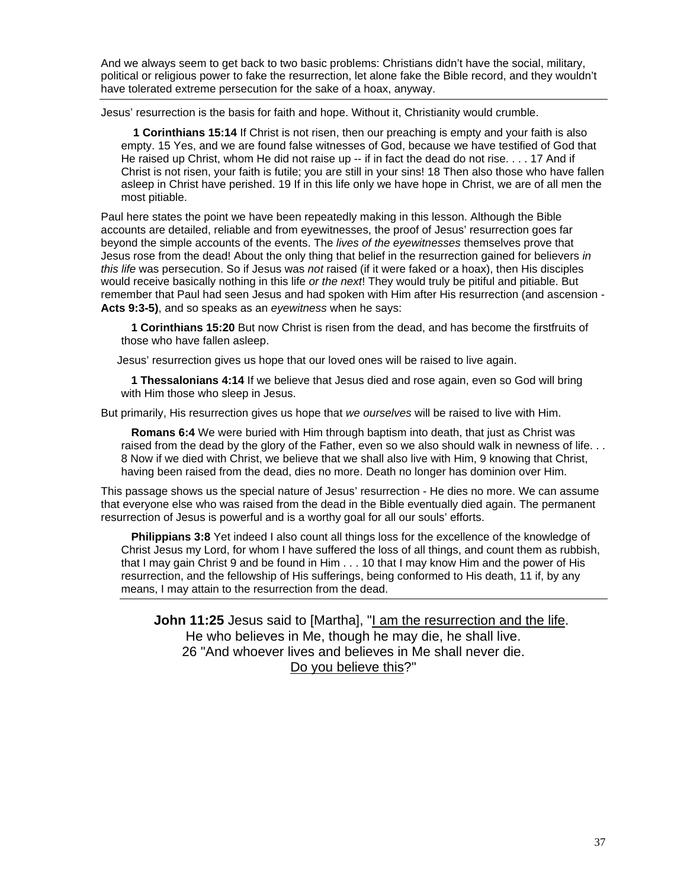And we always seem to get back to two basic problems: Christians didn't have the social, military, political or religious power to fake the resurrection, let alone fake the Bible record, and they wouldn't have tolerated extreme persecution for the sake of a hoax, anyway.

---

Jesus' resurrection is the basis for faith and hope. Without it, Christianity would crumble.

> **1 Corinthians 15:14** If Christ is not risen, then our preaching is empty and your faith is also empty. 15 Yes, and we are found false witnesses of God, because we have testified of God that He raised up Christ, whom He did not raise up -- if in fact the dead do not rise. . . . 17 And if Christ is not risen, your faith is futile; you are still in your sins! 18 Then also those who have fallen asleep in Christ have perished. 19 If in this life only we have hope in Christ, we are of all men the most pitiable.

Paul here states the point we have been repeatedly making in this lesson. Although the Bible accounts are detailed, reliable and from eyewitnesses, the proof of Jesus' resurrection goes far beyond the simple accounts of the events. The *lives of the eyewitnesses* themselves prove that Jesus rose from the dead! About the only thing that belief in the resurrection gained for believers *in this life* was persecution. So if Jesus was *not* raised (if it were faked or a hoax), then His disciples would receive basically nothing in this life *or the next*! They would truly be pitiful and pitiable. But remember that Paul had seen Jesus and had spoken with Him after His resurrection (and ascension - **Acts 9:3-5)**, and so speaks as an *eyewitness* when he says:

> **1 Corinthians 15:20** But now Christ is risen from the dead, and has become the firstfruits of those who have fallen asleep.

Jesus' resurrection gives us hope that our loved ones will be raised to live again.

> **1 Thessalonians 4:14** If we believe that Jesus died and rose again, even so God will bring with Him those who sleep in Jesus.

But primarily, His resurrection gives us hope that *we ourselves* will be raised to live with Him.

> **Romans 6:4** We were buried with Him through baptism into death, that just as Christ was raised from the dead by the glory of the Father, even so we also should walk in newness of life. . . 8 Now if we died with Christ, we believe that we shall also live with Him, 9 knowing that Christ, having been raised from the dead, dies no more. Death no longer has dominion over Him.

This passage shows us the special nature of Jesus' resurrection - He dies no more. We can assume that everyone else who was raised from the dead in the Bible eventually died again. The permanent resurrection of Jesus is powerful and is a worthy goal for all our souls' efforts.

> **Philippians 3:8** Yet indeed I also count all things loss for the excellence of the knowledge of Christ Jesus my Lord, for whom I have suffered the loss of all things, and count them as rubbish, that I may gain Christ 9 and be found in Him . . . 10 that I may know Him and the power of His resurrection, and the fellowship of His sufferings, being conformed to His death, 11 if, by any means, I may attain to the resurrection from the dead.

---

**John 11:25** Jesus said to [Martha], "I am the resurrection and the life.
He who believes in Me, though he may die, he shall live.
26 "And whoever lives and believes in Me shall never die.
Do you believe this?"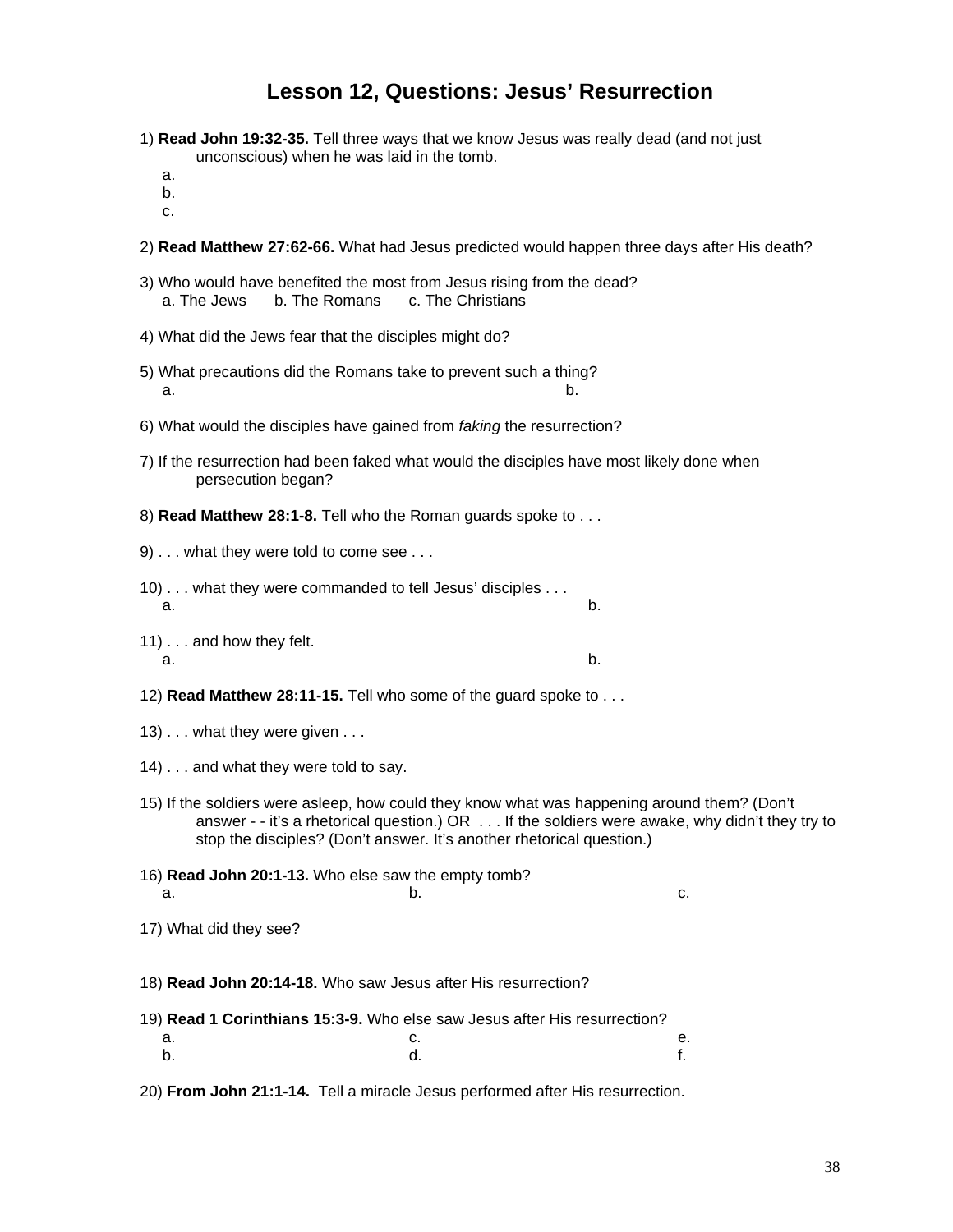# Lesson 12, Questions: Jesus' Resurrection

1) **Read John 19:32-35.** Tell three ways that we know Jesus was really dead (and not just unconscious) when he was laid in the tomb.

a.
b.
c.

2) **Read Matthew 27:62-66.** What had Jesus predicted would happen three days after His death?

3) Who would have benefited the most from Jesus rising from the dead?
a. The Jews b. The Romans c. The Christians

4) What did the Jews fear that the disciples might do?

5) What precautions did the Romans take to prevent such a thing?
a. b.

6) What would the disciples have gained from *faking* the resurrection?

7) If the resurrection had been faked what would the disciples have most likely done when persecution began?

8) **Read Matthew 28:1-8.** Tell who the Roman guards spoke to . . .

9) . . . what they were told to come see . . .

10) . . . what they were commanded to tell Jesus' disciples . . .
a. b.

11) . . . and how they felt.
a. b.

12) **Read Matthew 28:11-15.** Tell who some of the guard spoke to . . .

13) . . . what they were given . . .

14) . . . and what they were told to say.

15) If the soldiers were asleep, how could they know what was happening around them? (Don't answer - - it's a rhetorical question.) OR . . . If the soldiers were awake, why didn't they try to stop the disciples? (Don't answer. It's another rhetorical question.)

16) **Read John 20:1-13.** Who else saw the empty tomb?
a. b. c.

17) What did they see?

18) **Read John 20:14-18.** Who saw Jesus after His resurrection?

19) **Read 1 Corinthians 15:3-9.** Who else saw Jesus after His resurrection?
a. c. e.
b. d. f.

20) **From John 21:1-14.** Tell a miracle Jesus performed after His resurrection.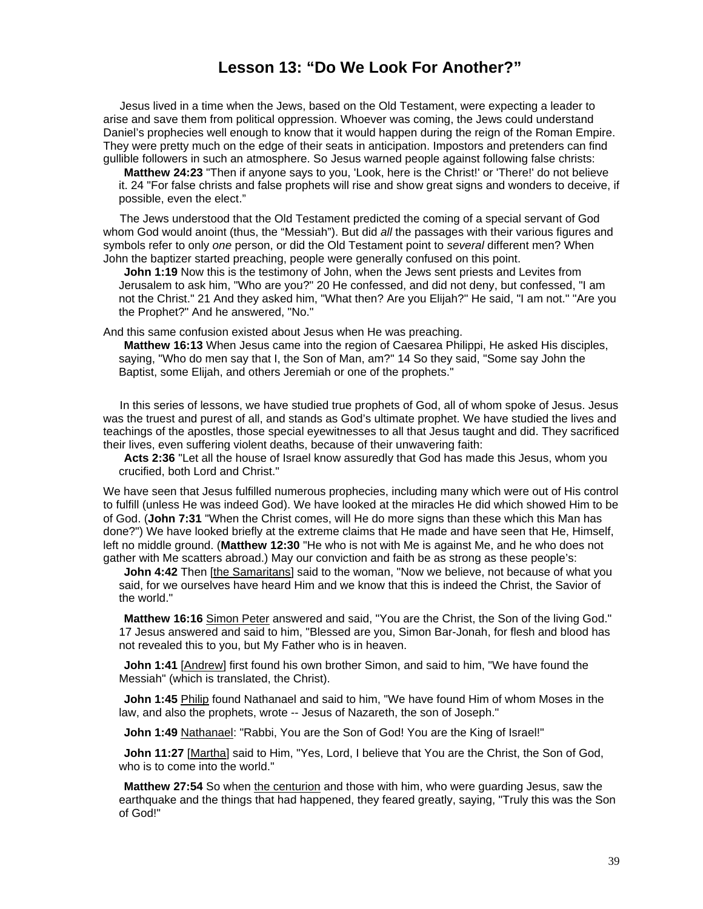# Lesson 13: "Do We Look For Another?"

Jesus lived in a time when the Jews, based on the Old Testament, were expecting a leader to arise and save them from political oppression. Whoever was coming, the Jews could understand Daniel's prophecies well enough to know that it would happen during the reign of the Roman Empire. They were pretty much on the edge of their seats in anticipation. Impostors and pretenders can find gullible followers in such an atmosphere. So Jesus warned people against following false christs:

> **Matthew 24:23** "Then if anyone says to you, 'Look, here is the Christ!' or 'There!' do not believe it. 24 "For false christs and false prophets will rise and show great signs and wonders to deceive, if possible, even the elect."

The Jews understood that the Old Testament predicted the coming of a special servant of God whom God would anoint (thus, the "Messiah"). But did *all* the passages with their various figures and symbols refer to only *one* person, or did the Old Testament point to *several* different men? When John the baptizer started preaching, people were generally confused on this point.

> **John 1:19** Now this is the testimony of John, when the Jews sent priests and Levites from Jerusalem to ask him, "Who are you?" 20 He confessed, and did not deny, but confessed, "I am not the Christ." 21 And they asked him, "What then? Are you Elijah?" He said, "I am not." "Are you the Prophet?" And he answered, "No."

And this same confusion existed about Jesus when He was preaching.

> **Matthew 16:13** When Jesus came into the region of Caesarea Philippi, He asked His disciples, saying, "Who do men say that I, the Son of Man, am?" 14 So they said, "Some say John the Baptist, some Elijah, and others Jeremiah or one of the prophets."

In this series of lessons, we have studied true prophets of God, all of whom spoke of Jesus. Jesus was the truest and purest of all, and stands as God's ultimate prophet. We have studied the lives and teachings of the apostles, those special eyewitnesses to all that Jesus taught and did. They sacrificed their lives, even suffering violent deaths, because of their unwavering faith:

> **Acts 2:36** "Let all the house of Israel know assuredly that God has made this Jesus, whom you crucified, both Lord and Christ."

We have seen that Jesus fulfilled numerous prophecies, including many which were out of His control to fulfill (unless He was indeed God). We have looked at the miracles He did which showed Him to be of God. (**John 7:31** "When the Christ comes, will He do more signs than these which this Man has done?") We have looked briefly at the extreme claims that He made and have seen that He, Himself, left no middle ground. (**Matthew 12:30** "He who is not with Me is against Me, and he who does not gather with Me scatters abroad.) May our conviction and faith be as strong as these people's:

> **John 4:42** Then [the Samaritans] said to the woman, "Now we believe, not because of what you said, for we ourselves have heard Him and we know that this is indeed the Christ, the Savior of the world."

> **Matthew 16:16** Simon Peter answered and said, "You are the Christ, the Son of the living God." 17 Jesus answered and said to him, "Blessed are you, Simon Bar-Jonah, for flesh and blood has not revealed this to you, but My Father who is in heaven.

> **John 1:41** [Andrew] first found his own brother Simon, and said to him, "We have found the Messiah" (which is translated, the Christ).

> **John 1:45** Philip found Nathanael and said to him, "We have found Him of whom Moses in the law, and also the prophets, wrote -- Jesus of Nazareth, the son of Joseph."

> **John 1:49** Nathanael: "Rabbi, You are the Son of God! You are the King of Israel!"

> **John 11:27** [Martha] said to Him, "Yes, Lord, I believe that You are the Christ, the Son of God, who is to come into the world."

> **Matthew 27:54** So when the centurion and those with him, who were guarding Jesus, saw the earthquake and the things that had happened, they feared greatly, saying, "Truly this was the Son of God!"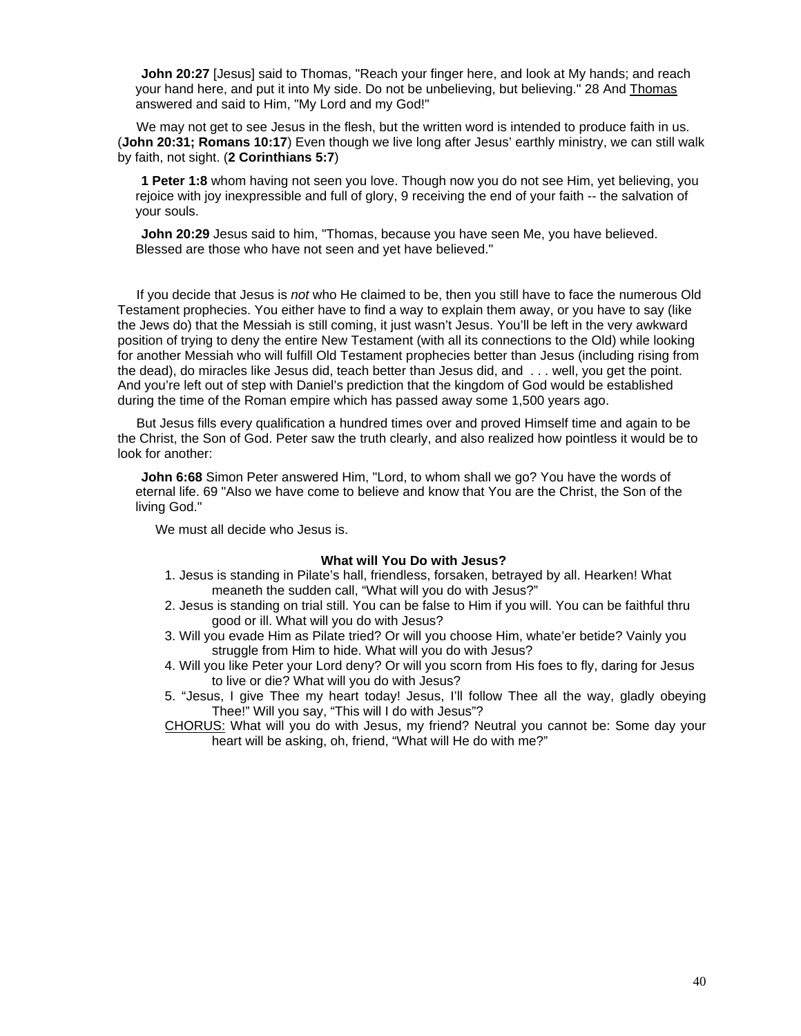**John 20:27** [Jesus] said to Thomas, "Reach your finger here, and look at My hands; and reach your hand here, and put it into My side. Do not be unbelieving, but believing." 28 And Thomas answered and said to Him, "My Lord and my God!"

We may not get to see Jesus in the flesh, but the written word is intended to produce faith in us. (**John 20:31; Romans 10:17**) Even though we live long after Jesus' earthly ministry, we can still walk by faith, not sight. (**2 Corinthians 5:7**)

**1 Peter 1:8** whom having not seen you love. Though now you do not see Him, yet believing, you rejoice with joy inexpressible and full of glory, 9 receiving the end of your faith -- the salvation of your souls.

**John 20:29** Jesus said to him, "Thomas, because you have seen Me, you have believed. Blessed are those who have not seen and yet have believed."

If you decide that Jesus is *not* who He claimed to be, then you still have to face the numerous Old Testament prophecies. You either have to find a way to explain them away, or you have to say (like the Jews do) that the Messiah is still coming, it just wasn't Jesus. You'll be left in the very awkward position of trying to deny the entire New Testament (with all its connections to the Old) while looking for another Messiah who will fulfill Old Testament prophecies better than Jesus (including rising from the dead), do miracles like Jesus did, teach better than Jesus did, and . . . well, you get the point. And you're left out of step with Daniel's prediction that the kingdom of God would be established during the time of the Roman empire which has passed away some 1,500 years ago.

But Jesus fills every qualification a hundred times over and proved Himself time and again to be the Christ, the Son of God. Peter saw the truth clearly, and also realized how pointless it would be to look for another:

**John 6:68** Simon Peter answered Him, "Lord, to whom shall we go? You have the words of eternal life. 69 "Also we have come to believe and know that You are the Christ, the Son of the living God."

We must all decide who Jesus is.

**What will You Do with Jesus?**

1. Jesus is standing in Pilate's hall, friendless, forsaken, betrayed by all. Hearken! What meaneth the sudden call, "What will you do with Jesus?"
2. Jesus is standing on trial still. You can be false to Him if you will. You can be faithful thru good or ill. What will you do with Jesus?
3. Will you evade Him as Pilate tried? Or will you choose Him, whate'er betide? Vainly you struggle from Him to hide. What will you do with Jesus?
4. Will you like Peter your Lord deny? Or will you scorn from His foes to fly, daring for Jesus to live or die? What will you do with Jesus?
5. "Jesus, I give Thee my heart today! Jesus, I'll follow Thee all the way, gladly obeying Thee!" Will you say, "This will I do with Jesus"?

CHORUS: What will you do with Jesus, my friend? Neutral you cannot be: Some day your heart will be asking, oh, friend, "What will He do with me?"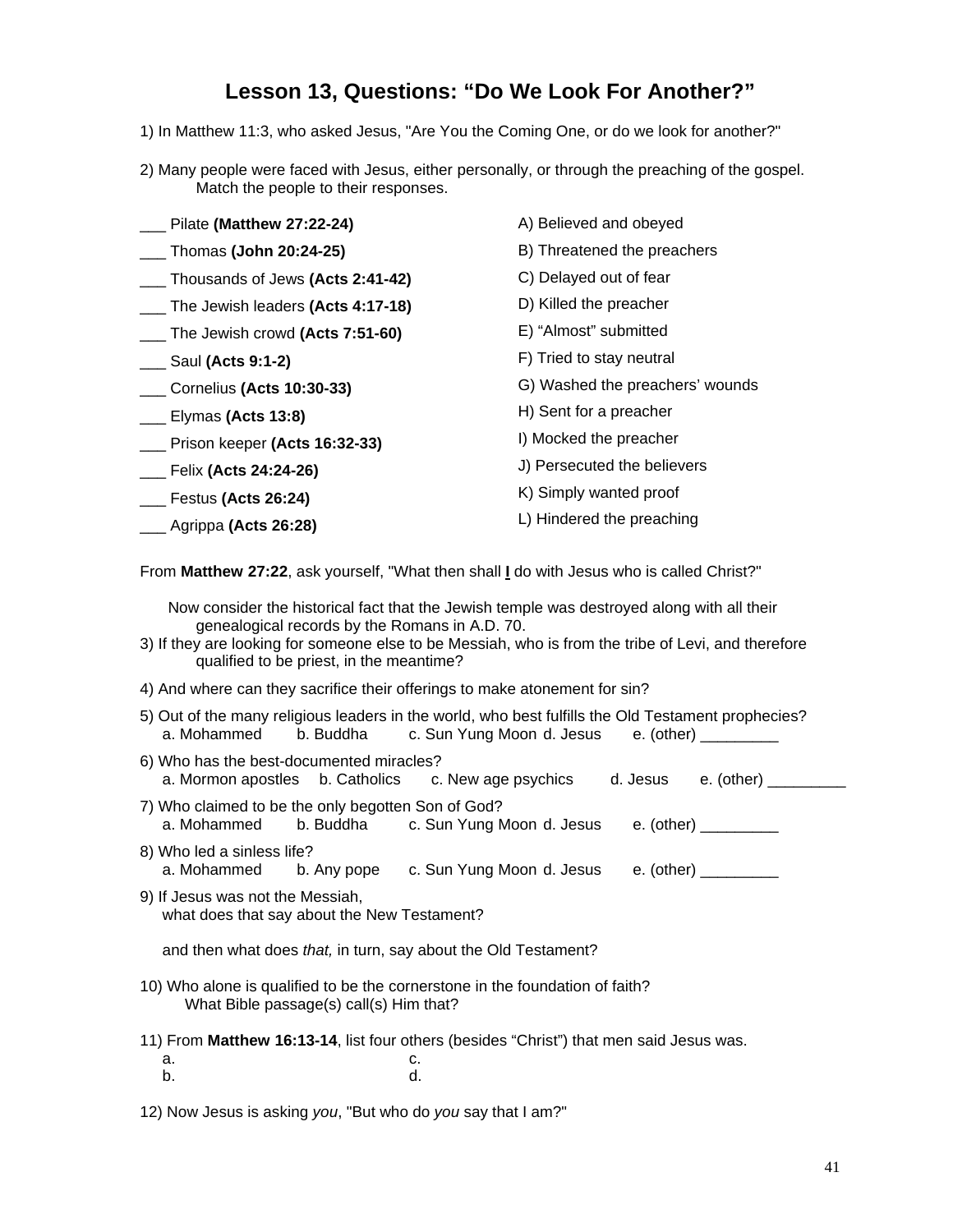# Lesson 13, Questions: "Do We Look For Another?"

1) In Matthew 11:3, who asked Jesus, "Are You the Coming One, or do we look for another?"

2) Many people were faced with Jesus, either personally, or through the preaching of the gospel. Match the people to their responses.

| | |
|---|---|
| ___ Pilate **(Matthew 27:22-24)** | A) Believed and obeyed |
| ___ Thomas **(John 20:24-25)** | B) Threatened the preachers |
| ___ Thousands of Jews **(Acts 2:41-42)** | C) Delayed out of fear |
| ___ The Jewish leaders **(Acts 4:17-18)** | D) Killed the preacher |
| ___ The Jewish crowd **(Acts 7:51-60)** | E) "Almost" submitted |
| ___ Saul **(Acts 9:1-2)** | F) Tried to stay neutral |
| ___ Cornelius **(Acts 10:30-33)** | G) Washed the preachers' wounds |
| ___ Elymas **(Acts 13:8)** | H) Sent for a preacher |
| ___ Prison keeper **(Acts 16:32-33)** | I) Mocked the preacher |
| ___ Felix **(Acts 24:24-26)** | J) Persecuted the believers |
| ___ Festus **(Acts 26:24)** | K) Simply wanted proof |
| ___ Agrippa **(Acts 26:28)** | L) Hindered the preaching |

From **Matthew 27:22**, ask yourself, "What then shall **I** do with Jesus who is called Christ?"

Now consider the historical fact that the Jewish temple was destroyed along with all their genealogical records by the Romans in A.D. 70.

3) If they are looking for someone else to be Messiah, who is from the tribe of Levi, and therefore qualified to be priest, in the meantime?

4) And where can they sacrifice their offerings to make atonement for sin?

5) Out of the many religious leaders in the world, who best fulfills the Old Testament prophecies?
a. Mohammed b. Buddha c. Sun Yung Moon d. Jesus e. (other) _________

6) Who has the best-documented miracles?
a. Mormon apostles b. Catholics c. New age psychics d. Jesus e. (other) _________

7) Who claimed to be the only begotten Son of God?
a. Mohammed b. Buddha c. Sun Yung Moon d. Jesus e. (other) _________

8) Who led a sinless life?
a. Mohammed b. Any pope c. Sun Yung Moon d. Jesus e. (other) _________

9) If Jesus was not the Messiah,
what does that say about the New Testament?

and then what does *that,* in turn, say about the Old Testament?

10) Who alone is qualified to be the cornerstone in the foundation of faith?
What Bible passage(s) call(s) Him that?

11) From **Matthew 16:13-14**, list four others (besides "Christ") that men said Jesus was.
a. c.
b. d.

12) Now Jesus is asking *you*, "But who do *you* say that I am?"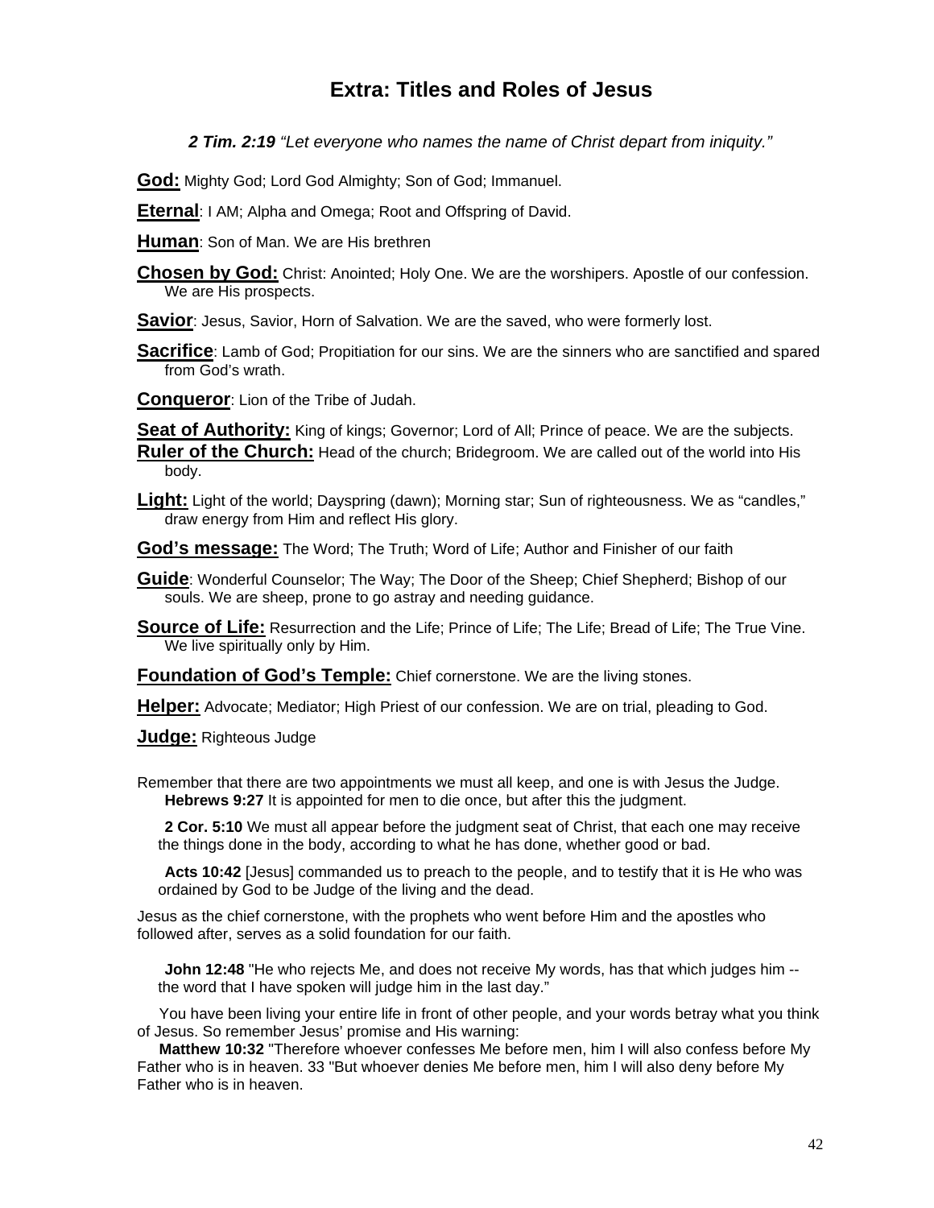## Extra: Titles and Roles of Jesus

***2 Tim. 2:19*** *"Let everyone who names the name of Christ depart from iniquity."*

**God:** Mighty God; Lord God Almighty; Son of God; Immanuel.

**Eternal**: I AM; Alpha and Omega; Root and Offspring of David.

**Human**: Son of Man. We are His brethren

**Chosen by God:** Christ: Anointed; Holy One. We are the worshipers. Apostle of our confession. We are His prospects.

**Savior**: Jesus, Savior, Horn of Salvation. We are the saved, who were formerly lost.

**Sacrifice**: Lamb of God; Propitiation for our sins. We are the sinners who are sanctified and spared from God's wrath.

**Conqueror**: Lion of the Tribe of Judah.

**Seat of Authority:** King of kings; Governor; Lord of All; Prince of peace. We are the subjects.

**Ruler of the Church:** Head of the church; Bridegroom. We are called out of the world into His body.

**Light:** Light of the world; Dayspring (dawn); Morning star; Sun of righteousness. We as "candles," draw energy from Him and reflect His glory.

**God's message:** The Word; The Truth; Word of Life; Author and Finisher of our faith

**Guide**: Wonderful Counselor; The Way; The Door of the Sheep; Chief Shepherd; Bishop of our souls. We are sheep, prone to go astray and needing guidance.

**Source of Life:** Resurrection and the Life; Prince of Life; The Life; Bread of Life; The True Vine. We live spiritually only by Him.

**Foundation of God's Temple:** Chief cornerstone. We are the living stones.

**Helper:** Advocate; Mediator; High Priest of our confession. We are on trial, pleading to God.

**Judge:** Righteous Judge

Remember that there are two appointments we must all keep, and one is with Jesus the Judge.
**Hebrews 9:27** It is appointed for men to die once, but after this the judgment.

**2 Cor. 5:10** We must all appear before the judgment seat of Christ, that each one may receive the things done in the body, according to what he has done, whether good or bad.

**Acts 10:42** [Jesus] commanded us to preach to the people, and to testify that it is He who was ordained by God to be Judge of the living and the dead.

Jesus as the chief cornerstone, with the prophets who went before Him and the apostles who followed after, serves as a solid foundation for our faith.

**John 12:48** "He who rejects Me, and does not receive My words, has that which judges him -- the word that I have spoken will judge him in the last day."

You have been living your entire life in front of other people, and your words betray what you think of Jesus. So remember Jesus' promise and His warning:

**Matthew 10:32** "Therefore whoever confesses Me before men, him I will also confess before My Father who is in heaven. 33 "But whoever denies Me before men, him I will also deny before My Father who is in heaven.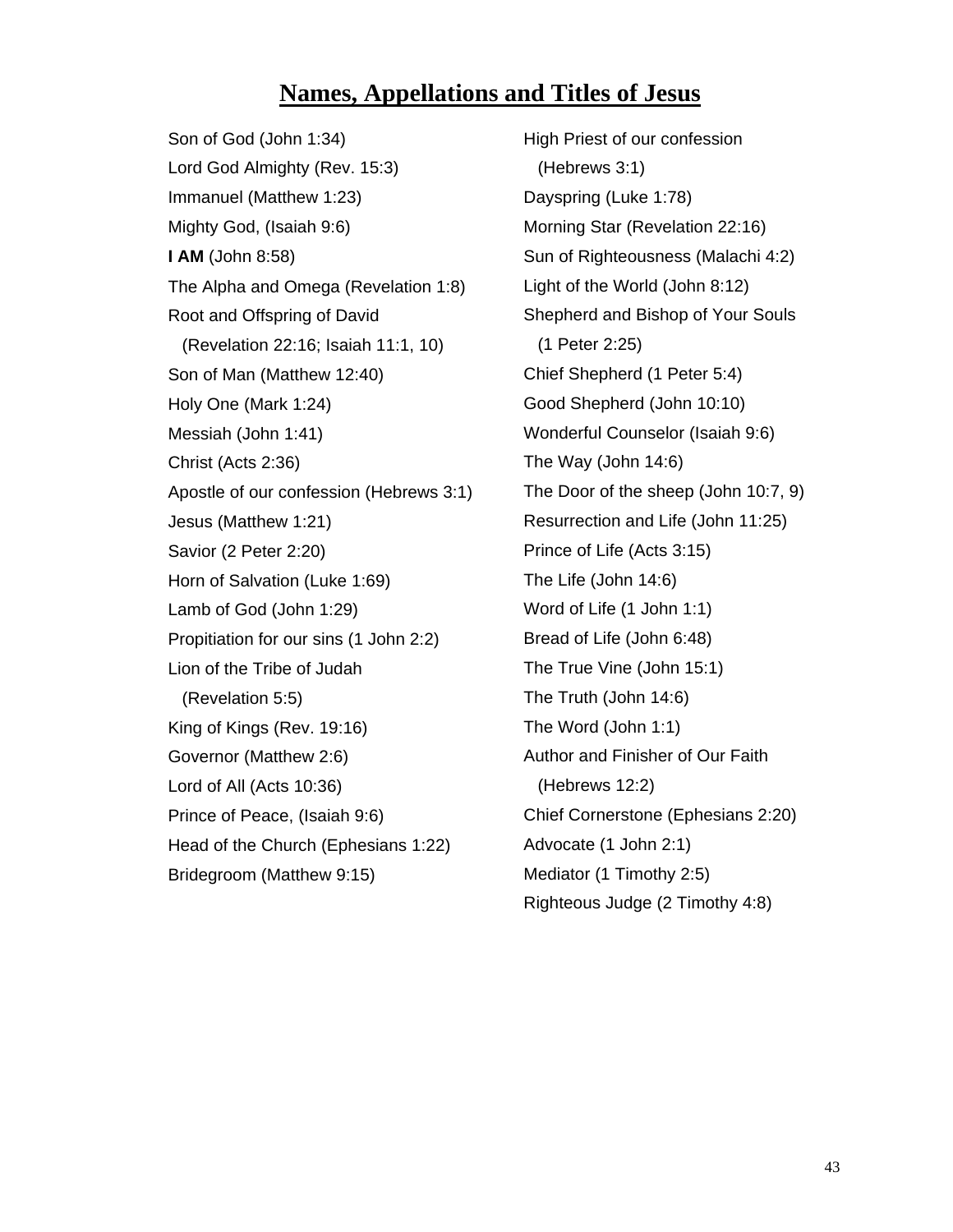# Names, Appellations and Titles of Jesus

Son of God (John 1:34)
Lord God Almighty (Rev. 15:3)
Immanuel (Matthew 1:23)
Mighty God, (Isaiah 9:6)
**I AM** (John 8:58)
The Alpha and Omega (Revelation 1:8)
Root and Offspring of David
(Revelation 22:16; Isaiah 11:1, 10)
Son of Man (Matthew 12:40)
Holy One (Mark 1:24)
Messiah (John 1:41)
Christ (Acts 2:36)
Apostle of our confession (Hebrews 3:1)
Jesus (Matthew 1:21)
Savior (2 Peter 2:20)
Horn of Salvation (Luke 1:69)
Lamb of God (John 1:29)
Propitiation for our sins (1 John 2:2)
Lion of the Tribe of Judah
(Revelation 5:5)
King of Kings (Rev. 19:16)
Governor (Matthew 2:6)
Lord of All (Acts 10:36)
Prince of Peace, (Isaiah 9:6)
Head of the Church (Ephesians 1:22)
Bridegroom (Matthew 9:15)
High Priest of our confession
(Hebrews 3:1)
Dayspring (Luke 1:78)
Morning Star (Revelation 22:16)
Sun of Righteousness (Malachi 4:2)
Light of the World (John 8:12)
Shepherd and Bishop of Your Souls
(1 Peter 2:25)
Chief Shepherd (1 Peter 5:4)
Good Shepherd (John 10:10)
Wonderful Counselor (Isaiah 9:6)
The Way (John 14:6)
The Door of the sheep (John 10:7, 9)
Resurrection and Life (John 11:25)
Prince of Life (Acts 3:15)
The Life (John 14:6)
Word of Life (1 John 1:1)
Bread of Life (John 6:48)
The True Vine (John 15:1)
The Truth (John 14:6)
The Word (John 1:1)
Author and Finisher of Our Faith
(Hebrews 12:2)
Chief Cornerstone (Ephesians 2:20)
Advocate (1 John 2:1)
Mediator (1 Timothy 2:5)
Righteous Judge (2 Timothy 4:8)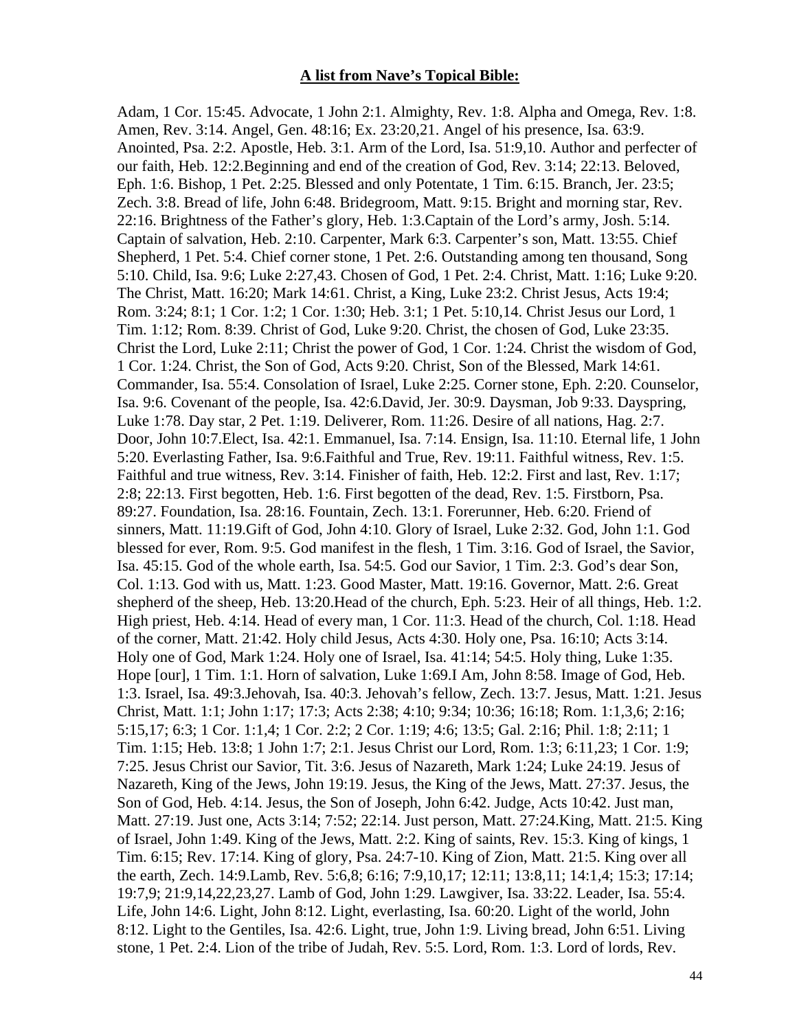**A list from Nave's Topical Bible:**

Adam, 1 Cor. 15:45. Advocate, 1 John 2:1. Almighty, Rev. 1:8. Alpha and Omega, Rev. 1:8. Amen, Rev. 3:14. Angel, Gen. 48:16; Ex. 23:20,21. Angel of his presence, Isa. 63:9. Anointed, Psa. 2:2. Apostle, Heb. 3:1. Arm of the Lord, Isa. 51:9,10. Author and perfecter of our faith, Heb. 12:2.Beginning and end of the creation of God, Rev. 3:14; 22:13. Beloved, Eph. 1:6. Bishop, 1 Pet. 2:25. Blessed and only Potentate, 1 Tim. 6:15. Branch, Jer. 23:5; Zech. 3:8. Bread of life, John 6:48. Bridegroom, Matt. 9:15. Bright and morning star, Rev. 22:16. Brightness of the Father's glory, Heb. 1:3.Captain of the Lord's army, Josh. 5:14. Captain of salvation, Heb. 2:10. Carpenter, Mark 6:3. Carpenter's son, Matt. 13:55. Chief Shepherd, 1 Pet. 5:4. Chief corner stone, 1 Pet. 2:6. Outstanding among ten thousand, Song 5:10. Child, Isa. 9:6; Luke 2:27,43. Chosen of God, 1 Pet. 2:4. Christ, Matt. 1:16; Luke 9:20. The Christ, Matt. 16:20; Mark 14:61. Christ, a King, Luke 23:2. Christ Jesus, Acts 19:4; Rom. 3:24; 8:1; 1 Cor. 1:2; 1 Cor. 1:30; Heb. 3:1; 1 Pet. 5:10,14. Christ Jesus our Lord, 1 Tim. 1:12; Rom. 8:39. Christ of God, Luke 9:20. Christ, the chosen of God, Luke 23:35. Christ the Lord, Luke 2:11; Christ the power of God, 1 Cor. 1:24. Christ the wisdom of God, 1 Cor. 1:24. Christ, the Son of God, Acts 9:20. Christ, Son of the Blessed, Mark 14:61. Commander, Isa. 55:4. Consolation of Israel, Luke 2:25. Corner stone, Eph. 2:20. Counselor, Isa. 9:6. Covenant of the people, Isa. 42:6.David, Jer. 30:9. Daysman, Job 9:33. Dayspring, Luke 1:78. Day star, 2 Pet. 1:19. Deliverer, Rom. 11:26. Desire of all nations, Hag. 2:7. Door, John 10:7.Elect, Isa. 42:1. Emmanuel, Isa. 7:14. Ensign, Isa. 11:10. Eternal life, 1 John 5:20. Everlasting Father, Isa. 9:6.Faithful and True, Rev. 19:11. Faithful witness, Rev. 1:5. Faithful and true witness, Rev. 3:14. Finisher of faith, Heb. 12:2. First and last, Rev. 1:17; 2:8; 22:13. First begotten, Heb. 1:6. First begotten of the dead, Rev. 1:5. Firstborn, Psa. 89:27. Foundation, Isa. 28:16. Fountain, Zech. 13:1. Forerunner, Heb. 6:20. Friend of sinners, Matt. 11:19.Gift of God, John 4:10. Glory of Israel, Luke 2:32. God, John 1:1. God blessed for ever, Rom. 9:5. God manifest in the flesh, 1 Tim. 3:16. God of Israel, the Savior, Isa. 45:15. God of the whole earth, Isa. 54:5. God our Savior, 1 Tim. 2:3. God's dear Son, Col. 1:13. God with us, Matt. 1:23. Good Master, Matt. 19:16. Governor, Matt. 2:6. Great shepherd of the sheep, Heb. 13:20.Head of the church, Eph. 5:23. Heir of all things, Heb. 1:2. High priest, Heb. 4:14. Head of every man, 1 Cor. 11:3. Head of the church, Col. 1:18. Head of the corner, Matt. 21:42. Holy child Jesus, Acts 4:30. Holy one, Psa. 16:10; Acts 3:14. Holy one of God, Mark 1:24. Holy one of Israel, Isa. 41:14; 54:5. Holy thing, Luke 1:35. Hope [our], 1 Tim. 1:1. Horn of salvation, Luke 1:69.I Am, John 8:58. Image of God, Heb. 1:3. Israel, Isa. 49:3.Jehovah, Isa. 40:3. Jehovah's fellow, Zech. 13:7. Jesus, Matt. 1:21. Jesus Christ, Matt. 1:1; John 1:17; 17:3; Acts 2:38; 4:10; 9:34; 10:36; 16:18; Rom. 1:1,3,6; 2:16; 5:15,17; 6:3; 1 Cor. 1:1,4; 1 Cor. 2:2; 2 Cor. 1:19; 4:6; 13:5; Gal. 2:16; Phil. 1:8; 2:11; 1 Tim. 1:15; Heb. 13:8; 1 John 1:7; 2:1. Jesus Christ our Lord, Rom. 1:3; 6:11,23; 1 Cor. 1:9; 7:25. Jesus Christ our Savior, Tit. 3:6. Jesus of Nazareth, Mark 1:24; Luke 24:19. Jesus of Nazareth, King of the Jews, John 19:19. Jesus, the King of the Jews, Matt. 27:37. Jesus, the Son of God, Heb. 4:14. Jesus, the Son of Joseph, John 6:42. Judge, Acts 10:42. Just man, Matt. 27:19. Just one, Acts 3:14; 7:52; 22:14. Just person, Matt. 27:24.King, Matt. 21:5. King of Israel, John 1:49. King of the Jews, Matt. 2:2. King of saints, Rev. 15:3. King of kings, 1 Tim. 6:15; Rev. 17:14. King of glory, Psa. 24:7-10. King of Zion, Matt. 21:5. King over all the earth, Zech. 14:9.Lamb, Rev. 5:6,8; 6:16; 7:9,10,17; 12:11; 13:8,11; 14:1,4; 15:3; 17:14; 19:7,9; 21:9,14,22,23,27. Lamb of God, John 1:29. Lawgiver, Isa. 33:22. Leader, Isa. 55:4. Life, John 14:6. Light, John 8:12. Light, everlasting, Isa. 60:20. Light of the world, John 8:12. Light to the Gentiles, Isa. 42:6. Light, true, John 1:9. Living bread, John 6:51. Living stone, 1 Pet. 2:4. Lion of the tribe of Judah, Rev. 5:5. Lord, Rom. 1:3. Lord of lords, Rev.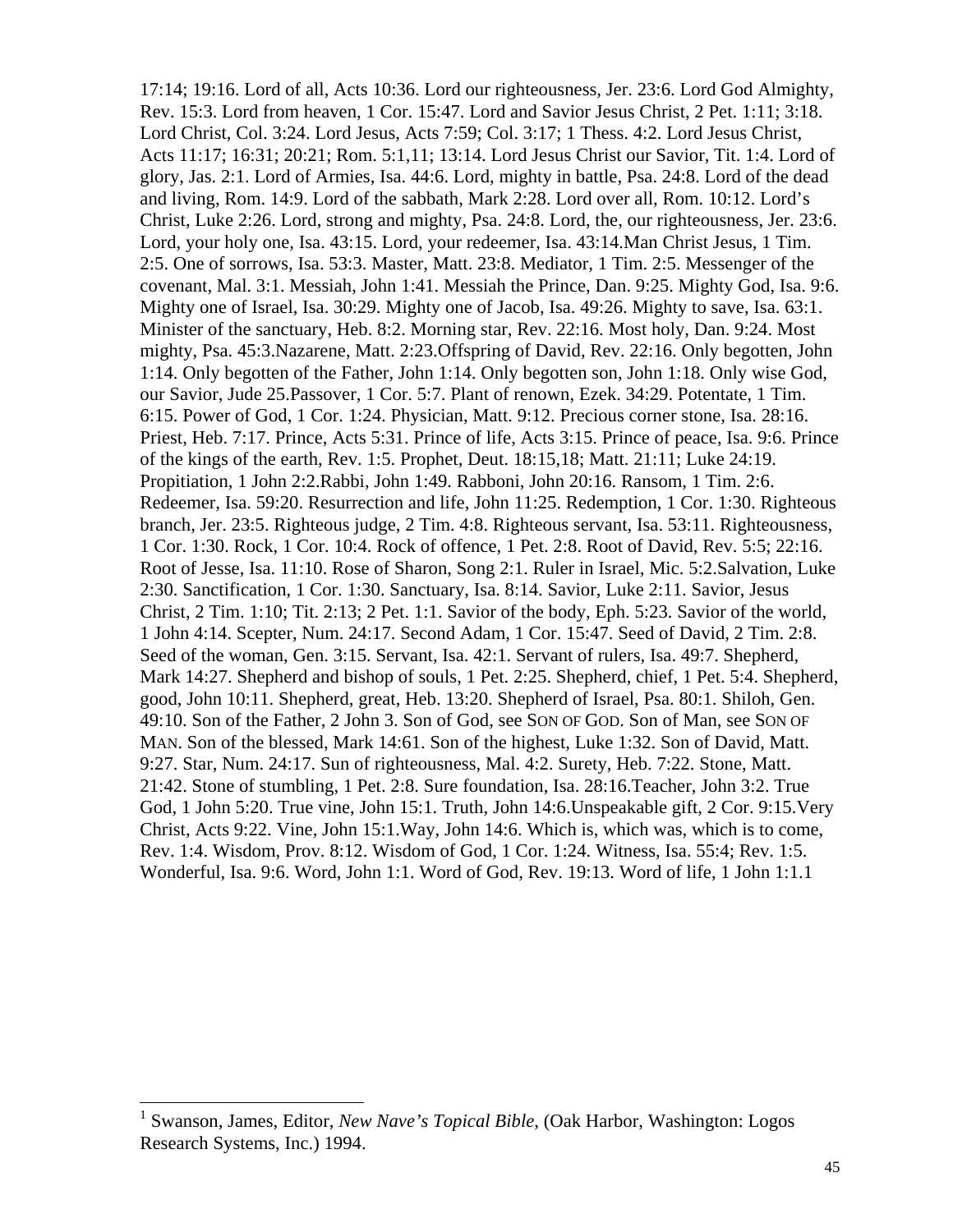17:14; 19:16. Lord of all, Acts 10:36. Lord our righteousness, Jer. 23:6. Lord God Almighty, Rev. 15:3. Lord from heaven, 1 Cor. 15:47. Lord and Savior Jesus Christ, 2 Pet. 1:11; 3:18. Lord Christ, Col. 3:24. Lord Jesus, Acts 7:59; Col. 3:17; 1 Thess. 4:2. Lord Jesus Christ, Acts 11:17; 16:31; 20:21; Rom. 5:1,11; 13:14. Lord Jesus Christ our Savior, Tit. 1:4. Lord of glory, Jas. 2:1. Lord of Armies, Isa. 44:6. Lord, mighty in battle, Psa. 24:8. Lord of the dead and living, Rom. 14:9. Lord of the sabbath, Mark 2:28. Lord over all, Rom. 10:12. Lord's Christ, Luke 2:26. Lord, strong and mighty, Psa. 24:8. Lord, the, our righteousness, Jer. 23:6. Lord, your holy one, Isa. 43:15. Lord, your redeemer, Isa. 43:14.Man Christ Jesus, 1 Tim. 2:5. One of sorrows, Isa. 53:3. Master, Matt. 23:8. Mediator, 1 Tim. 2:5. Messenger of the covenant, Mal. 3:1. Messiah, John 1:41. Messiah the Prince, Dan. 9:25. Mighty God, Isa. 9:6. Mighty one of Israel, Isa. 30:29. Mighty one of Jacob, Isa. 49:26. Mighty to save, Isa. 63:1. Minister of the sanctuary, Heb. 8:2. Morning star, Rev. 22:16. Most holy, Dan. 9:24. Most mighty, Psa. 45:3.Nazarene, Matt. 2:23.Offspring of David, Rev. 22:16. Only begotten, John 1:14. Only begotten of the Father, John 1:14. Only begotten son, John 1:18. Only wise God, our Savior, Jude 25.Passover, 1 Cor. 5:7. Plant of renown, Ezek. 34:29. Potentate, 1 Tim. 6:15. Power of God, 1 Cor. 1:24. Physician, Matt. 9:12. Precious corner stone, Isa. 28:16. Priest, Heb. 7:17. Prince, Acts 5:31. Prince of life, Acts 3:15. Prince of peace, Isa. 9:6. Prince of the kings of the earth, Rev. 1:5. Prophet, Deut. 18:15,18; Matt. 21:11; Luke 24:19. Propitiation, 1 John 2:2.Rabbi, John 1:49. Rabboni, John 20:16. Ransom, 1 Tim. 2:6. Redeemer, Isa. 59:20. Resurrection and life, John 11:25. Redemption, 1 Cor. 1:30. Righteous branch, Jer. 23:5. Righteous judge, 2 Tim. 4:8. Righteous servant, Isa. 53:11. Righteousness, 1 Cor. 1:30. Rock, 1 Cor. 10:4. Rock of offence, 1 Pet. 2:8. Root of David, Rev. 5:5; 22:16. Root of Jesse, Isa. 11:10. Rose of Sharon, Song 2:1. Ruler in Israel, Mic. 5:2.Salvation, Luke 2:30. Sanctification, 1 Cor. 1:30. Sanctuary, Isa. 8:14. Savior, Luke 2:11. Savior, Jesus Christ, 2 Tim. 1:10; Tit. 2:13; 2 Pet. 1:1. Savior of the body, Eph. 5:23. Savior of the world, 1 John 4:14. Scepter, Num. 24:17. Second Adam, 1 Cor. 15:47. Seed of David, 2 Tim. 2:8. Seed of the woman, Gen. 3:15. Servant, Isa. 42:1. Servant of rulers, Isa. 49:7. Shepherd, Mark 14:27. Shepherd and bishop of souls, 1 Pet. 2:25. Shepherd, chief, 1 Pet. 5:4. Shepherd, good, John 10:11. Shepherd, great, Heb. 13:20. Shepherd of Israel, Psa. 80:1. Shiloh, Gen. 49:10. Son of the Father, 2 John 3. Son of God, see SON OF GOD. Son of Man, see SON OF MAN. Son of the blessed, Mark 14:61. Son of the highest, Luke 1:32. Son of David, Matt. 9:27. Star, Num. 24:17. Sun of righteousness, Mal. 4:2. Surety, Heb. 7:22. Stone, Matt. 21:42. Stone of stumbling, 1 Pet. 2:8. Sure foundation, Isa. 28:16.Teacher, John 3:2. True God, 1 John 5:20. True vine, John 15:1. Truth, John 14:6.Unspeakable gift, 2 Cor. 9:15.Very Christ, Acts 9:22. Vine, John 15:1.Way, John 14:6. Which is, which was, which is to come, Rev. 1:4. Wisdom, Prov. 8:12. Wisdom of God, 1 Cor. 1:24. Witness, Isa. 55:4; Rev. 1:5. Wonderful, Isa. 9:6. Word, John 1:1. Word of God, Rev. 19:13. Word of life, 1 John 1:1.[1]

---

[1] Swanson, James, Editor, *New Nave's Topical Bible*, (Oak Harbor, Washington: Logos Research Systems, Inc.) 1994.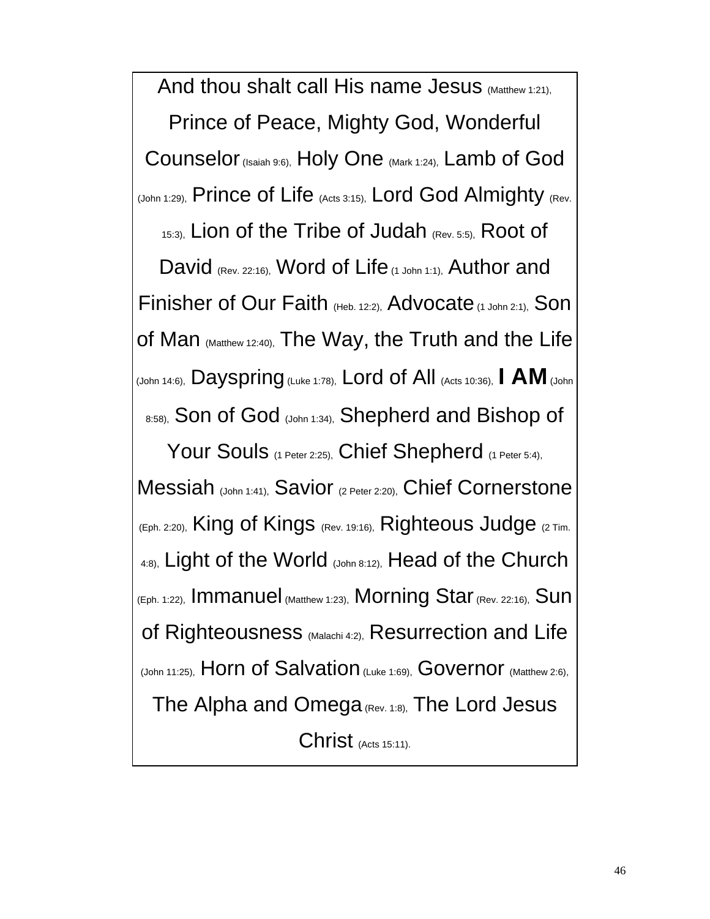And thou shalt call His name Jesus (Matthew 1:21), Prince of Peace, Mighty God, Wonderful Counselor (Isaiah 9:6), Holy One (Mark 1:24), Lamb of God (John 1:29), Prince of Life (Acts 3:15), Lord God Almighty (Rev. 15:3), Lion of the Tribe of Judah (Rev. 5:5), Root of David (Rev. 22:16), Word of Life (1 John 1:1), Author and Finisher of Our Faith (Heb. 12:2), Advocate (1 John 2:1), Son of Man (Matthew 12:40), The Way, the Truth and the Life (John 14:6), Dayspring (Luke 1:78), Lord of All (Acts 10:36), **I AM** (John 8:58), Son of God (John 1:34), Shepherd and Bishop of Your Souls (1 Peter 2:25), Chief Shepherd (1 Peter 5:4), Messiah (John 1:41), Savior (2 Peter 2:20), Chief Cornerstone (Eph. 2:20), King of Kings (Rev. 19:16), Righteous Judge (2 Tim. 4:8), Light of the World (John 8:12), Head of the Church (Eph. 1:22), Immanuel (Matthew 1:23), Morning Star (Rev. 22:16), Sun of Righteousness (Malachi 4:2), Resurrection and Life (John 11:25), Horn of Salvation (Luke 1:69), Governor (Matthew 2:6), The Alpha and Omega (Rev. 1:8), The Lord Jesus Christ (Acts 15:11).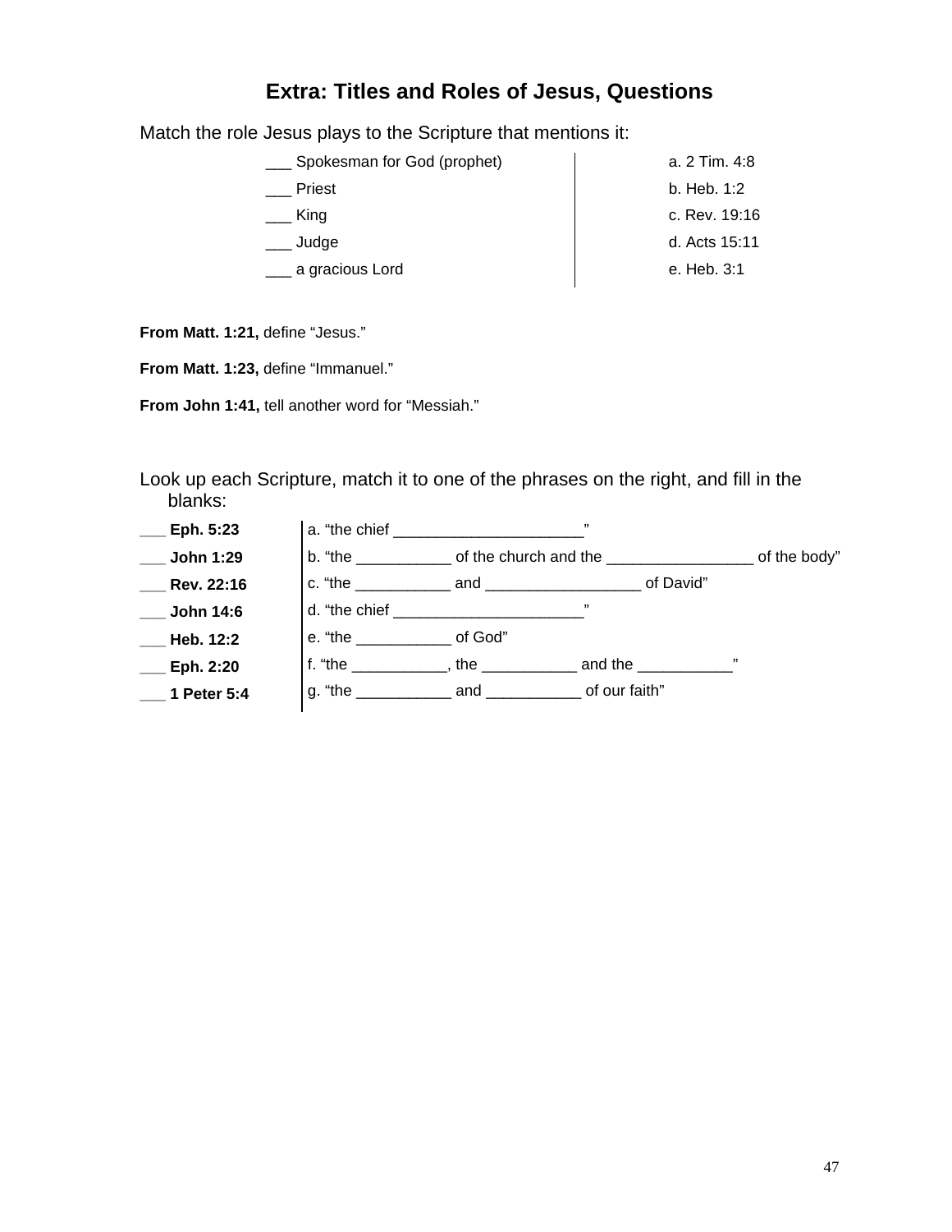# Extra: Titles and Roles of Jesus, Questions

Match the role Jesus plays to the Scripture that mentions it:

| | |
|---|---|
| ___ Spokesman for God (prophet) | a. 2 Tim. 4:8 |
| ___ Priest | b. Heb. 1:2 |
| ___ King | c. Rev. 19:16 |
| ___ Judge | d. Acts 15:11 |
| ___ a gracious Lord | e. Heb. 3:1 |

**From Matt. 1:21,** define "Jesus."

**From Matt. 1:23,** define "Immanuel."

**From John 1:41,** tell another word for "Messiah."

Look up each Scripture, match it to one of the phrases on the right, and fill in the blanks:

| | |
|---|---|
| ___ **Eph. 5:23** | a. "the chief ______________________" |
| ___ **John 1:29** | b. "the ___________ of the church and the _________________ of the body" |
| ___ **Rev. 22:16** | c. "the ___________ and __________________ of David" |
| ___ **John 14:6** | d. "the chief ______________________" |
| ___ **Heb. 12:2** | e. "the ___________ of God" |
| ___ **Eph. 2:20** | f. "the ___________, the ___________ and the ___________" |
| ___ **1 Peter 5:4** | g. "the ___________ and ___________ of our faith" |